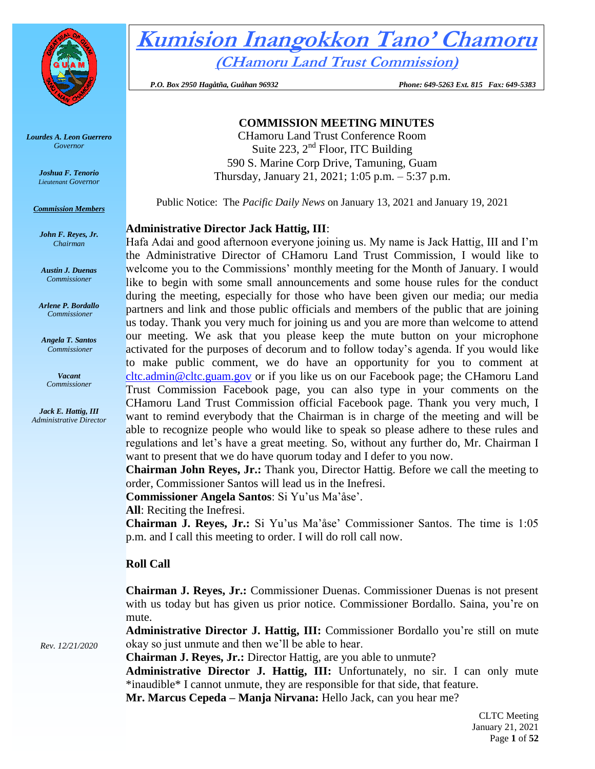# Kumision Inangokkon Tano' Chamoru

## (CHamoru Land Trust Commission)

*P.O. Box 2950 Hagåtña, Guåhan 96932* *Phone: 649-5263 Ext. 815 Fax: 649-5383*

***Lourdes A. Leon Guerrero***
*Governor*

***Joshua F. Tenorio***
*Lieutenant Governor*

***Commission Members***

***John F. Reyes, Jr.***
*Chairman*

***Austin J. Duenas***
*Commissioner*

***Arlene P. Bordallo***
*Commissioner*

***Angela T. Santos***
*Commissioner*

***Vacant***
*Commissioner*

***Jack E. Hattig, III***
*Administrative Director*

*Rev. 12/21/2020*

**COMMISSION MEETING MINUTES**

CHamoru Land Trust Conference Room
Suite 223, 2nd Floor, ITC Building
590 S. Marine Corp Drive, Tamuning, Guam
Thursday, January 21, 2021; 1:05 p.m. – 5:37 p.m.

Public Notice: The *Pacific Daily News* on January 13, 2021 and January 19, 2021

**Administrative Director Jack Hattig, III**:
Hafa Adai and good afternoon everyone joining us. My name is Jack Hattig, III and I'm the Administrative Director of CHamoru Land Trust Commission, I would like to welcome you to the Commissions' monthly meeting for the Month of January. I would like to begin with some small announcements and some house rules for the conduct during the meeting, especially for those who have been given our media; our media partners and link and those public officials and members of the public that are joining us today. Thank you very much for joining us and you are more than welcome to attend our meeting. We ask that you please keep the mute button on your microphone activated for the purposes of decorum and to follow today's agenda. If you would like to make public comment, we do have an opportunity for you to comment at cltc.admin@cltc.guam.gov or if you like us on our Facebook page; the CHamoru Land Trust Commission Facebook page, you can also type in your comments on the CHamoru Land Trust Commission official Facebook page. Thank you very much, I want to remind everybody that the Chairman is in charge of the meeting and will be able to recognize people who would like to speak so please adhere to these rules and regulations and let's have a great meeting. So, without any further do, Mr. Chairman I want to present that we do have quorum today and I defer to you now.

**Chairman John Reyes, Jr.:** Thank you, Director Hattig. Before we call the meeting to order, Commissioner Santos will lead us in the Inefresi.

**Commissioner Angela Santos**: Si Yu'us Ma'åse'.

**All**: Reciting the Inefresi.

**Chairman J. Reyes, Jr.:** Si Yu'us Ma'åse' Commissioner Santos. The time is 1:05 p.m. and I call this meeting to order. I will do roll call now.

**Roll Call**

**Chairman J. Reyes, Jr.:** Commissioner Duenas. Commissioner Duenas is not present with us today but has given us prior notice. Commissioner Bordallo. Saina, you're on mute.

**Administrative Director J. Hattig, III:** Commissioner Bordallo you're still on mute okay so just unmute and then we'll be able to hear.

**Chairman J. Reyes, Jr.:** Director Hattig, are you able to unmute?

**Administrative Director J. Hattig, III:** Unfortunately, no sir. I can only mute *inaudible* I cannot unmute, they are responsible for that side, that feature.

**Mr. Marcus Cepeda – Manja Nirvana:** Hello Jack, can you hear me?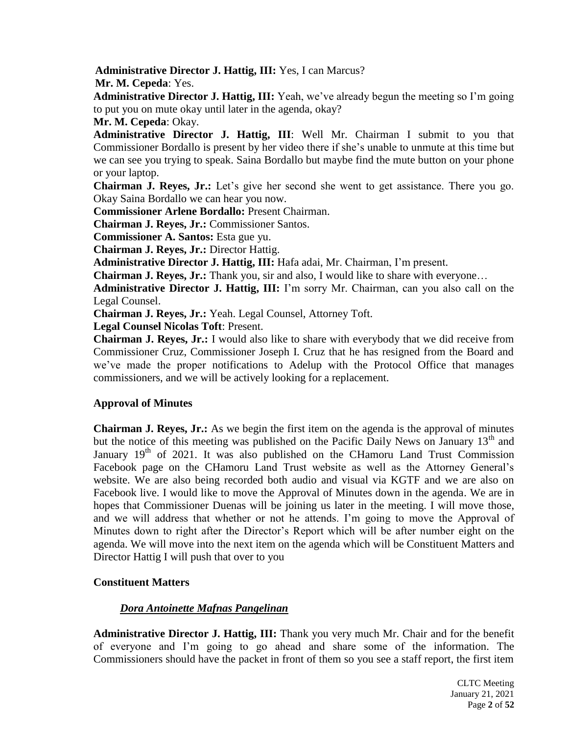**Administrative Director J. Hattig, III:** Yes, I can Marcus?

**Mr. M. Cepeda**: Yes.

**Administrative Director J. Hattig, III:** Yeah, we've already begun the meeting so I'm going to put you on mute okay until later in the agenda, okay?

**Mr. M. Cepeda**: Okay.

**Administrative Director J. Hattig, III**: Well Mr. Chairman I submit to you that Commissioner Bordallo is present by her video there if she's unable to unmute at this time but we can see you trying to speak. Saina Bordallo but maybe find the mute button on your phone or your laptop.

**Chairman J. Reyes, Jr.:** Let's give her second she went to get assistance. There you go. Okay Saina Bordallo we can hear you now.

**Commissioner Arlene Bordallo:** Present Chairman.

**Chairman J. Reyes, Jr.:** Commissioner Santos.

**Commissioner A. Santos:** Esta gue yu.

**Chairman J. Reyes, Jr.:** Director Hattig.

**Administrative Director J. Hattig, III:** Hafa adai, Mr. Chairman, I'm present.

**Chairman J. Reyes, Jr.:** Thank you, sir and also, I would like to share with everyone…

**Administrative Director J. Hattig, III:** I'm sorry Mr. Chairman, can you also call on the Legal Counsel.

**Chairman J. Reyes, Jr.:** Yeah. Legal Counsel, Attorney Toft.

**Legal Counsel Nicolas Toft**: Present.

**Chairman J. Reyes, Jr.:** I would also like to share with everybody that we did receive from Commissioner Cruz, Commissioner Joseph I. Cruz that he has resigned from the Board and we've made the proper notifications to Adelup with the Protocol Office that manages commissioners, and we will be actively looking for a replacement.

## Approval of Minutes

**Chairman J. Reyes, Jr.:** As we begin the first item on the agenda is the approval of minutes but the notice of this meeting was published on the Pacific Daily News on January 13th and January 19th of 2021. It was also published on the CHamoru Land Trust Commission Facebook page on the CHamoru Land Trust website as well as the Attorney General's website. We are also being recorded both audio and visual via KGTF and we are also on Facebook live. I would like to move the Approval of Minutes down in the agenda. We are in hopes that Commissioner Duenas will be joining us later in the meeting. I will move those, and we will address that whether or not he attends. I'm going to move the Approval of Minutes down to right after the Director's Report which will be after number eight on the agenda. We will move into the next item on the agenda which will be Constituent Matters and Director Hattig I will push that over to you

## Constituent Matters

### ***Dora Antoinette Mafnas Pangelinan***

**Administrative Director J. Hattig, III:** Thank you very much Mr. Chair and for the benefit of everyone and I'm going to go ahead and share some of the information. The Commissioners should have the packet in front of them so you see a staff report, the first item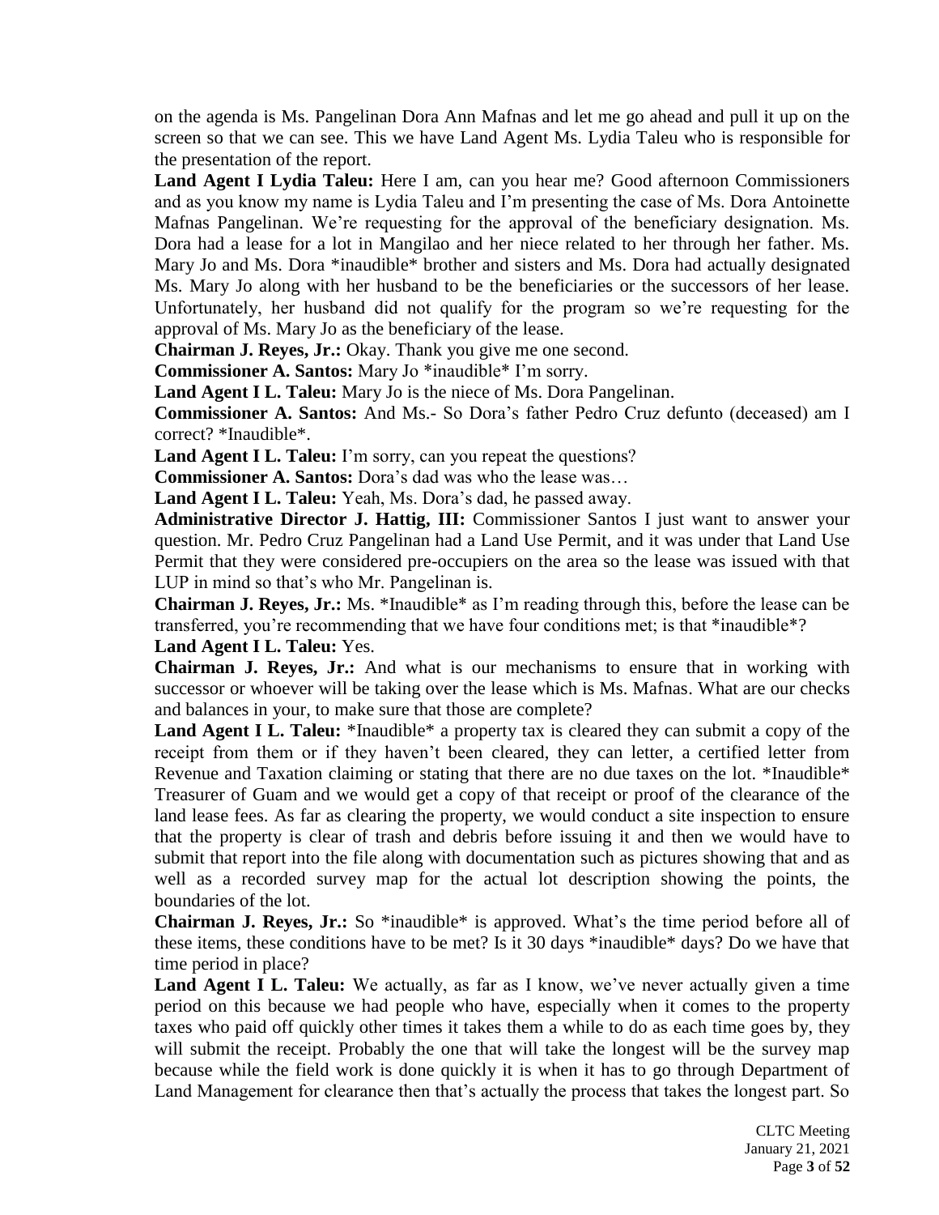on the agenda is Ms. Pangelinan Dora Ann Mafnas and let me go ahead and pull it up on the screen so that we can see. This we have Land Agent Ms. Lydia Taleu who is responsible for the presentation of the report.

**Land Agent I Lydia Taleu:** Here I am, can you hear me? Good afternoon Commissioners and as you know my name is Lydia Taleu and I'm presenting the case of Ms. Dora Antoinette Mafnas Pangelinan. We're requesting for the approval of the beneficiary designation. Ms. Dora had a lease for a lot in Mangilao and her niece related to her through her father. Ms. Mary Jo and Ms. Dora *inaudible* brother and sisters and Ms. Dora had actually designated Ms. Mary Jo along with her husband to be the beneficiaries or the successors of her lease. Unfortunately, her husband did not qualify for the program so we're requesting for the approval of Ms. Mary Jo as the beneficiary of the lease.

**Chairman J. Reyes, Jr.:** Okay. Thank you give me one second.

**Commissioner A. Santos:** Mary Jo *inaudible* I'm sorry.

**Land Agent I L. Taleu:** Mary Jo is the niece of Ms. Dora Pangelinan.

**Commissioner A. Santos:** And Ms.- So Dora's father Pedro Cruz defunto (deceased) am I correct? *Inaudible*.

**Land Agent I L. Taleu:** I'm sorry, can you repeat the questions?

**Commissioner A. Santos:** Dora's dad was who the lease was…

**Land Agent I L. Taleu:** Yeah, Ms. Dora's dad, he passed away.

**Administrative Director J. Hattig, III:** Commissioner Santos I just want to answer your question. Mr. Pedro Cruz Pangelinan had a Land Use Permit, and it was under that Land Use Permit that they were considered pre-occupiers on the area so the lease was issued with that LUP in mind so that's who Mr. Pangelinan is.

**Chairman J. Reyes, Jr.:** Ms. *Inaudible* as I'm reading through this, before the lease can be transferred, you're recommending that we have four conditions met; is that *inaudible*?

**Land Agent I L. Taleu:** Yes.

**Chairman J. Reyes, Jr.:** And what is our mechanisms to ensure that in working with successor or whoever will be taking over the lease which is Ms. Mafnas. What are our checks and balances in your, to make sure that those are complete?

**Land Agent I L. Taleu:** *Inaudible* a property tax is cleared they can submit a copy of the receipt from them or if they haven't been cleared, they can letter, a certified letter from Revenue and Taxation claiming or stating that there are no due taxes on the lot. *Inaudible* Treasurer of Guam and we would get a copy of that receipt or proof of the clearance of the land lease fees. As far as clearing the property, we would conduct a site inspection to ensure that the property is clear of trash and debris before issuing it and then we would have to submit that report into the file along with documentation such as pictures showing that and as well as a recorded survey map for the actual lot description showing the points, the boundaries of the lot.

**Chairman J. Reyes, Jr.:** So *inaudible* is approved. What's the time period before all of these items, these conditions have to be met? Is it 30 days *inaudible* days? Do we have that time period in place?

**Land Agent I L. Taleu:** We actually, as far as I know, we've never actually given a time period on this because we had people who have, especially when it comes to the property taxes who paid off quickly other times it takes them a while to do as each time goes by, they will submit the receipt. Probably the one that will take the longest will be the survey map because while the field work is done quickly it is when it has to go through Department of Land Management for clearance then that's actually the process that takes the longest part. So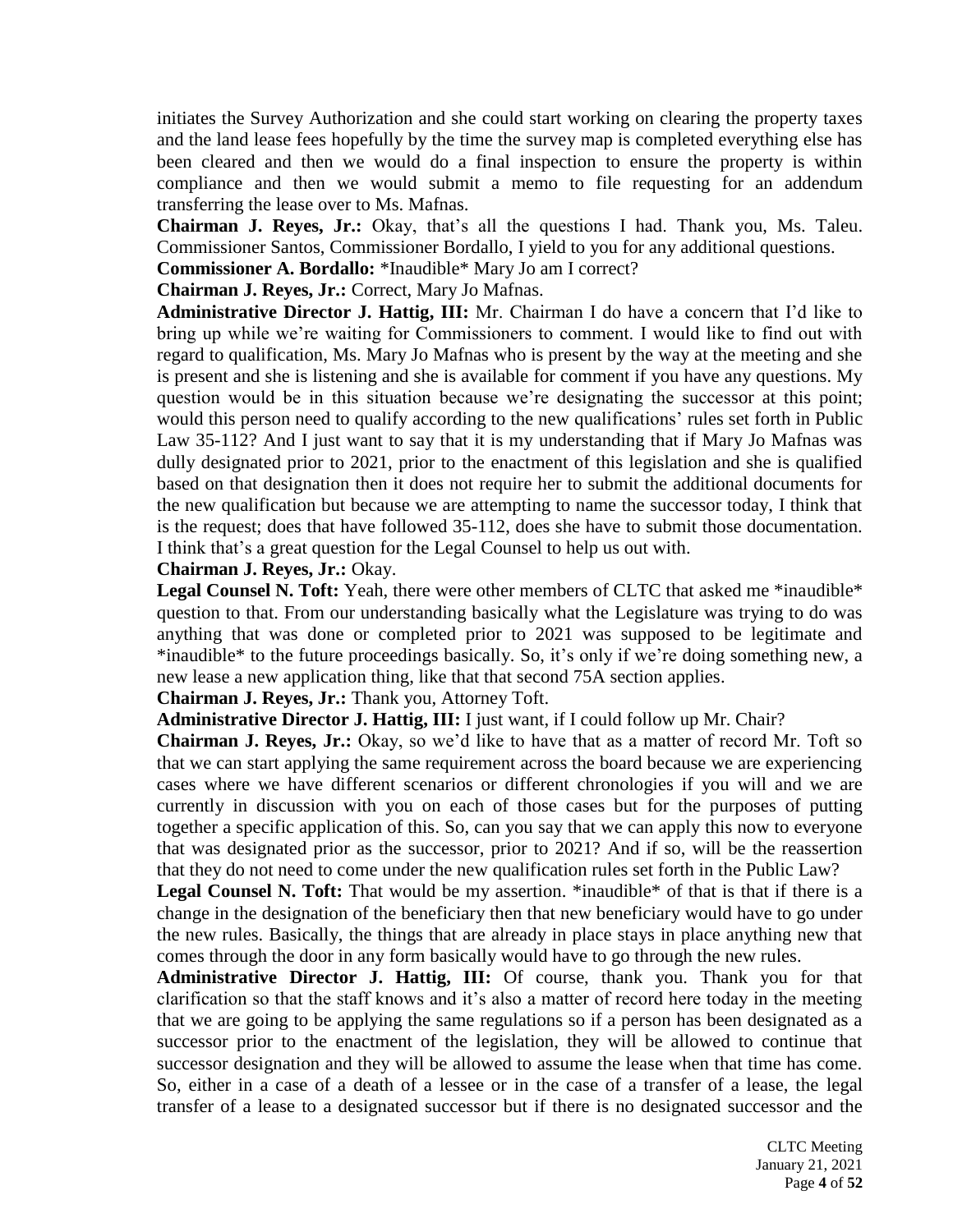initiates the Survey Authorization and she could start working on clearing the property taxes and the land lease fees hopefully by the time the survey map is completed everything else has been cleared and then we would do a final inspection to ensure the property is within compliance and then we would submit a memo to file requesting for an addendum transferring the lease over to Ms. Mafnas.

**Chairman J. Reyes, Jr.:** Okay, that's all the questions I had. Thank you, Ms. Taleu. Commissioner Santos, Commissioner Bordallo, I yield to you for any additional questions.

**Commissioner A. Bordallo:** *Inaudible* Mary Jo am I correct?

**Chairman J. Reyes, Jr.:** Correct, Mary Jo Mafnas.

**Administrative Director J. Hattig, III:** Mr. Chairman I do have a concern that I'd like to bring up while we're waiting for Commissioners to comment. I would like to find out with regard to qualification, Ms. Mary Jo Mafnas who is present by the way at the meeting and she is present and she is listening and she is available for comment if you have any questions. My question would be in this situation because we're designating the successor at this point; would this person need to qualify according to the new qualifications' rules set forth in Public Law 35-112? And I just want to say that it is my understanding that if Mary Jo Mafnas was dully designated prior to 2021, prior to the enactment of this legislation and she is qualified based on that designation then it does not require her to submit the additional documents for the new qualification but because we are attempting to name the successor today, I think that is the request; does that have followed 35-112, does she have to submit those documentation. I think that's a great question for the Legal Counsel to help us out with.

**Chairman J. Reyes, Jr.:** Okay.

**Legal Counsel N. Toft:** Yeah, there were other members of CLTC that asked me *inaudible* question to that. From our understanding basically what the Legislature was trying to do was anything that was done or completed prior to 2021 was supposed to be legitimate and *inaudible* to the future proceedings basically. So, it's only if we're doing something new, a new lease a new application thing, like that that second 75A section applies.

**Chairman J. Reyes, Jr.:** Thank you, Attorney Toft.

**Administrative Director J. Hattig, III:** I just want, if I could follow up Mr. Chair?

**Chairman J. Reyes, Jr.:** Okay, so we'd like to have that as a matter of record Mr. Toft so that we can start applying the same requirement across the board because we are experiencing cases where we have different scenarios or different chronologies if you will and we are currently in discussion with you on each of those cases but for the purposes of putting together a specific application of this. So, can you say that we can apply this now to everyone that was designated prior as the successor, prior to 2021? And if so, will be the reassertion that they do not need to come under the new qualification rules set forth in the Public Law?

**Legal Counsel N. Toft:** That would be my assertion. *inaudible* of that is that if there is a change in the designation of the beneficiary then that new beneficiary would have to go under the new rules. Basically, the things that are already in place stays in place anything new that comes through the door in any form basically would have to go through the new rules.

**Administrative Director J. Hattig, III:** Of course, thank you. Thank you for that clarification so that the staff knows and it's also a matter of record here today in the meeting that we are going to be applying the same regulations so if a person has been designated as a successor prior to the enactment of the legislation, they will be allowed to continue that successor designation and they will be allowed to assume the lease when that time has come. So, either in a case of a death of a lessee or in the case of a transfer of a lease, the legal transfer of a lease to a designated successor but if there is no designated successor and the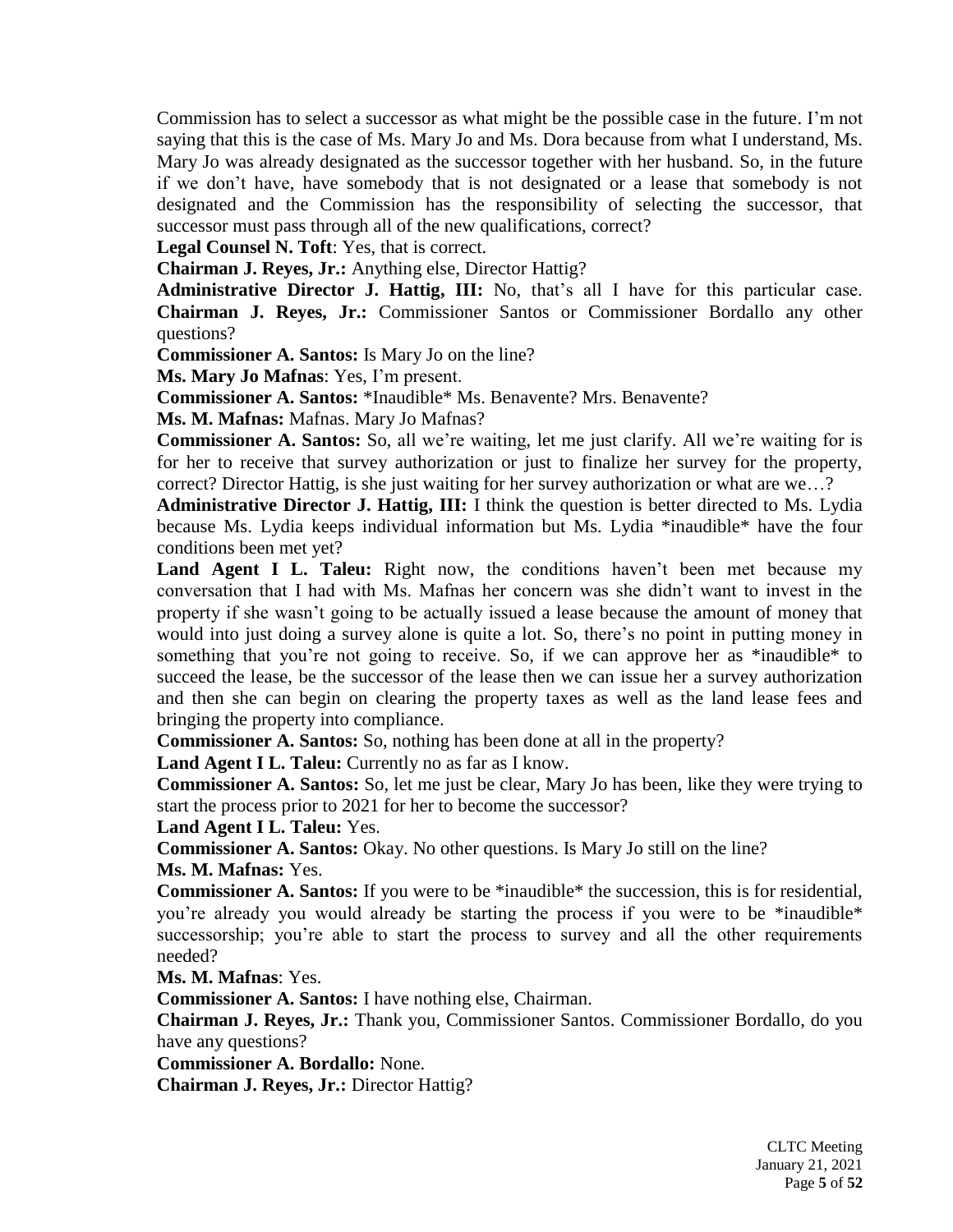Commission has to select a successor as what might be the possible case in the future. I'm not saying that this is the case of Ms. Mary Jo and Ms. Dora because from what I understand, Ms. Mary Jo was already designated as the successor together with her husband. So, in the future if we don't have, have somebody that is not designated or a lease that somebody is not designated and the Commission has the responsibility of selecting the successor, that successor must pass through all of the new qualifications, correct?

**Legal Counsel N. Toft**: Yes, that is correct.

**Chairman J. Reyes, Jr.:** Anything else, Director Hattig?

**Administrative Director J. Hattig, III:** No, that's all I have for this particular case.

**Chairman J. Reyes, Jr.:** Commissioner Santos or Commissioner Bordallo any other questions?

**Commissioner A. Santos:** Is Mary Jo on the line?

**Ms. Mary Jo Mafnas**: Yes, I'm present.

**Commissioner A. Santos:** *Inaudible* Ms. Benavente? Mrs. Benavente?

**Ms. M. Mafnas:** Mafnas. Mary Jo Mafnas?

**Commissioner A. Santos:** So, all we're waiting, let me just clarify. All we're waiting for is for her to receive that survey authorization or just to finalize her survey for the property, correct? Director Hattig, is she just waiting for her survey authorization or what are we…?

**Administrative Director J. Hattig, III:** I think the question is better directed to Ms. Lydia because Ms. Lydia keeps individual information but Ms. Lydia *inaudible* have the four conditions been met yet?

**Land Agent I L. Taleu:** Right now, the conditions haven't been met because my conversation that I had with Ms. Mafnas her concern was she didn't want to invest in the property if she wasn't going to be actually issued a lease because the amount of money that would into just doing a survey alone is quite a lot. So, there's no point in putting money in something that you're not going to receive. So, if we can approve her as *inaudible* to succeed the lease, be the successor of the lease then we can issue her a survey authorization and then she can begin on clearing the property taxes as well as the land lease fees and bringing the property into compliance.

**Commissioner A. Santos:** So, nothing has been done at all in the property?

**Land Agent I L. Taleu:** Currently no as far as I know.

**Commissioner A. Santos:** So, let me just be clear, Mary Jo has been, like they were trying to start the process prior to 2021 for her to become the successor?

**Land Agent I L. Taleu:** Yes.

**Commissioner A. Santos:** Okay. No other questions. Is Mary Jo still on the line?

**Ms. M. Mafnas:** Yes.

**Commissioner A. Santos:** If you were to be *inaudible* the succession, this is for residential, you're already you would already be starting the process if you were to be *inaudible* successorship; you're able to start the process to survey and all the other requirements needed?

**Ms. M. Mafnas**: Yes.

**Commissioner A. Santos:** I have nothing else, Chairman.

**Chairman J. Reyes, Jr.:** Thank you, Commissioner Santos. Commissioner Bordallo, do you have any questions?

**Commissioner A. Bordallo:** None.

**Chairman J. Reyes, Jr.:** Director Hattig?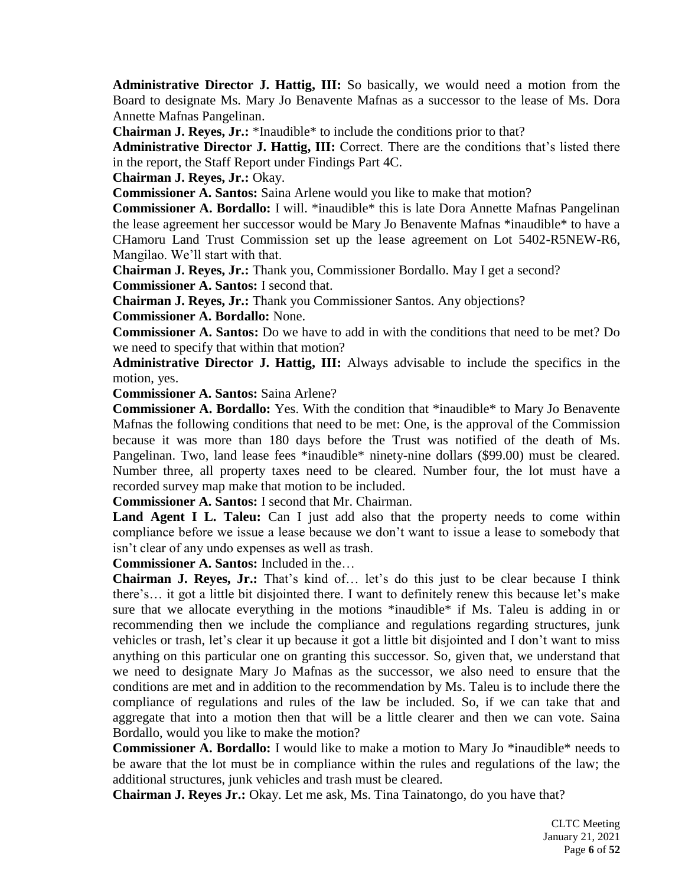**Administrative Director J. Hattig, III:** So basically, we would need a motion from the Board to designate Ms. Mary Jo Benavente Mafnas as a successor to the lease of Ms. Dora Annette Mafnas Pangelinan.

**Chairman J. Reyes, Jr.:** *Inaudible* to include the conditions prior to that?

**Administrative Director J. Hattig, III:** Correct. There are the conditions that's listed there in the report, the Staff Report under Findings Part 4C.

**Chairman J. Reyes, Jr.:** Okay.

**Commissioner A. Santos:** Saina Arlene would you like to make that motion?

**Commissioner A. Bordallo:** I will. *inaudible* this is late Dora Annette Mafnas Pangelinan the lease agreement her successor would be Mary Jo Benavente Mafnas *inaudible* to have a CHamoru Land Trust Commission set up the lease agreement on Lot 5402-R5NEW-R6, Mangilao. We'll start with that.

**Chairman J. Reyes, Jr.:** Thank you, Commissioner Bordallo. May I get a second?

**Commissioner A. Santos:** I second that.

**Chairman J. Reyes, Jr.:** Thank you Commissioner Santos. Any objections?

**Commissioner A. Bordallo:** None.

**Commissioner A. Santos:** Do we have to add in with the conditions that need to be met? Do we need to specify that within that motion?

**Administrative Director J. Hattig, III:** Always advisable to include the specifics in the motion, yes.

**Commissioner A. Santos:** Saina Arlene?

**Commissioner A. Bordallo:** Yes. With the condition that *inaudible* to Mary Jo Benavente Mafnas the following conditions that need to be met: One, is the approval of the Commission because it was more than 180 days before the Trust was notified of the death of Ms. Pangelinan. Two, land lease fees *inaudible* ninety-nine dollars ($99.00) must be cleared. Number three, all property taxes need to be cleared. Number four, the lot must have a recorded survey map make that motion to be included.

**Commissioner A. Santos:** I second that Mr. Chairman.

**Land Agent I L. Taleu:** Can I just add also that the property needs to come within compliance before we issue a lease because we don't want to issue a lease to somebody that isn't clear of any undo expenses as well as trash.

**Commissioner A. Santos:** Included in the…

**Chairman J. Reyes, Jr.:** That's kind of… let's do this just to be clear because I think there's… it got a little bit disjointed there. I want to definitely renew this because let's make sure that we allocate everything in the motions *inaudible* if Ms. Taleu is adding in or recommending then we include the compliance and regulations regarding structures, junk vehicles or trash, let's clear it up because it got a little bit disjointed and I don't want to miss anything on this particular one on granting this successor. So, given that, we understand that we need to designate Mary Jo Mafnas as the successor, we also need to ensure that the conditions are met and in addition to the recommendation by Ms. Taleu is to include there the compliance of regulations and rules of the law be included. So, if we can take that and aggregate that into a motion then that will be a little clearer and then we can vote. Saina Bordallo, would you like to make the motion?

**Commissioner A. Bordallo:** I would like to make a motion to Mary Jo *inaudible* needs to be aware that the lot must be in compliance within the rules and regulations of the law; the additional structures, junk vehicles and trash must be cleared.

**Chairman J. Reyes Jr.:** Okay. Let me ask, Ms. Tina Tainatongo, do you have that?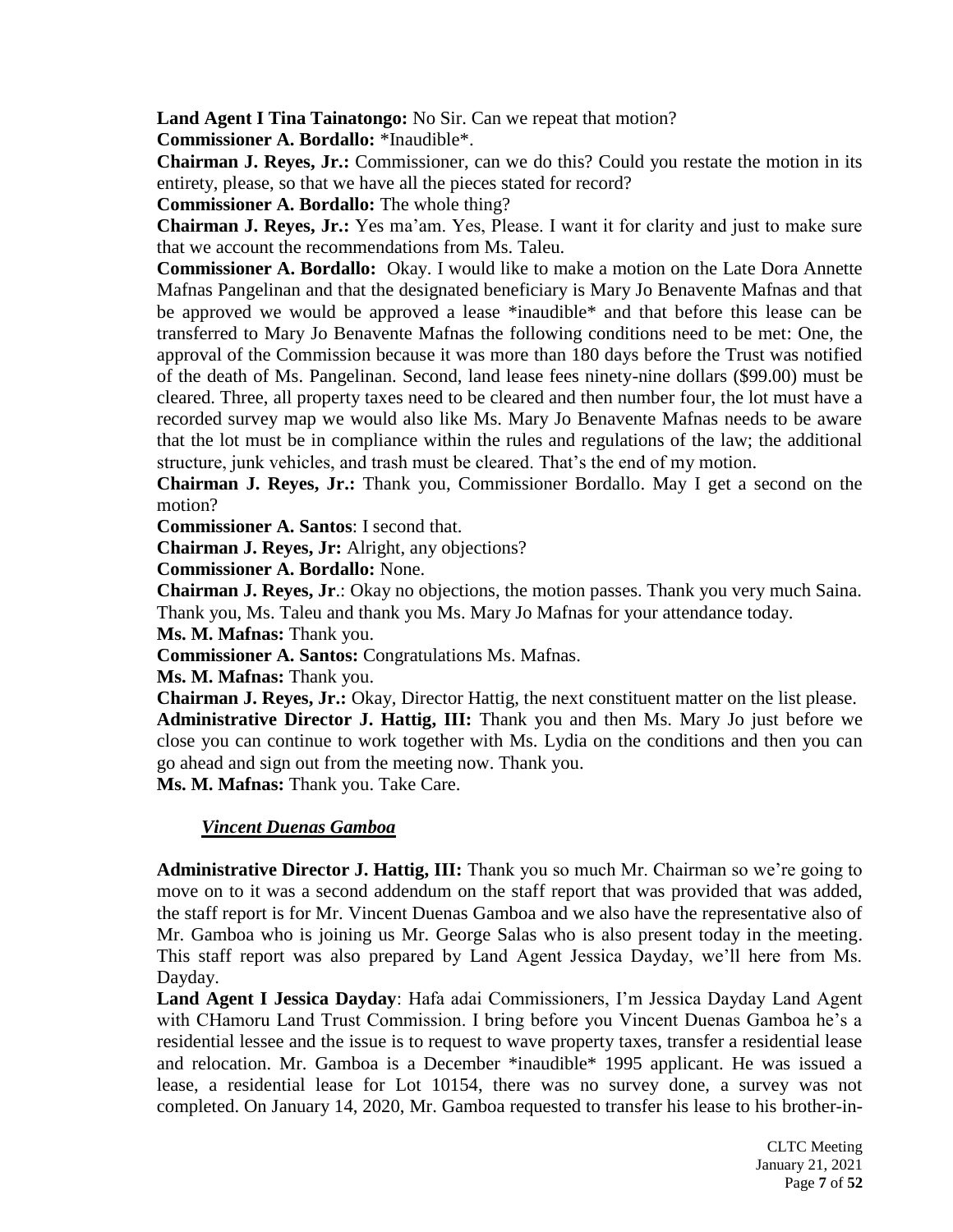**Land Agent I Tina Tainatongo:** No Sir. Can we repeat that motion?

**Commissioner A. Bordallo:** *Inaudible*.

**Chairman J. Reyes, Jr.:** Commissioner, can we do this? Could you restate the motion in its entirety, please, so that we have all the pieces stated for record?

**Commissioner A. Bordallo:** The whole thing?

**Chairman J. Reyes, Jr.:** Yes ma'am. Yes, Please. I want it for clarity and just to make sure that we account the recommendations from Ms. Taleu.

**Commissioner A. Bordallo:** Okay. I would like to make a motion on the Late Dora Annette Mafnas Pangelinan and that the designated beneficiary is Mary Jo Benavente Mafnas and that be approved we would be approved a lease *inaudible* and that before this lease can be transferred to Mary Jo Benavente Mafnas the following conditions need to be met: One, the approval of the Commission because it was more than 180 days before the Trust was notified of the death of Ms. Pangelinan. Second, land lease fees ninety-nine dollars ($99.00) must be cleared. Three, all property taxes need to be cleared and then number four, the lot must have a recorded survey map we would also like Ms. Mary Jo Benavente Mafnas needs to be aware that the lot must be in compliance within the rules and regulations of the law; the additional structure, junk vehicles, and trash must be cleared. That's the end of my motion.

**Chairman J. Reyes, Jr.:** Thank you, Commissioner Bordallo. May I get a second on the motion?

**Commissioner A. Santos**: I second that.

**Chairman J. Reyes, Jr:** Alright, any objections?

**Commissioner A. Bordallo:** None.

**Chairman J. Reyes, Jr**.: Okay no objections, the motion passes. Thank you very much Saina. Thank you, Ms. Taleu and thank you Ms. Mary Jo Mafnas for your attendance today.

**Ms. M. Mafnas:** Thank you.

**Commissioner A. Santos:** Congratulations Ms. Mafnas.

**Ms. M. Mafnas:** Thank you.

**Chairman J. Reyes, Jr.:** Okay, Director Hattig, the next constituent matter on the list please.

**Administrative Director J. Hattig, III:** Thank you and then Ms. Mary Jo just before we close you can continue to work together with Ms. Lydia on the conditions and then you can go ahead and sign out from the meeting now. Thank you.

**Ms. M. Mafnas:** Thank you. Take Care.

***Vincent Duenas Gamboa***

**Administrative Director J. Hattig, III:** Thank you so much Mr. Chairman so we're going to move on to it was a second addendum on the staff report that was provided that was added, the staff report is for Mr. Vincent Duenas Gamboa and we also have the representative also of Mr. Gamboa who is joining us Mr. George Salas who is also present today in the meeting. This staff report was also prepared by Land Agent Jessica Dayday, we'll here from Ms. Dayday.

**Land Agent I Jessica Dayday**: Hafa adai Commissioners, I'm Jessica Dayday Land Agent with CHamoru Land Trust Commission. I bring before you Vincent Duenas Gamboa he's a residential lessee and the issue is to request to wave property taxes, transfer a residential lease and relocation. Mr. Gamboa is a December *inaudible* 1995 applicant. He was issued a lease, a residential lease for Lot 10154, there was no survey done, a survey was not completed. On January 14, 2020, Mr. Gamboa requested to transfer his lease to his brother-in-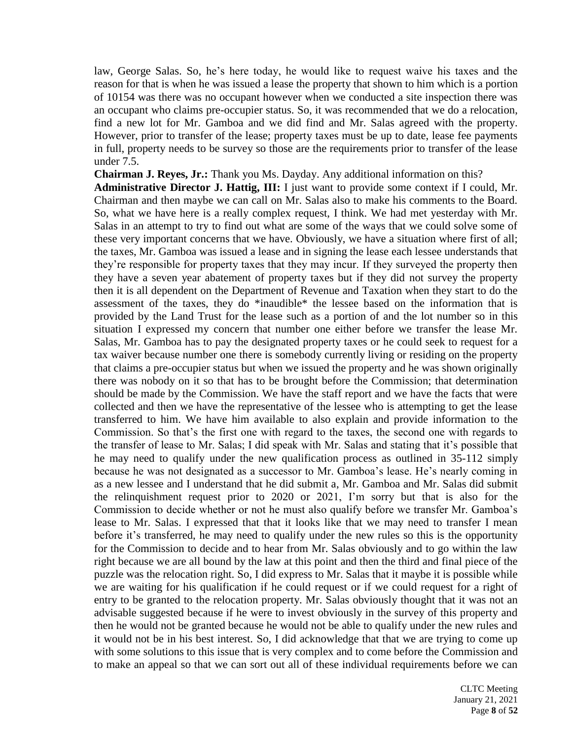law, George Salas. So, he's here today, he would like to request waive his taxes and the reason for that is when he was issued a lease the property that shown to him which is a portion of 10154 was there was no occupant however when we conducted a site inspection there was an occupant who claims pre-occupier status. So, it was recommended that we do a relocation, find a new lot for Mr. Gamboa and we did find and Mr. Salas agreed with the property. However, prior to transfer of the lease; property taxes must be up to date, lease fee payments in full, property needs to be survey so those are the requirements prior to transfer of the lease under 7.5.

**Chairman J. Reyes, Jr.:** Thank you Ms. Dayday. Any additional information on this?

**Administrative Director J. Hattig, III:** I just want to provide some context if I could, Mr. Chairman and then maybe we can call on Mr. Salas also to make his comments to the Board. So, what we have here is a really complex request, I think. We had met yesterday with Mr. Salas in an attempt to try to find out what are some of the ways that we could solve some of these very important concerns that we have. Obviously, we have a situation where first of all; the taxes, Mr. Gamboa was issued a lease and in signing the lease each lessee understands that they're responsible for property taxes that they may incur. If they surveyed the property then they have a seven year abatement of property taxes but if they did not survey the property then it is all dependent on the Department of Revenue and Taxation when they start to do the assessment of the taxes, they do *inaudible* the lessee based on the information that is provided by the Land Trust for the lease such as a portion of and the lot number so in this situation I expressed my concern that number one either before we transfer the lease Mr. Salas, Mr. Gamboa has to pay the designated property taxes or he could seek to request for a tax waiver because number one there is somebody currently living or residing on the property that claims a pre-occupier status but when we issued the property and he was shown originally there was nobody on it so that has to be brought before the Commission; that determination should be made by the Commission. We have the staff report and we have the facts that were collected and then we have the representative of the lessee who is attempting to get the lease transferred to him. We have him available to also explain and provide information to the Commission. So that's the first one with regard to the taxes, the second one with regards to the transfer of lease to Mr. Salas; I did speak with Mr. Salas and stating that it's possible that he may need to qualify under the new qualification process as outlined in 35-112 simply because he was not designated as a successor to Mr. Gamboa's lease. He's nearly coming in as a new lessee and I understand that he did submit a, Mr. Gamboa and Mr. Salas did submit the relinquishment request prior to 2020 or 2021, I'm sorry but that is also for the Commission to decide whether or not he must also qualify before we transfer Mr. Gamboa's lease to Mr. Salas. I expressed that that it looks like that we may need to transfer I mean before it's transferred, he may need to qualify under the new rules so this is the opportunity for the Commission to decide and to hear from Mr. Salas obviously and to go within the law right because we are all bound by the law at this point and then the third and final piece of the puzzle was the relocation right. So, I did express to Mr. Salas that it maybe it is possible while we are waiting for his qualification if he could request or if we could request for a right of entry to be granted to the relocation property. Mr. Salas obviously thought that it was not an advisable suggested because if he were to invest obviously in the survey of this property and then he would not be granted because he would not be able to qualify under the new rules and it would not be in his best interest. So, I did acknowledge that that we are trying to come up with some solutions to this issue that is very complex and to come before the Commission and to make an appeal so that we can sort out all of these individual requirements before we can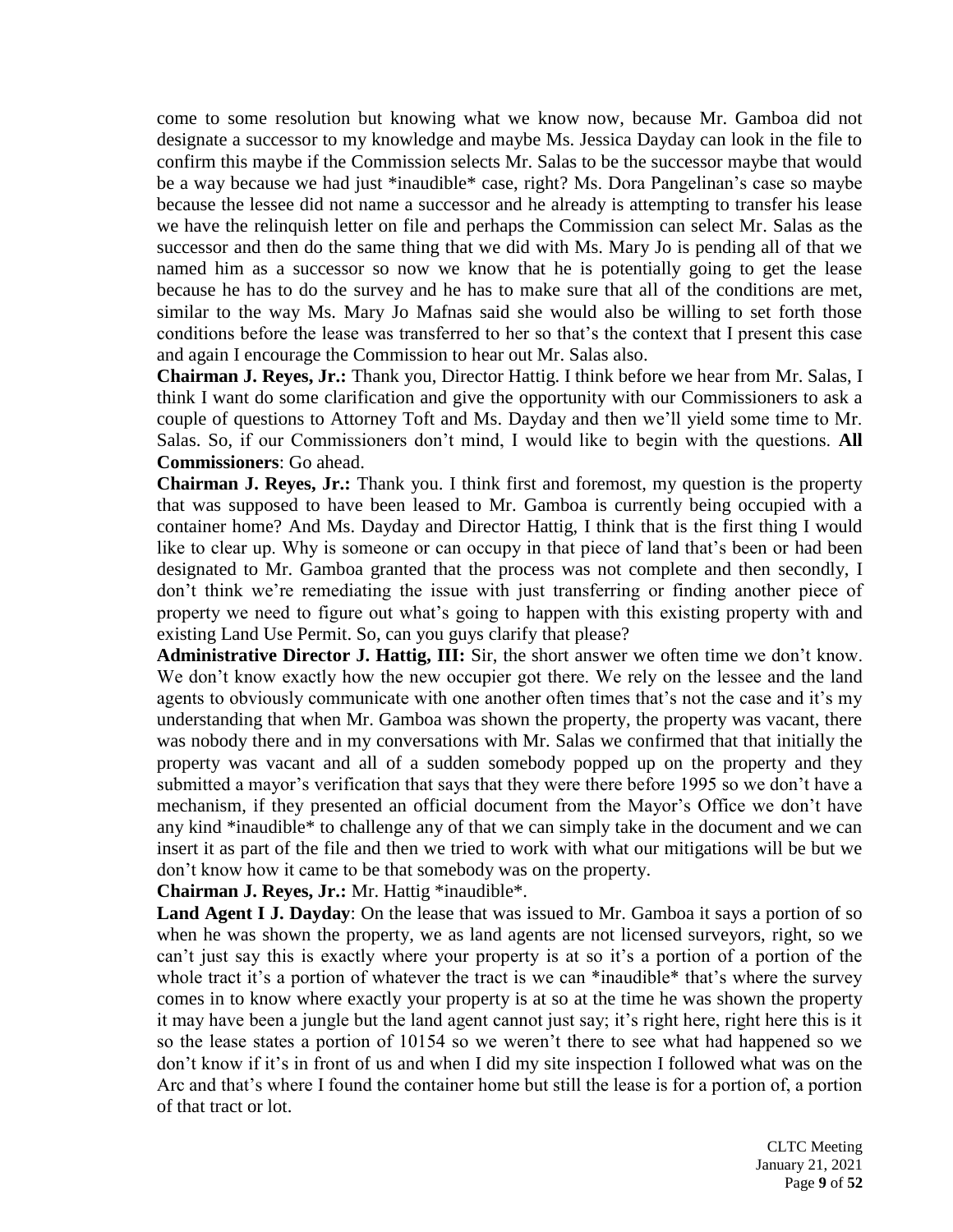come to some resolution but knowing what we know now, because Mr. Gamboa did not designate a successor to my knowledge and maybe Ms. Jessica Dayday can look in the file to confirm this maybe if the Commission selects Mr. Salas to be the successor maybe that would be a way because we had just *inaudible* case, right? Ms. Dora Pangelinan's case so maybe because the lessee did not name a successor and he already is attempting to transfer his lease we have the relinquish letter on file and perhaps the Commission can select Mr. Salas as the successor and then do the same thing that we did with Ms. Mary Jo is pending all of that we named him as a successor so now we know that he is potentially going to get the lease because he has to do the survey and he has to make sure that all of the conditions are met, similar to the way Ms. Mary Jo Mafnas said she would also be willing to set forth those conditions before the lease was transferred to her so that's the context that I present this case and again I encourage the Commission to hear out Mr. Salas also.

**Chairman J. Reyes, Jr.:** Thank you, Director Hattig. I think before we hear from Mr. Salas, I think I want do some clarification and give the opportunity with our Commissioners to ask a couple of questions to Attorney Toft and Ms. Dayday and then we'll yield some time to Mr. Salas. So, if our Commissioners don't mind, I would like to begin with the questions. **All Commissioners**: Go ahead.

**Chairman J. Reyes, Jr.:** Thank you. I think first and foremost, my question is the property that was supposed to have been leased to Mr. Gamboa is currently being occupied with a container home? And Ms. Dayday and Director Hattig, I think that is the first thing I would like to clear up. Why is someone or can occupy in that piece of land that's been or had been designated to Mr. Gamboa granted that the process was not complete and then secondly, I don't think we're remediating the issue with just transferring or finding another piece of property we need to figure out what's going to happen with this existing property with and existing Land Use Permit. So, can you guys clarify that please?

**Administrative Director J. Hattig, III:** Sir, the short answer we often time we don't know. We don't know exactly how the new occupier got there. We rely on the lessee and the land agents to obviously communicate with one another often times that's not the case and it's my understanding that when Mr. Gamboa was shown the property, the property was vacant, there was nobody there and in my conversations with Mr. Salas we confirmed that that initially the property was vacant and all of a sudden somebody popped up on the property and they submitted a mayor's verification that says that they were there before 1995 so we don't have a mechanism, if they presented an official document from the Mayor's Office we don't have any kind *inaudible* to challenge any of that we can simply take in the document and we can insert it as part of the file and then we tried to work with what our mitigations will be but we don't know how it came to be that somebody was on the property.

**Chairman J. Reyes, Jr.:** Mr. Hattig *inaudible*.

**Land Agent I J. Dayday**: On the lease that was issued to Mr. Gamboa it says a portion of so when he was shown the property, we as land agents are not licensed surveyors, right, so we can't just say this is exactly where your property is at so it's a portion of a portion of the whole tract it's a portion of whatever the tract is we can *inaudible* that's where the survey comes in to know where exactly your property is at so at the time he was shown the property it may have been a jungle but the land agent cannot just say; it's right here, right here this is it so the lease states a portion of 10154 so we weren't there to see what had happened so we don't know if it's in front of us and when I did my site inspection I followed what was on the Arc and that's where I found the container home but still the lease is for a portion of, a portion of that tract or lot.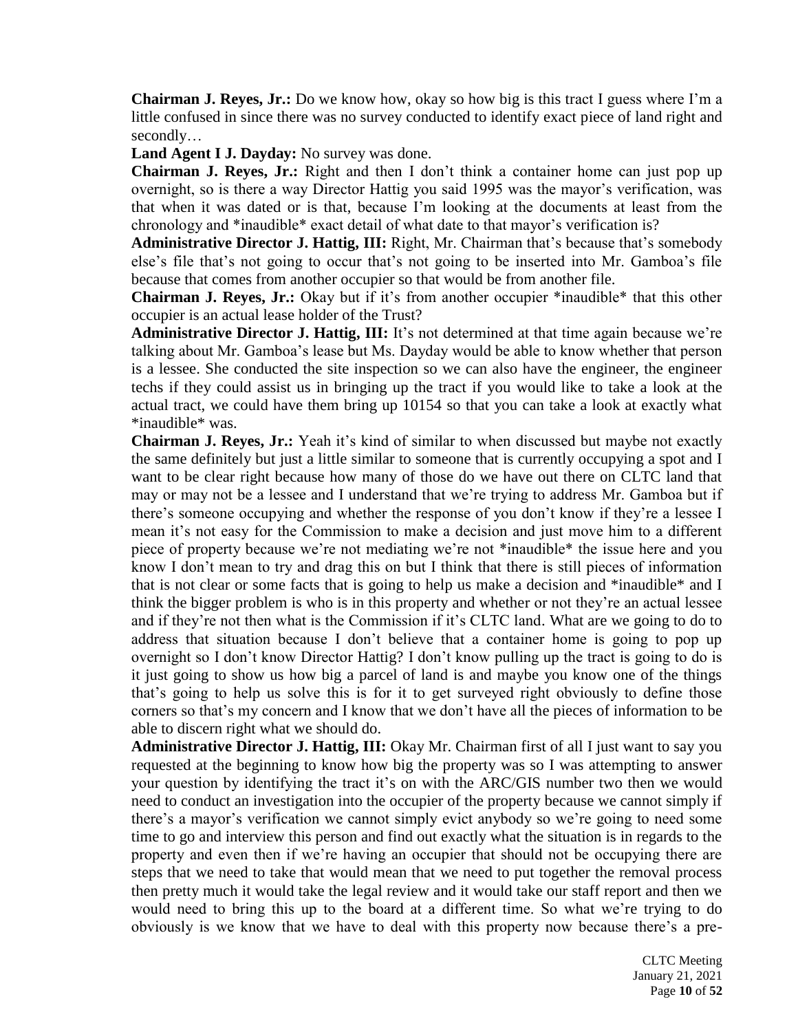**Chairman J. Reyes, Jr.:** Do we know how, okay so how big is this tract I guess where I'm a little confused in since there was no survey conducted to identify exact piece of land right and secondly…

**Land Agent I J. Dayday:** No survey was done.

**Chairman J. Reyes, Jr.:** Right and then I don't think a container home can just pop up overnight, so is there a way Director Hattig you said 1995 was the mayor's verification, was that when it was dated or is that, because I'm looking at the documents at least from the chronology and *inaudible* exact detail of what date to that mayor's verification is?

**Administrative Director J. Hattig, III:** Right, Mr. Chairman that's because that's somebody else's file that's not going to occur that's not going to be inserted into Mr. Gamboa's file because that comes from another occupier so that would be from another file.

**Chairman J. Reyes, Jr.:** Okay but if it's from another occupier *inaudible* that this other occupier is an actual lease holder of the Trust?

**Administrative Director J. Hattig, III:** It's not determined at that time again because we're talking about Mr. Gamboa's lease but Ms. Dayday would be able to know whether that person is a lessee. She conducted the site inspection so we can also have the engineer, the engineer techs if they could assist us in bringing up the tract if you would like to take a look at the actual tract, we could have them bring up 10154 so that you can take a look at exactly what *inaudible* was.

**Chairman J. Reyes, Jr.:** Yeah it's kind of similar to when discussed but maybe not exactly the same definitely but just a little similar to someone that is currently occupying a spot and I want to be clear right because how many of those do we have out there on CLTC land that may or may not be a lessee and I understand that we're trying to address Mr. Gamboa but if there's someone occupying and whether the response of you don't know if they're a lessee I mean it's not easy for the Commission to make a decision and just move him to a different piece of property because we're not mediating we're not *inaudible* the issue here and you know I don't mean to try and drag this on but I think that there is still pieces of information that is not clear or some facts that is going to help us make a decision and *inaudible* and I think the bigger problem is who is in this property and whether or not they're an actual lessee and if they're not then what is the Commission if it's CLTC land. What are we going to do to address that situation because I don't believe that a container home is going to pop up overnight so I don't know Director Hattig? I don't know pulling up the tract is going to do is it just going to show us how big a parcel of land is and maybe you know one of the things that's going to help us solve this is for it to get surveyed right obviously to define those corners so that's my concern and I know that we don't have all the pieces of information to be able to discern right what we should do.

**Administrative Director J. Hattig, III:** Okay Mr. Chairman first of all I just want to say you requested at the beginning to know how big the property was so I was attempting to answer your question by identifying the tract it's on with the ARC/GIS number two then we would need to conduct an investigation into the occupier of the property because we cannot simply if there's a mayor's verification we cannot simply evict anybody so we're going to need some time to go and interview this person and find out exactly what the situation is in regards to the property and even then if we're having an occupier that should not be occupying there are steps that we need to take that would mean that we need to put together the removal process then pretty much it would take the legal review and it would take our staff report and then we would need to bring this up to the board at a different time. So what we're trying to do obviously is we know that we have to deal with this property now because there's a pre-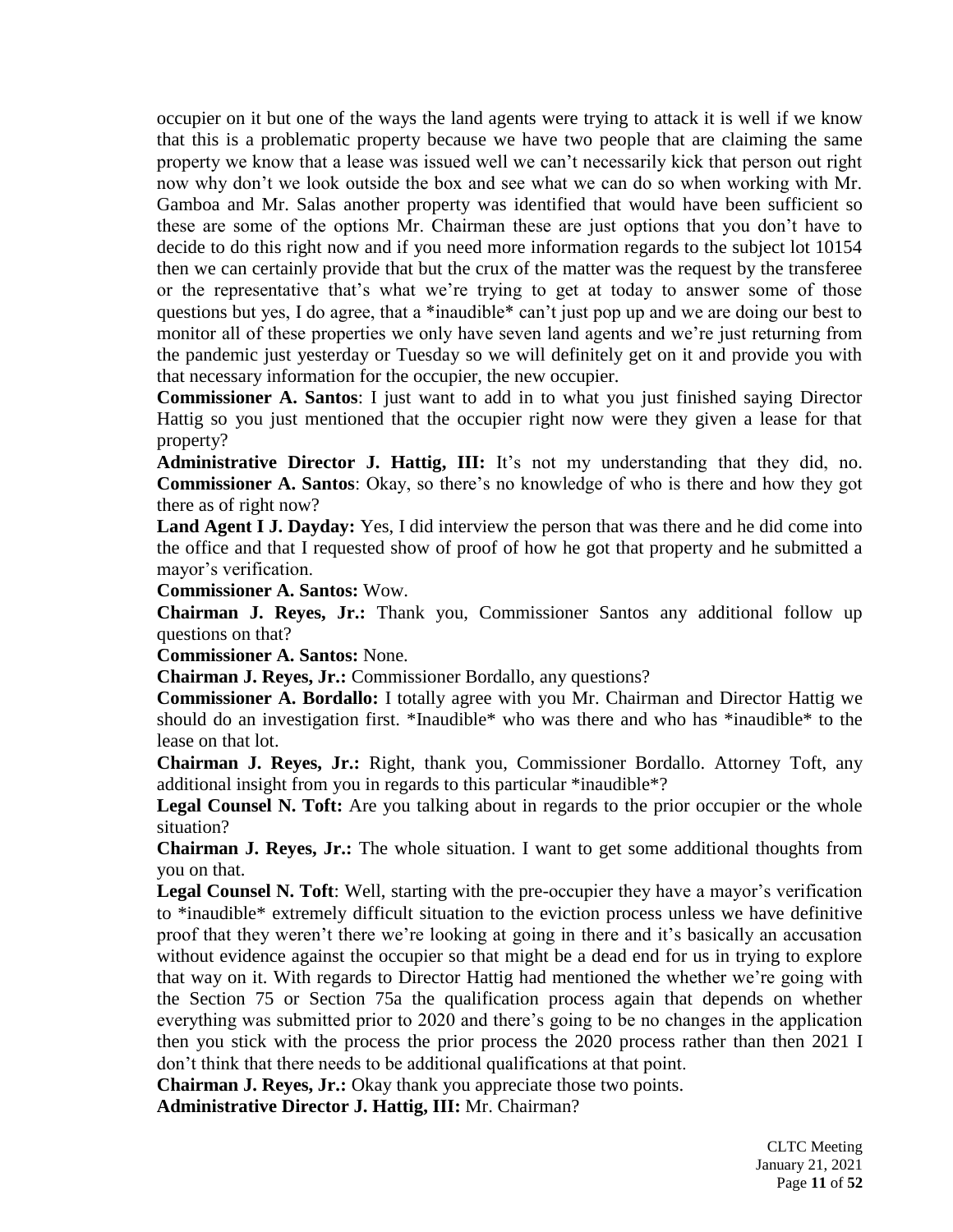occupier on it but one of the ways the land agents were trying to attack it is well if we know that this is a problematic property because we have two people that are claiming the same property we know that a lease was issued well we can't necessarily kick that person out right now why don't we look outside the box and see what we can do so when working with Mr. Gamboa and Mr. Salas another property was identified that would have been sufficient so these are some of the options Mr. Chairman these are just options that you don't have to decide to do this right now and if you need more information regards to the subject lot 10154 then we can certainly provide that but the crux of the matter was the request by the transferee or the representative that's what we're trying to get at today to answer some of those questions but yes, I do agree, that a *inaudible* can't just pop up and we are doing our best to monitor all of these properties we only have seven land agents and we're just returning from the pandemic just yesterday or Tuesday so we will definitely get on it and provide you with that necessary information for the occupier, the new occupier.

**Commissioner A. Santos**: I just want to add in to what you just finished saying Director Hattig so you just mentioned that the occupier right now were they given a lease for that property?

**Administrative Director J. Hattig, III:** It's not my understanding that they did, no.

**Commissioner A. Santos**: Okay, so there's no knowledge of who is there and how they got there as of right now?

**Land Agent I J. Dayday:** Yes, I did interview the person that was there and he did come into the office and that I requested show of proof of how he got that property and he submitted a mayor's verification.

**Commissioner A. Santos:** Wow.

**Chairman J. Reyes, Jr.:** Thank you, Commissioner Santos any additional follow up questions on that?

**Commissioner A. Santos:** None.

**Chairman J. Reyes, Jr.:** Commissioner Bordallo, any questions?

**Commissioner A. Bordallo:** I totally agree with you Mr. Chairman and Director Hattig we should do an investigation first. *Inaudible* who was there and who has *inaudible* to the lease on that lot.

**Chairman J. Reyes, Jr.:** Right, thank you, Commissioner Bordallo. Attorney Toft, any additional insight from you in regards to this particular *inaudible*?

**Legal Counsel N. Toft:** Are you talking about in regards to the prior occupier or the whole situation?

**Chairman J. Reyes, Jr.:** The whole situation. I want to get some additional thoughts from you on that.

**Legal Counsel N. Toft**: Well, starting with the pre-occupier they have a mayor's verification to *inaudible* extremely difficult situation to the eviction process unless we have definitive proof that they weren't there we're looking at going in there and it's basically an accusation without evidence against the occupier so that might be a dead end for us in trying to explore that way on it. With regards to Director Hattig had mentioned the whether we're going with the Section 75 or Section 75a the qualification process again that depends on whether everything was submitted prior to 2020 and there's going to be no changes in the application then you stick with the process the prior process the 2020 process rather than then 2021 I don't think that there needs to be additional qualifications at that point.

**Chairman J. Reyes, Jr.:** Okay thank you appreciate those two points.

**Administrative Director J. Hattig, III:** Mr. Chairman?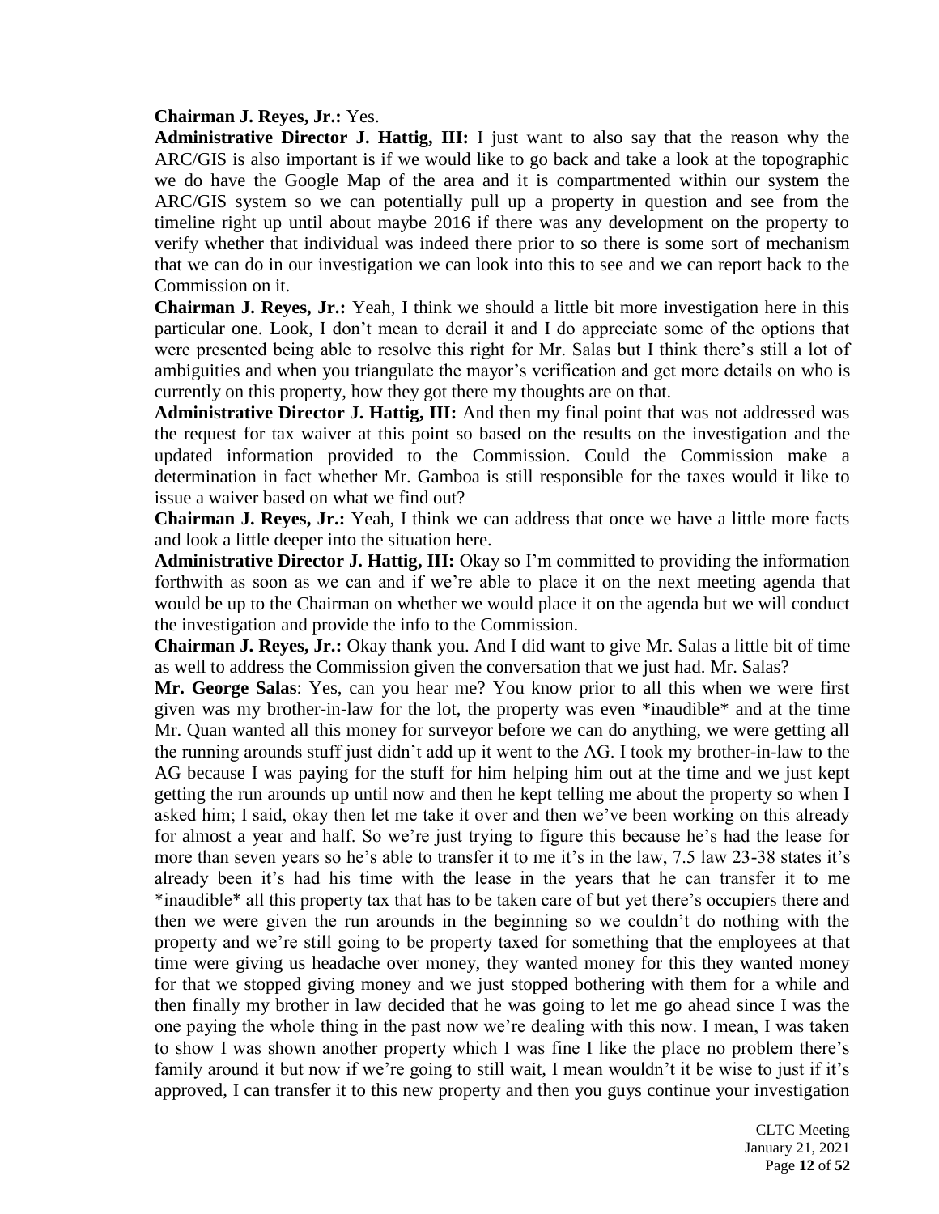**Chairman J. Reyes, Jr.:** Yes.

**Administrative Director J. Hattig, III:** I just want to also say that the reason why the ARC/GIS is also important is if we would like to go back and take a look at the topographic we do have the Google Map of the area and it is compartmented within our system the ARC/GIS system so we can potentially pull up a property in question and see from the timeline right up until about maybe 2016 if there was any development on the property to verify whether that individual was indeed there prior to so there is some sort of mechanism that we can do in our investigation we can look into this to see and we can report back to the Commission on it.

**Chairman J. Reyes, Jr.:** Yeah, I think we should a little bit more investigation here in this particular one. Look, I don't mean to derail it and I do appreciate some of the options that were presented being able to resolve this right for Mr. Salas but I think there's still a lot of ambiguities and when you triangulate the mayor's verification and get more details on who is currently on this property, how they got there my thoughts are on that.

**Administrative Director J. Hattig, III:** And then my final point that was not addressed was the request for tax waiver at this point so based on the results on the investigation and the updated information provided to the Commission. Could the Commission make a determination in fact whether Mr. Gamboa is still responsible for the taxes would it like to issue a waiver based on what we find out?

**Chairman J. Reyes, Jr.:** Yeah, I think we can address that once we have a little more facts and look a little deeper into the situation here.

**Administrative Director J. Hattig, III:** Okay so I'm committed to providing the information forthwith as soon as we can and if we're able to place it on the next meeting agenda that would be up to the Chairman on whether we would place it on the agenda but we will conduct the investigation and provide the info to the Commission.

**Chairman J. Reyes, Jr.:** Okay thank you. And I did want to give Mr. Salas a little bit of time as well to address the Commission given the conversation that we just had. Mr. Salas?

**Mr. George Salas**: Yes, can you hear me? You know prior to all this when we were first given was my brother-in-law for the lot, the property was even *inaudible* and at the time Mr. Quan wanted all this money for surveyor before we can do anything, we were getting all the running arounds stuff just didn't add up it went to the AG. I took my brother-in-law to the AG because I was paying for the stuff for him helping him out at the time and we just kept getting the run arounds up until now and then he kept telling me about the property so when I asked him; I said, okay then let me take it over and then we've been working on this already for almost a year and half. So we're just trying to figure this because he's had the lease for more than seven years so he's able to transfer it to me it's in the law, 7.5 law 23-38 states it's already been it's had his time with the lease in the years that he can transfer it to me *inaudible* all this property tax that has to be taken care of but yet there's occupiers there and then we were given the run arounds in the beginning so we couldn't do nothing with the property and we're still going to be property taxed for something that the employees at that time were giving us headache over money, they wanted money for this they wanted money for that we stopped giving money and we just stopped bothering with them for a while and then finally my brother in law decided that he was going to let me go ahead since I was the one paying the whole thing in the past now we're dealing with this now. I mean, I was taken to show I was shown another property which I was fine I like the place no problem there's family around it but now if we're going to still wait, I mean wouldn't it be wise to just if it's approved, I can transfer it to this new property and then you guys continue your investigation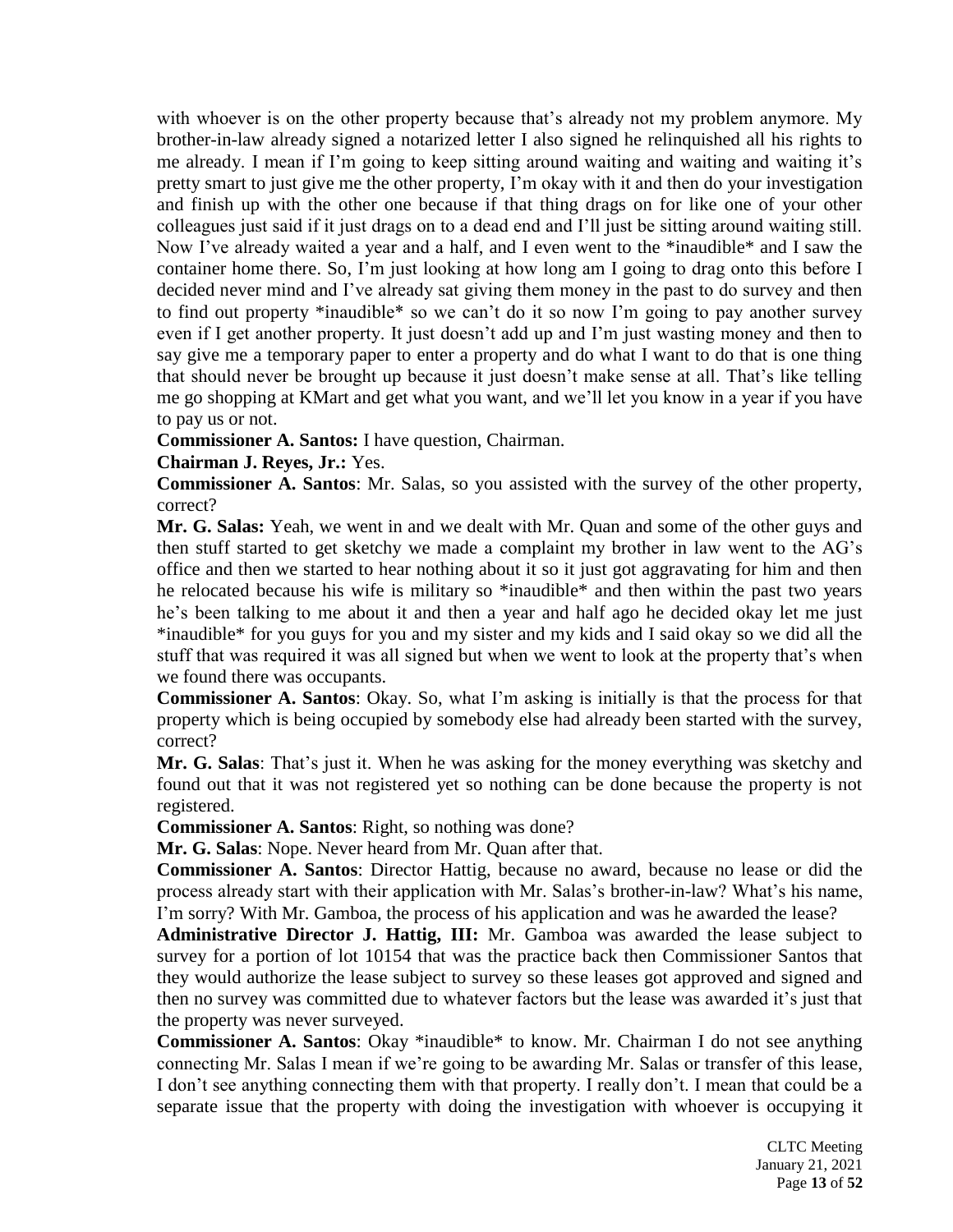with whoever is on the other property because that's already not my problem anymore. My brother-in-law already signed a notarized letter I also signed he relinquished all his rights to me already. I mean if I'm going to keep sitting around waiting and waiting and waiting it's pretty smart to just give me the other property, I'm okay with it and then do your investigation and finish up with the other one because if that thing drags on for like one of your other colleagues just said if it just drags on to a dead end and I'll just be sitting around waiting still. Now I've already waited a year and a half, and I even went to the *inaudible* and I saw the container home there. So, I'm just looking at how long am I going to drag onto this before I decided never mind and I've already sat giving them money in the past to do survey and then to find out property *inaudible* so we can't do it so now I'm going to pay another survey even if I get another property. It just doesn't add up and I'm just wasting money and then to say give me a temporary paper to enter a property and do what I want to do that is one thing that should never be brought up because it just doesn't make sense at all. That's like telling me go shopping at KMart and get what you want, and we'll let you know in a year if you have to pay us or not.

**Commissioner A. Santos:** I have question, Chairman.

**Chairman J. Reyes, Jr.:** Yes.

**Commissioner A. Santos**: Mr. Salas, so you assisted with the survey of the other property, correct?

**Mr. G. Salas:** Yeah, we went in and we dealt with Mr. Quan and some of the other guys and then stuff started to get sketchy we made a complaint my brother in law went to the AG's office and then we started to hear nothing about it so it just got aggravating for him and then he relocated because his wife is military so *inaudible* and then within the past two years he's been talking to me about it and then a year and half ago he decided okay let me just *inaudible* for you guys for you and my sister and my kids and I said okay so we did all the stuff that was required it was all signed but when we went to look at the property that's when we found there was occupants.

**Commissioner A. Santos**: Okay. So, what I'm asking is initially is that the process for that property which is being occupied by somebody else had already been started with the survey, correct?

**Mr. G. Salas**: That's just it. When he was asking for the money everything was sketchy and found out that it was not registered yet so nothing can be done because the property is not registered.

**Commissioner A. Santos**: Right, so nothing was done?

**Mr. G. Salas**: Nope. Never heard from Mr. Quan after that.

**Commissioner A. Santos**: Director Hattig, because no award, because no lease or did the process already start with their application with Mr. Salas's brother-in-law? What's his name, I'm sorry? With Mr. Gamboa, the process of his application and was he awarded the lease?

**Administrative Director J. Hattig, III:** Mr. Gamboa was awarded the lease subject to survey for a portion of lot 10154 that was the practice back then Commissioner Santos that they would authorize the lease subject to survey so these leases got approved and signed and then no survey was committed due to whatever factors but the lease was awarded it's just that the property was never surveyed.

**Commissioner A. Santos**: Okay *inaudible* to know. Mr. Chairman I do not see anything connecting Mr. Salas I mean if we're going to be awarding Mr. Salas or transfer of this lease, I don't see anything connecting them with that property. I really don't. I mean that could be a separate issue that the property with doing the investigation with whoever is occupying it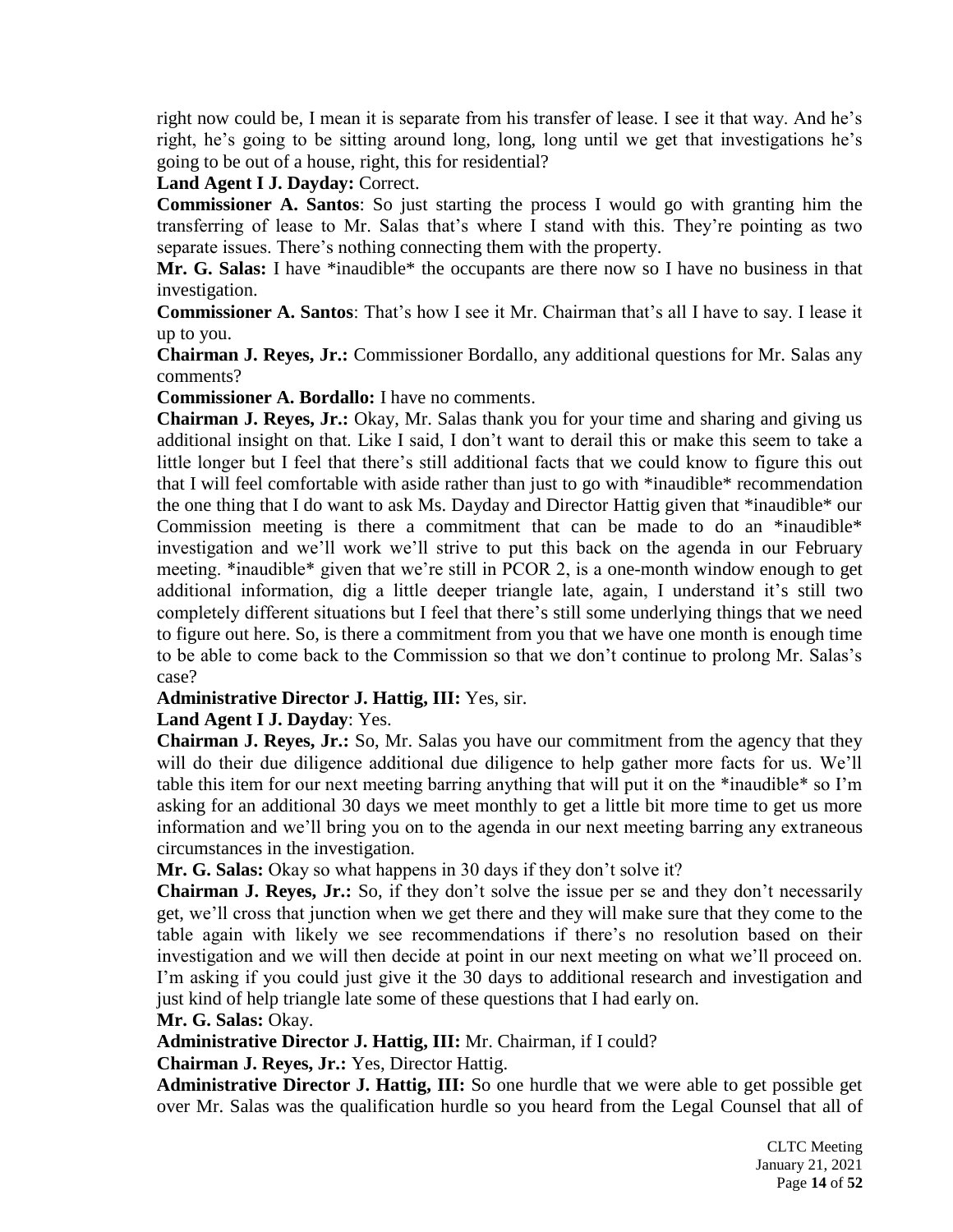right now could be, I mean it is separate from his transfer of lease. I see it that way. And he's right, he's going to be sitting around long, long, long until we get that investigations he's going to be out of a house, right, this for residential?

**Land Agent I J. Dayday:** Correct.

**Commissioner A. Santos**: So just starting the process I would go with granting him the transferring of lease to Mr. Salas that's where I stand with this. They're pointing as two separate issues. There's nothing connecting them with the property.

**Mr. G. Salas:** I have *inaudible* the occupants are there now so I have no business in that investigation.

**Commissioner A. Santos**: That's how I see it Mr. Chairman that's all I have to say. I lease it up to you.

**Chairman J. Reyes, Jr.:** Commissioner Bordallo, any additional questions for Mr. Salas any comments?

**Commissioner A. Bordallo:** I have no comments.

**Chairman J. Reyes, Jr.:** Okay, Mr. Salas thank you for your time and sharing and giving us additional insight on that. Like I said, I don't want to derail this or make this seem to take a little longer but I feel that there's still additional facts that we could know to figure this out that I will feel comfortable with aside rather than just to go with *inaudible* recommendation the one thing that I do want to ask Ms. Dayday and Director Hattig given that *inaudible* our Commission meeting is there a commitment that can be made to do an *inaudible* investigation and we'll work we'll strive to put this back on the agenda in our February meeting. *inaudible* given that we're still in PCOR 2, is a one-month window enough to get additional information, dig a little deeper triangle late, again, I understand it's still two completely different situations but I feel that there's still some underlying things that we need to figure out here. So, is there a commitment from you that we have one month is enough time to be able to come back to the Commission so that we don't continue to prolong Mr. Salas's case?

**Administrative Director J. Hattig, III:** Yes, sir.

**Land Agent I J. Dayday**: Yes.

**Chairman J. Reyes, Jr.:** So, Mr. Salas you have our commitment from the agency that they will do their due diligence additional due diligence to help gather more facts for us. We'll table this item for our next meeting barring anything that will put it on the *inaudible* so I'm asking for an additional 30 days we meet monthly to get a little bit more time to get us more information and we'll bring you on to the agenda in our next meeting barring any extraneous circumstances in the investigation.

**Mr. G. Salas:** Okay so what happens in 30 days if they don't solve it?

**Chairman J. Reyes, Jr.:** So, if they don't solve the issue per se and they don't necessarily get, we'll cross that junction when we get there and they will make sure that they come to the table again with likely we see recommendations if there's no resolution based on their investigation and we will then decide at point in our next meeting on what we'll proceed on. I'm asking if you could just give it the 30 days to additional research and investigation and just kind of help triangle late some of these questions that I had early on.

**Mr. G. Salas:** Okay.

**Administrative Director J. Hattig, III:** Mr. Chairman, if I could?

**Chairman J. Reyes, Jr.:** Yes, Director Hattig.

**Administrative Director J. Hattig, III:** So one hurdle that we were able to get possible get over Mr. Salas was the qualification hurdle so you heard from the Legal Counsel that all of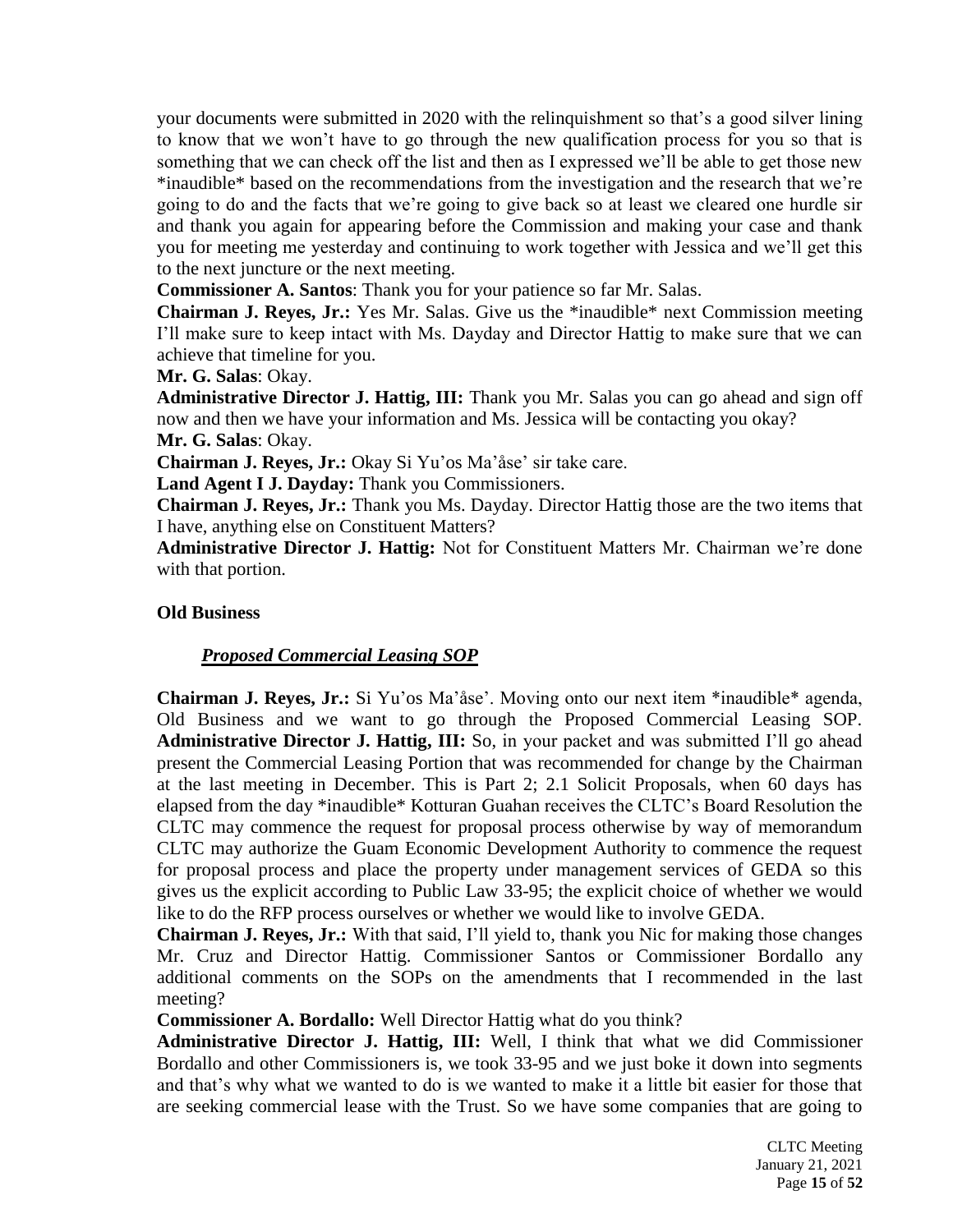your documents were submitted in 2020 with the relinquishment so that's a good silver lining to know that we won't have to go through the new qualification process for you so that is something that we can check off the list and then as I expressed we'll be able to get those new *inaudible* based on the recommendations from the investigation and the research that we're going to do and the facts that we're going to give back so at least we cleared one hurdle sir and thank you again for appearing before the Commission and making your case and thank you for meeting me yesterday and continuing to work together with Jessica and we'll get this to the next juncture or the next meeting.

**Commissioner A. Santos**: Thank you for your patience so far Mr. Salas.

**Chairman J. Reyes, Jr.:** Yes Mr. Salas. Give us the *inaudible* next Commission meeting I'll make sure to keep intact with Ms. Dayday and Director Hattig to make sure that we can achieve that timeline for you.

**Mr. G. Salas**: Okay.

**Administrative Director J. Hattig, III:** Thank you Mr. Salas you can go ahead and sign off now and then we have your information and Ms. Jessica will be contacting you okay?

**Mr. G. Salas**: Okay.

**Chairman J. Reyes, Jr.:** Okay Si Yu'os Ma'åse' sir take care.

**Land Agent I J. Dayday:** Thank you Commissioners.

**Chairman J. Reyes, Jr.:** Thank you Ms. Dayday. Director Hattig those are the two items that I have, anything else on Constituent Matters?

**Administrative Director J. Hattig:** Not for Constituent Matters Mr. Chairman we're done with that portion.

## Old Business

### *Proposed Commercial Leasing SOP*

**Chairman J. Reyes, Jr.:** Si Yu'os Ma'åse'. Moving onto our next item *inaudible* agenda, Old Business and we want to go through the Proposed Commercial Leasing SOP.

**Administrative Director J. Hattig, III:** So, in your packet and was submitted I'll go ahead present the Commercial Leasing Portion that was recommended for change by the Chairman at the last meeting in December. This is Part 2; 2.1 Solicit Proposals, when 60 days has elapsed from the day *inaudible* Kotturan Guahan receives the CLTC's Board Resolution the CLTC may commence the request for proposal process otherwise by way of memorandum CLTC may authorize the Guam Economic Development Authority to commence the request for proposal process and place the property under management services of GEDA so this gives us the explicit according to Public Law 33-95; the explicit choice of whether we would like to do the RFP process ourselves or whether we would like to involve GEDA.

**Chairman J. Reyes, Jr.:** With that said, I'll yield to, thank you Nic for making those changes Mr. Cruz and Director Hattig. Commissioner Santos or Commissioner Bordallo any additional comments on the SOPs on the amendments that I recommended in the last meeting?

**Commissioner A. Bordallo:** Well Director Hattig what do you think?

**Administrative Director J. Hattig, III:** Well, I think that what we did Commissioner Bordallo and other Commissioners is, we took 33-95 and we just boke it down into segments and that's why what we wanted to do is we wanted to make it a little bit easier for those that are seeking commercial lease with the Trust. So we have some companies that are going to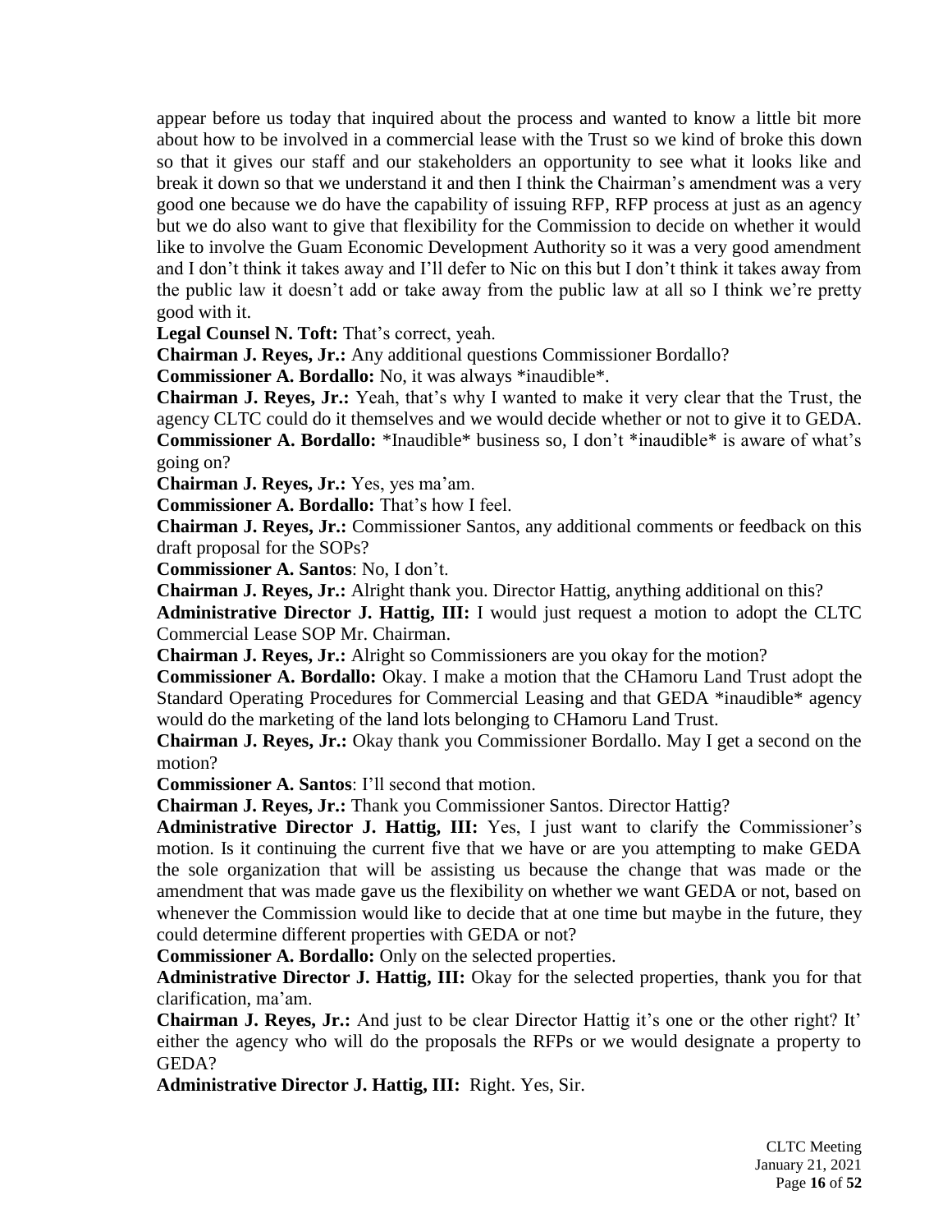appear before us today that inquired about the process and wanted to know a little bit more about how to be involved in a commercial lease with the Trust so we kind of broke this down so that it gives our staff and our stakeholders an opportunity to see what it looks like and break it down so that we understand it and then I think the Chairman's amendment was a very good one because we do have the capability of issuing RFP, RFP process at just as an agency but we do also want to give that flexibility for the Commission to decide on whether it would like to involve the Guam Economic Development Authority so it was a very good amendment and I don't think it takes away and I'll defer to Nic on this but I don't think it takes away from the public law it doesn't add or take away from the public law at all so I think we're pretty good with it.

**Legal Counsel N. Toft:** That's correct, yeah.

**Chairman J. Reyes, Jr.:** Any additional questions Commissioner Bordallo?

**Commissioner A. Bordallo:** No, it was always *inaudible*.

**Chairman J. Reyes, Jr.:** Yeah, that's why I wanted to make it very clear that the Trust, the agency CLTC could do it themselves and we would decide whether or not to give it to GEDA.

**Commissioner A. Bordallo:** *Inaudible* business so, I don't *inaudible* is aware of what's going on?

**Chairman J. Reyes, Jr.:** Yes, yes ma'am.

**Commissioner A. Bordallo:** That's how I feel.

**Chairman J. Reyes, Jr.:** Commissioner Santos, any additional comments or feedback on this draft proposal for the SOPs?

**Commissioner A. Santos**: No, I don't.

**Chairman J. Reyes, Jr.:** Alright thank you. Director Hattig, anything additional on this?

**Administrative Director J. Hattig, III:** I would just request a motion to adopt the CLTC Commercial Lease SOP Mr. Chairman.

**Chairman J. Reyes, Jr.:** Alright so Commissioners are you okay for the motion?

**Commissioner A. Bordallo:** Okay. I make a motion that the CHamoru Land Trust adopt the Standard Operating Procedures for Commercial Leasing and that GEDA *inaudible* agency would do the marketing of the land lots belonging to CHamoru Land Trust.

**Chairman J. Reyes, Jr.:** Okay thank you Commissioner Bordallo. May I get a second on the motion?

**Commissioner A. Santos**: I'll second that motion.

**Chairman J. Reyes, Jr.:** Thank you Commissioner Santos. Director Hattig?

**Administrative Director J. Hattig, III:** Yes, I just want to clarify the Commissioner's motion. Is it continuing the current five that we have or are you attempting to make GEDA the sole organization that will be assisting us because the change that was made or the amendment that was made gave us the flexibility on whether we want GEDA or not, based on whenever the Commission would like to decide that at one time but maybe in the future, they could determine different properties with GEDA or not?

**Commissioner A. Bordallo:** Only on the selected properties.

**Administrative Director J. Hattig, III:** Okay for the selected properties, thank you for that clarification, ma'am.

**Chairman J. Reyes, Jr.:** And just to be clear Director Hattig it's one or the other right? It' either the agency who will do the proposals the RFPs or we would designate a property to GEDA?

**Administrative Director J. Hattig, III:** Right. Yes, Sir.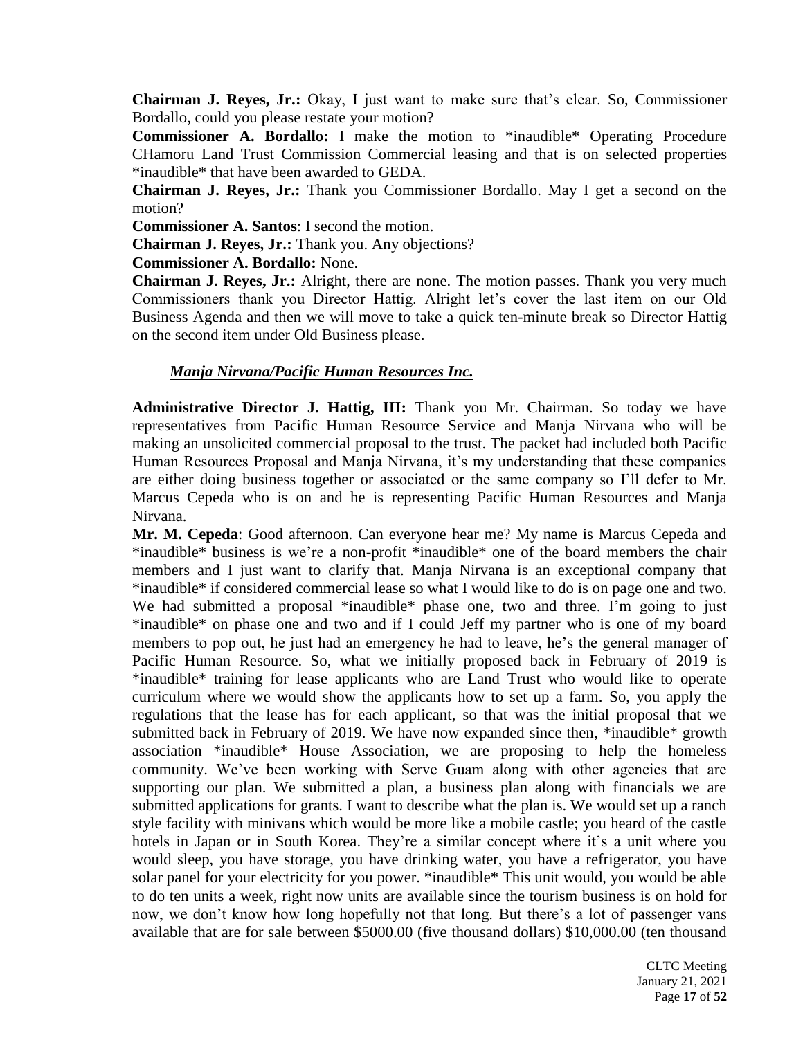**Chairman J. Reyes, Jr.:** Okay, I just want to make sure that's clear. So, Commissioner Bordallo, could you please restate your motion?

**Commissioner A. Bordallo:** I make the motion to *inaudible* Operating Procedure CHamoru Land Trust Commission Commercial leasing and that is on selected properties *inaudible* that have been awarded to GEDA.

**Chairman J. Reyes, Jr.:** Thank you Commissioner Bordallo. May I get a second on the motion?

**Commissioner A. Santos**: I second the motion.

**Chairman J. Reyes, Jr.:** Thank you. Any objections?

**Commissioner A. Bordallo:** None.

**Chairman J. Reyes, Jr.:** Alright, there are none. The motion passes. Thank you very much Commissioners thank you Director Hattig. Alright let's cover the last item on our Old Business Agenda and then we will move to take a quick ten-minute break so Director Hattig on the second item under Old Business please.

***Manja Nirvana/Pacific Human Resources Inc.***

**Administrative Director J. Hattig, III:** Thank you Mr. Chairman. So today we have representatives from Pacific Human Resource Service and Manja Nirvana who will be making an unsolicited commercial proposal to the trust. The packet had included both Pacific Human Resources Proposal and Manja Nirvana, it's my understanding that these companies are either doing business together or associated or the same company so I'll defer to Mr. Marcus Cepeda who is on and he is representing Pacific Human Resources and Manja Nirvana.

**Mr. M. Cepeda**: Good afternoon. Can everyone hear me? My name is Marcus Cepeda and *inaudible* business is we're a non-profit *inaudible* one of the board members the chair members and I just want to clarify that. Manja Nirvana is an exceptional company that *inaudible* if considered commercial lease so what I would like to do is on page one and two. We had submitted a proposal *inaudible* phase one, two and three. I'm going to just *inaudible* on phase one and two and if I could Jeff my partner who is one of my board members to pop out, he just had an emergency he had to leave, he's the general manager of Pacific Human Resource. So, what we initially proposed back in February of 2019 is *inaudible* training for lease applicants who are Land Trust who would like to operate curriculum where we would show the applicants how to set up a farm. So, you apply the regulations that the lease has for each applicant, so that was the initial proposal that we submitted back in February of 2019. We have now expanded since then, *inaudible* growth association *inaudible* House Association, we are proposing to help the homeless community. We've been working with Serve Guam along with other agencies that are supporting our plan. We submitted a plan, a business plan along with financials we are submitted applications for grants. I want to describe what the plan is. We would set up a ranch style facility with minivans which would be more like a mobile castle; you heard of the castle hotels in Japan or in South Korea. They're a similar concept where it's a unit where you would sleep, you have storage, you have drinking water, you have a refrigerator, you have solar panel for your electricity for you power. *inaudible* This unit would, you would be able to do ten units a week, right now units are available since the tourism business is on hold for now, we don't know how long hopefully not that long. But there's a lot of passenger vans available that are for sale between $5000.00 (five thousand dollars) $10,000.00 (ten thousand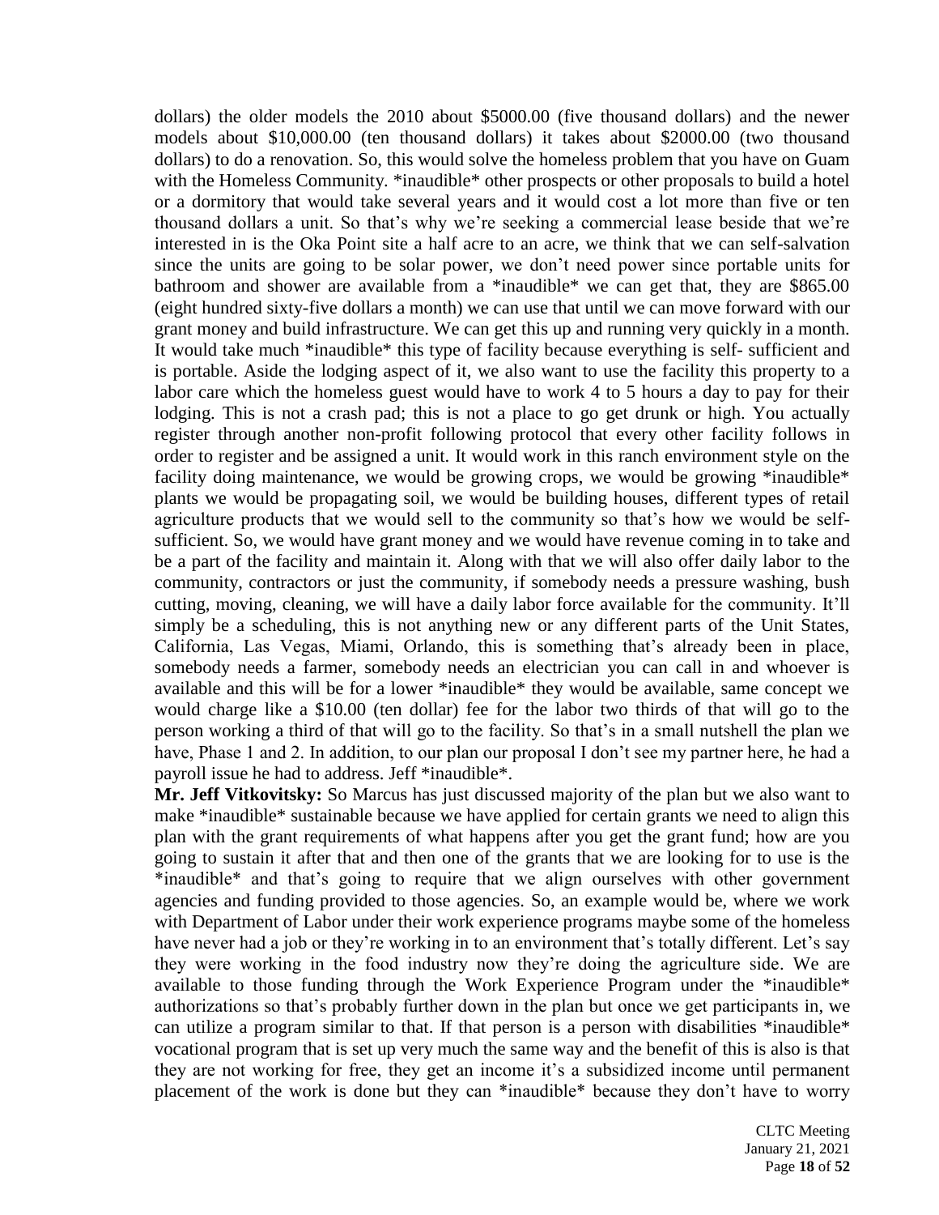dollars) the older models the 2010 about $5000.00 (five thousand dollars) and the newer models about $10,000.00 (ten thousand dollars) it takes about $2000.00 (two thousand dollars) to do a renovation. So, this would solve the homeless problem that you have on Guam with the Homeless Community. *inaudible* other prospects or other proposals to build a hotel or a dormitory that would take several years and it would cost a lot more than five or ten thousand dollars a unit. So that's why we're seeking a commercial lease beside that we're interested in is the Oka Point site a half acre to an acre, we think that we can self-salvation since the units are going to be solar power, we don't need power since portable units for bathroom and shower are available from a *inaudible* we can get that, they are $865.00 (eight hundred sixty-five dollars a month) we can use that until we can move forward with our grant money and build infrastructure. We can get this up and running very quickly in a month. It would take much *inaudible* this type of facility because everything is self- sufficient and is portable. Aside the lodging aspect of it, we also want to use the facility this property to a labor care which the homeless guest would have to work 4 to 5 hours a day to pay for their lodging. This is not a crash pad; this is not a place to go get drunk or high. You actually register through another non-profit following protocol that every other facility follows in order to register and be assigned a unit. It would work in this ranch environment style on the facility doing maintenance, we would be growing crops, we would be growing *inaudible* plants we would be propagating soil, we would be building houses, different types of retail agriculture products that we would sell to the community so that's how we would be self-sufficient. So, we would have grant money and we would have revenue coming in to take and be a part of the facility and maintain it. Along with that we will also offer daily labor to the community, contractors or just the community, if somebody needs a pressure washing, bush cutting, moving, cleaning, we will have a daily labor force available for the community. It'll simply be a scheduling, this is not anything new or any different parts of the Unit States, California, Las Vegas, Miami, Orlando, this is something that's already been in place, somebody needs a farmer, somebody needs an electrician you can call in and whoever is available and this will be for a lower *inaudible* they would be available, same concept we would charge like a $10.00 (ten dollar) fee for the labor two thirds of that will go to the person working a third of that will go to the facility. So that's in a small nutshell the plan we have, Phase 1 and 2. In addition, to our plan our proposal I don't see my partner here, he had a payroll issue he had to address. Jeff *inaudible*.

**Mr. Jeff Vitkovitsky:** So Marcus has just discussed majority of the plan but we also want to make *inaudible* sustainable because we have applied for certain grants we need to align this plan with the grant requirements of what happens after you get the grant fund; how are you going to sustain it after that and then one of the grants that we are looking for to use is the *inaudible* and that's going to require that we align ourselves with other government agencies and funding provided to those agencies. So, an example would be, where we work with Department of Labor under their work experience programs maybe some of the homeless have never had a job or they're working in to an environment that's totally different. Let's say they were working in the food industry now they're doing the agriculture side. We are available to those funding through the Work Experience Program under the *inaudible* authorizations so that's probably further down in the plan but once we get participants in, we can utilize a program similar to that. If that person is a person with disabilities *inaudible* vocational program that is set up very much the same way and the benefit of this is also is that they are not working for free, they get an income it's a subsidized income until permanent placement of the work is done but they can *inaudible* because they don't have to worry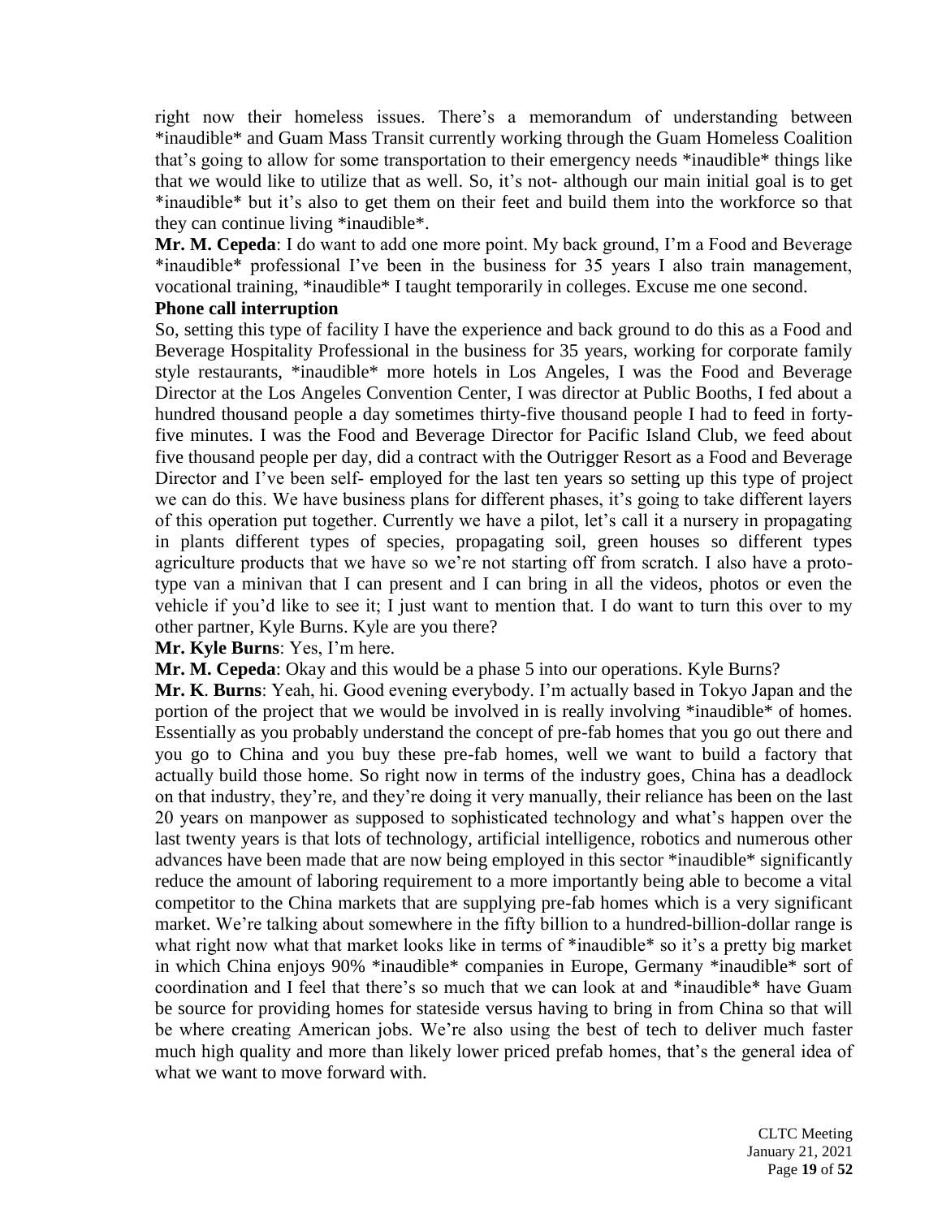right now their homeless issues. There's a memorandum of understanding between *inaudible* and Guam Mass Transit currently working through the Guam Homeless Coalition that's going to allow for some transportation to their emergency needs *inaudible* things like that we would like to utilize that as well. So, it's not- although our main initial goal is to get *inaudible* but it's also to get them on their feet and build them into the workforce so that they can continue living *inaudible*.

**Mr. M. Cepeda**: I do want to add one more point. My back ground, I'm a Food and Beverage *inaudible* professional I've been in the business for 35 years I also train management, vocational training, *inaudible* I taught temporarily in colleges. Excuse me one second.

**Phone call interruption**

So, setting this type of facility I have the experience and back ground to do this as a Food and Beverage Hospitality Professional in the business for 35 years, working for corporate family style restaurants, *inaudible* more hotels in Los Angeles, I was the Food and Beverage Director at the Los Angeles Convention Center, I was director at Public Booths, I fed about a hundred thousand people a day sometimes thirty-five thousand people I had to feed in forty-five minutes. I was the Food and Beverage Director for Pacific Island Club, we feed about five thousand people per day, did a contract with the Outrigger Resort as a Food and Beverage Director and I've been self- employed for the last ten years so setting up this type of project we can do this. We have business plans for different phases, it's going to take different layers of this operation put together. Currently we have a pilot, let's call it a nursery in propagating in plants different types of species, propagating soil, green houses so different types agriculture products that we have so we're not starting off from scratch. I also have a proto-type van a minivan that I can present and I can bring in all the videos, photos or even the vehicle if you'd like to see it; I just want to mention that. I do want to turn this over to my other partner, Kyle Burns. Kyle are you there?

**Mr. Kyle Burns**: Yes, I'm here.

**Mr. M. Cepeda**: Okay and this would be a phase 5 into our operations. Kyle Burns?

**Mr. K. Burns**: Yeah, hi. Good evening everybody. I'm actually based in Tokyo Japan and the portion of the project that we would be involved in is really involving *inaudible* of homes. Essentially as you probably understand the concept of pre-fab homes that you go out there and you go to China and you buy these pre-fab homes, well we want to build a factory that actually build those home. So right now in terms of the industry goes, China has a deadlock on that industry, they're, and they're doing it very manually, their reliance has been on the last 20 years on manpower as supposed to sophisticated technology and what's happen over the last twenty years is that lots of technology, artificial intelligence, robotics and numerous other advances have been made that are now being employed in this sector *inaudible* significantly reduce the amount of laboring requirement to a more importantly being able to become a vital competitor to the China markets that are supplying pre-fab homes which is a very significant market. We're talking about somewhere in the fifty billion to a hundred-billion-dollar range is what right now what that market looks like in terms of *inaudible* so it's a pretty big market in which China enjoys 90% *inaudible* companies in Europe, Germany *inaudible* sort of coordination and I feel that there's so much that we can look at and *inaudible* have Guam be source for providing homes for stateside versus having to bring in from China so that will be where creating American jobs. We're also using the best of tech to deliver much faster much high quality and more than likely lower priced prefab homes, that's the general idea of what we want to move forward with.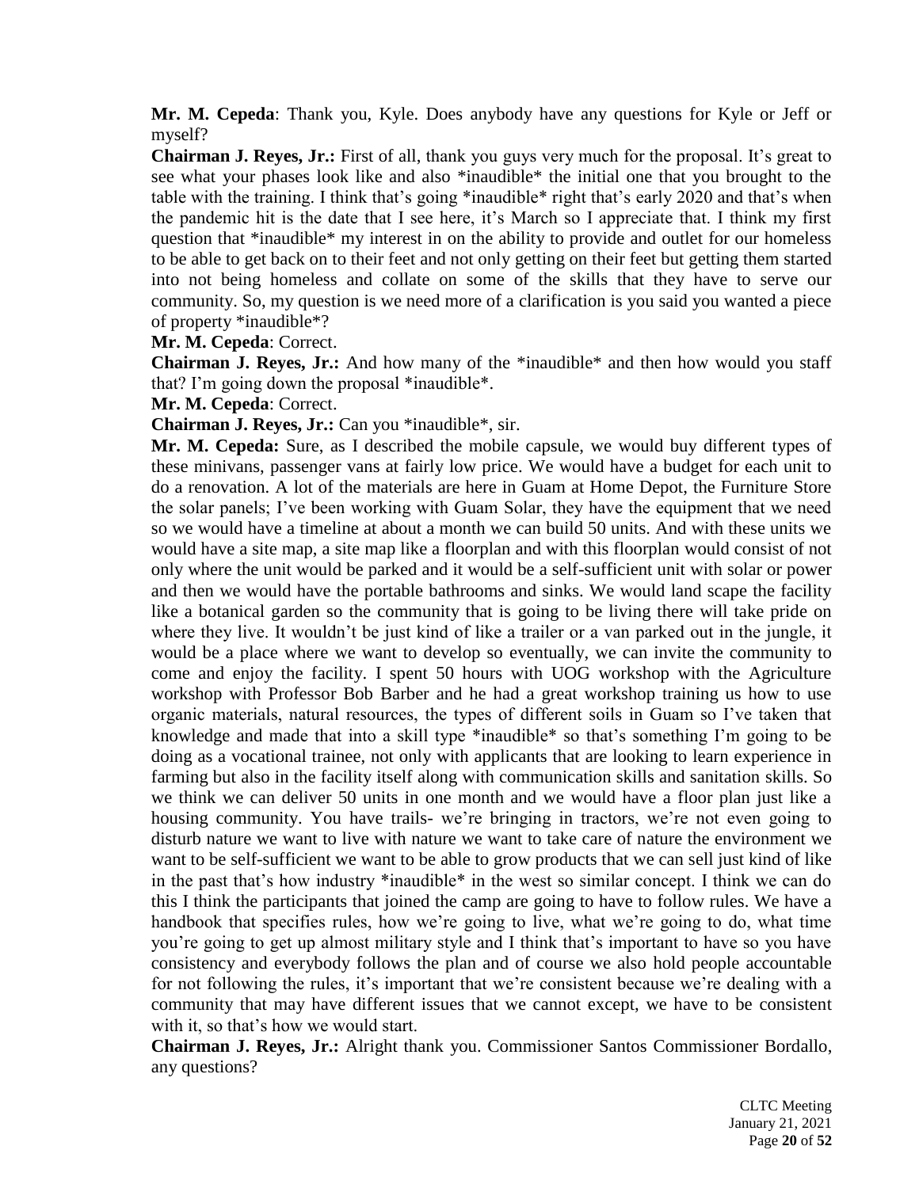**Mr. M. Cepeda**: Thank you, Kyle. Does anybody have any questions for Kyle or Jeff or myself?

**Chairman J. Reyes, Jr.:** First of all, thank you guys very much for the proposal. It's great to see what your phases look like and also *inaudible* the initial one that you brought to the table with the training. I think that's going *inaudible* right that's early 2020 and that's when the pandemic hit is the date that I see here, it's March so I appreciate that. I think my first question that *inaudible* my interest in on the ability to provide and outlet for our homeless to be able to get back on to their feet and not only getting on their feet but getting them started into not being homeless and collate on some of the skills that they have to serve our community. So, my question is we need more of a clarification is you said you wanted a piece of property *inaudible*?

**Mr. M. Cepeda**: Correct.

**Chairman J. Reyes, Jr.:** And how many of the *inaudible* and then how would you staff that? I'm going down the proposal *inaudible*.

**Mr. M. Cepeda**: Correct.

**Chairman J. Reyes, Jr.:** Can you *inaudible*, sir.

**Mr. M. Cepeda:** Sure, as I described the mobile capsule, we would buy different types of these minivans, passenger vans at fairly low price. We would have a budget for each unit to do a renovation. A lot of the materials are here in Guam at Home Depot, the Furniture Store the solar panels; I've been working with Guam Solar, they have the equipment that we need so we would have a timeline at about a month we can build 50 units. And with these units we would have a site map, a site map like a floorplan and with this floorplan would consist of not only where the unit would be parked and it would be a self-sufficient unit with solar or power and then we would have the portable bathrooms and sinks. We would land scape the facility like a botanical garden so the community that is going to be living there will take pride on where they live. It wouldn't be just kind of like a trailer or a van parked out in the jungle, it would be a place where we want to develop so eventually, we can invite the community to come and enjoy the facility. I spent 50 hours with UOG workshop with the Agriculture workshop with Professor Bob Barber and he had a great workshop training us how to use organic materials, natural resources, the types of different soils in Guam so I've taken that knowledge and made that into a skill type *inaudible* so that's something I'm going to be doing as a vocational trainee, not only with applicants that are looking to learn experience in farming but also in the facility itself along with communication skills and sanitation skills. So we think we can deliver 50 units in one month and we would have a floor plan just like a housing community. You have trails- we're bringing in tractors, we're not even going to disturb nature we want to live with nature we want to take care of nature the environment we want to be self-sufficient we want to be able to grow products that we can sell just kind of like in the past that's how industry *inaudible* in the west so similar concept. I think we can do this I think the participants that joined the camp are going to have to follow rules. We have a handbook that specifies rules, how we're going to live, what we're going to do, what time you're going to get up almost military style and I think that's important to have so you have consistency and everybody follows the plan and of course we also hold people accountable for not following the rules, it's important that we're consistent because we're dealing with a community that may have different issues that we cannot except, we have to be consistent with it, so that's how we would start.

**Chairman J. Reyes, Jr.:** Alright thank you. Commissioner Santos Commissioner Bordallo, any questions?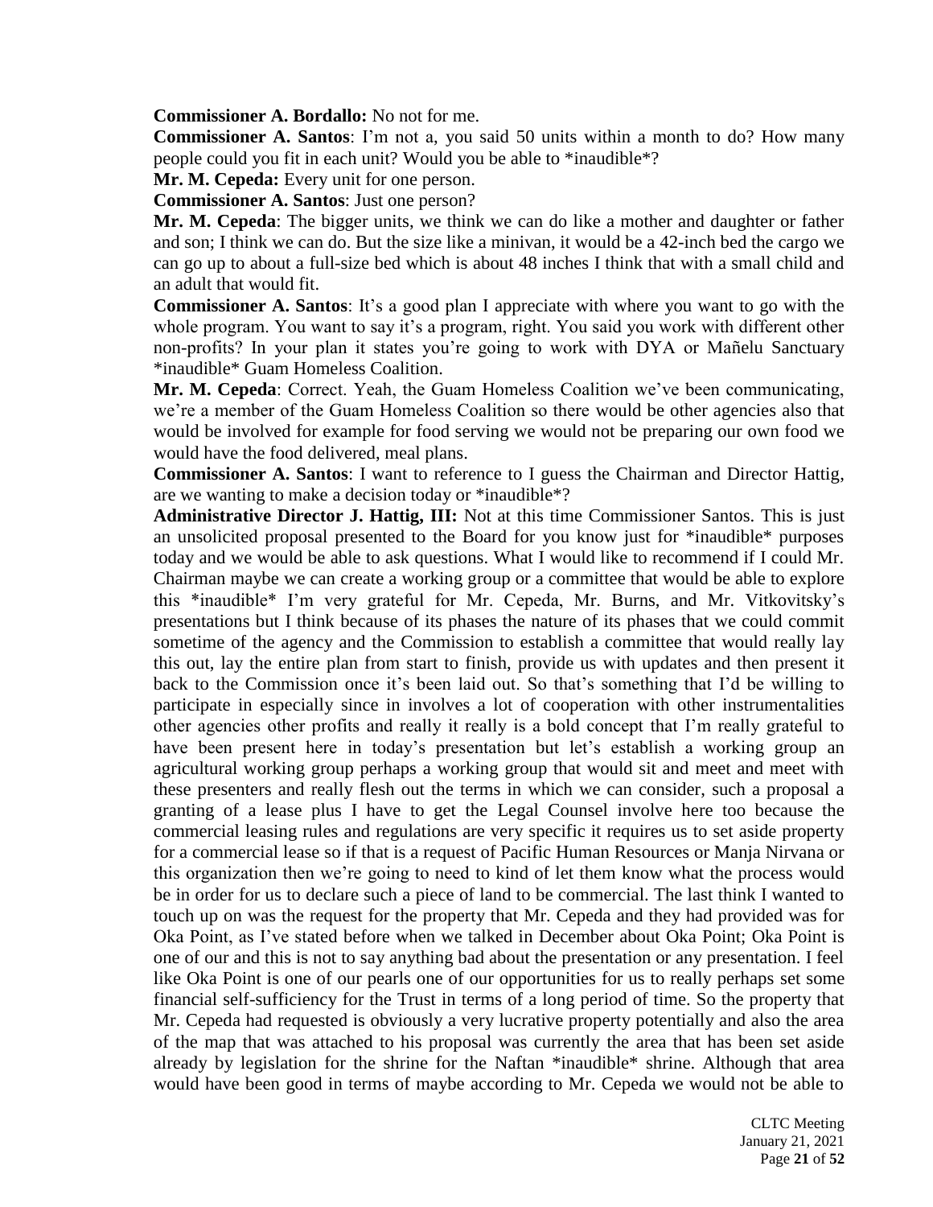**Commissioner A. Bordallo:** No not for me.

**Commissioner A. Santos**: I'm not a, you said 50 units within a month to do? How many people could you fit in each unit? Would you be able to *inaudible*?

**Mr. M. Cepeda:** Every unit for one person.

**Commissioner A. Santos**: Just one person?

**Mr. M. Cepeda**: The bigger units, we think we can do like a mother and daughter or father and son; I think we can do. But the size like a minivan, it would be a 42-inch bed the cargo we can go up to about a full-size bed which is about 48 inches I think that with a small child and an adult that would fit.

**Commissioner A. Santos**: It's a good plan I appreciate with where you want to go with the whole program. You want to say it's a program, right. You said you work with different other non-profits? In your plan it states you're going to work with DYA or Mañelu Sanctuary *inaudible* Guam Homeless Coalition.

**Mr. M. Cepeda**: Correct. Yeah, the Guam Homeless Coalition we've been communicating, we're a member of the Guam Homeless Coalition so there would be other agencies also that would be involved for example for food serving we would not be preparing our own food we would have the food delivered, meal plans.

**Commissioner A. Santos**: I want to reference to I guess the Chairman and Director Hattig, are we wanting to make a decision today or *inaudible*?

**Administrative Director J. Hattig, III:** Not at this time Commissioner Santos. This is just an unsolicited proposal presented to the Board for you know just for *inaudible* purposes today and we would be able to ask questions. What I would like to recommend if I could Mr. Chairman maybe we can create a working group or a committee that would be able to explore this *inaudible* I'm very grateful for Mr. Cepeda, Mr. Burns, and Mr. Vitkovitsky's presentations but I think because of its phases the nature of its phases that we could commit sometime of the agency and the Commission to establish a committee that would really lay this out, lay the entire plan from start to finish, provide us with updates and then present it back to the Commission once it's been laid out. So that's something that I'd be willing to participate in especially since in involves a lot of cooperation with other instrumentalities other agencies other profits and really it really is a bold concept that I'm really grateful to have been present here in today's presentation but let's establish a working group an agricultural working group perhaps a working group that would sit and meet and meet with these presenters and really flesh out the terms in which we can consider, such a proposal a granting of a lease plus I have to get the Legal Counsel involve here too because the commercial leasing rules and regulations are very specific it requires us to set aside property for a commercial lease so if that is a request of Pacific Human Resources or Manja Nirvana or this organization then we're going to need to kind of let them know what the process would be in order for us to declare such a piece of land to be commercial. The last think I wanted to touch up on was the request for the property that Mr. Cepeda and they had provided was for Oka Point, as I've stated before when we talked in December about Oka Point; Oka Point is one of our and this is not to say anything bad about the presentation or any presentation. I feel like Oka Point is one of our pearls one of our opportunities for us to really perhaps set some financial self-sufficiency for the Trust in terms of a long period of time. So the property that Mr. Cepeda had requested is obviously a very lucrative property potentially and also the area of the map that was attached to his proposal was currently the area that has been set aside already by legislation for the shrine for the Naftan *inaudible* shrine. Although that area would have been good in terms of maybe according to Mr. Cepeda we would not be able to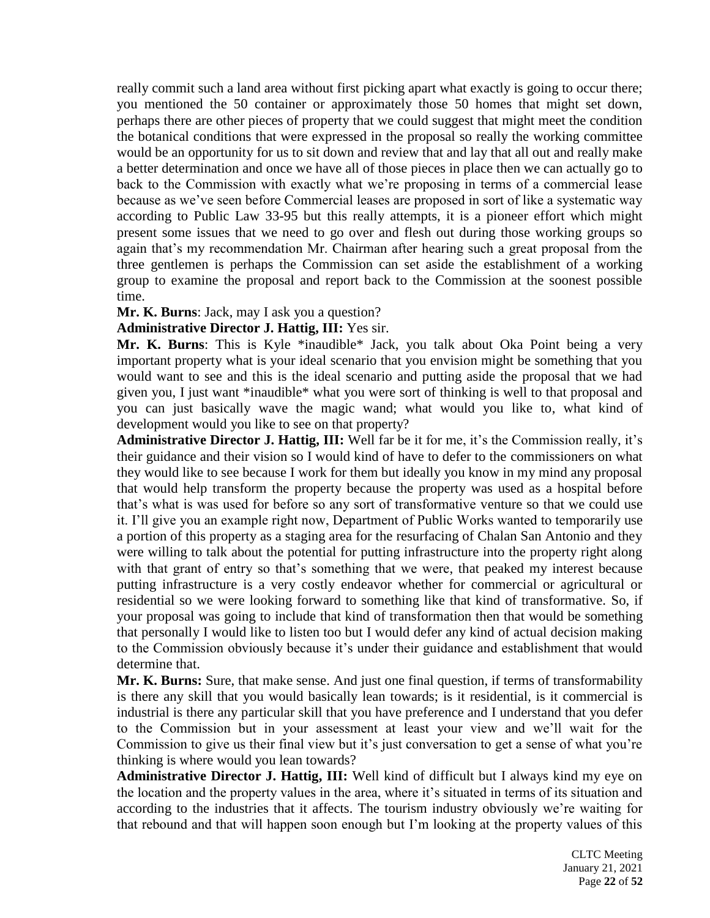really commit such a land area without first picking apart what exactly is going to occur there; you mentioned the 50 container or approximately those 50 homes that might set down, perhaps there are other pieces of property that we could suggest that might meet the condition the botanical conditions that were expressed in the proposal so really the working committee would be an opportunity for us to sit down and review that and lay that all out and really make a better determination and once we have all of those pieces in place then we can actually go to back to the Commission with exactly what we're proposing in terms of a commercial lease because as we've seen before Commercial leases are proposed in sort of like a systematic way according to Public Law 33-95 but this really attempts, it is a pioneer effort which might present some issues that we need to go over and flesh out during those working groups so again that's my recommendation Mr. Chairman after hearing such a great proposal from the three gentlemen is perhaps the Commission can set aside the establishment of a working group to examine the proposal and report back to the Commission at the soonest possible time.

**Mr. K. Burns**: Jack, may I ask you a question?

**Administrative Director J. Hattig, III:** Yes sir.

**Mr. K. Burns**: This is Kyle *inaudible* Jack, you talk about Oka Point being a very important property what is your ideal scenario that you envision might be something that you would want to see and this is the ideal scenario and putting aside the proposal that we had given you, I just want *inaudible* what you were sort of thinking is well to that proposal and you can just basically wave the magic wand; what would you like to, what kind of development would you like to see on that property?

**Administrative Director J. Hattig, III:** Well far be it for me, it's the Commission really, it's their guidance and their vision so I would kind of have to defer to the commissioners on what they would like to see because I work for them but ideally you know in my mind any proposal that would help transform the property because the property was used as a hospital before that's what is was used for before so any sort of transformative venture so that we could use it. I'll give you an example right now, Department of Public Works wanted to temporarily use a portion of this property as a staging area for the resurfacing of Chalan San Antonio and they were willing to talk about the potential for putting infrastructure into the property right along with that grant of entry so that's something that we were, that peaked my interest because putting infrastructure is a very costly endeavor whether for commercial or agricultural or residential so we were looking forward to something like that kind of transformative. So, if your proposal was going to include that kind of transformation then that would be something that personally I would like to listen too but I would defer any kind of actual decision making to the Commission obviously because it's under their guidance and establishment that would determine that.

**Mr. K. Burns:** Sure, that make sense. And just one final question, if terms of transformability is there any skill that you would basically lean towards; is it residential, is it commercial is industrial is there any particular skill that you have preference and I understand that you defer to the Commission but in your assessment at least your view and we'll wait for the Commission to give us their final view but it's just conversation to get a sense of what you're thinking is where would you lean towards?

**Administrative Director J. Hattig, III:** Well kind of difficult but I always kind my eye on the location and the property values in the area, where it's situated in terms of its situation and according to the industries that it affects. The tourism industry obviously we're waiting for that rebound and that will happen soon enough but I'm looking at the property values of this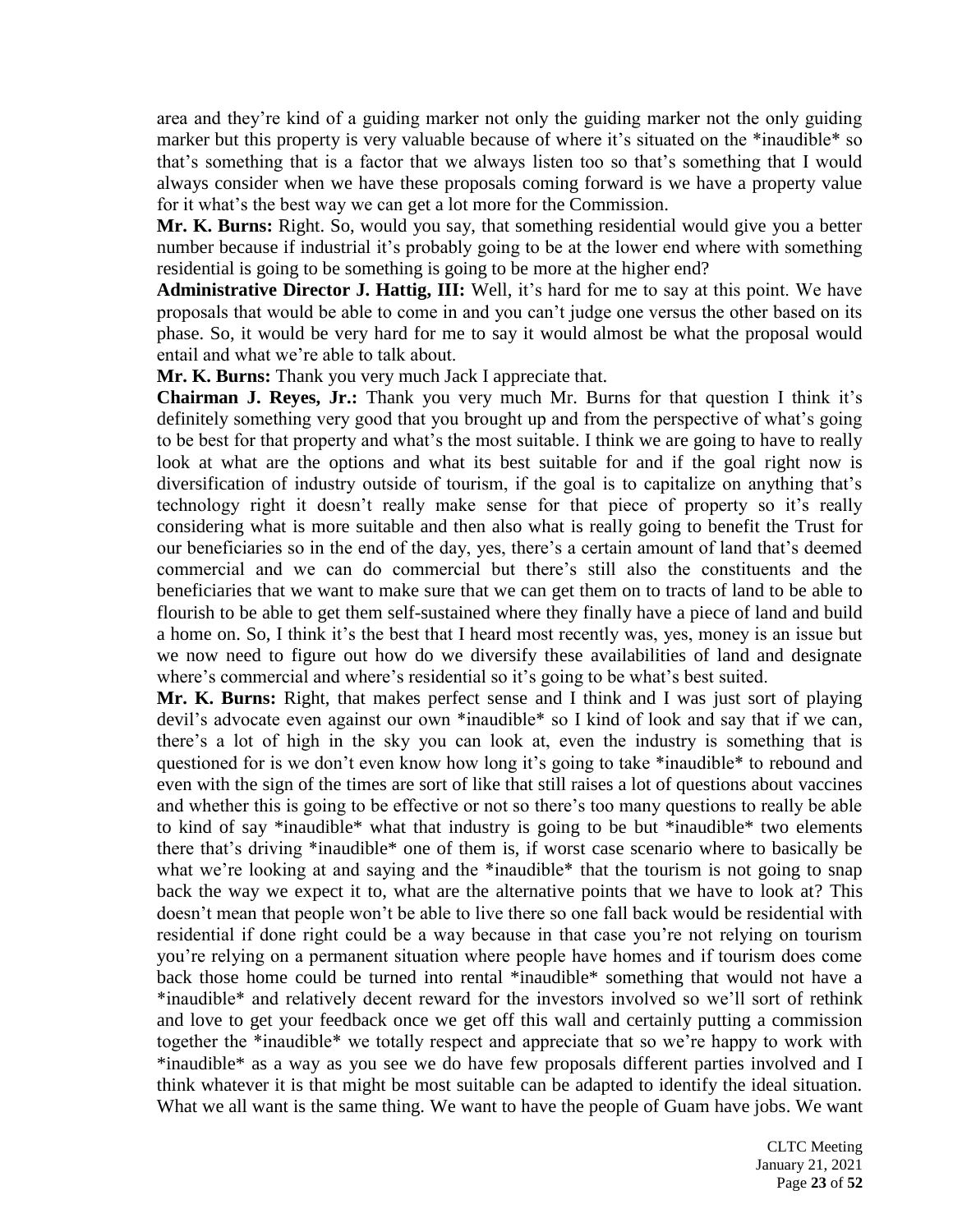area and they're kind of a guiding marker not only the guiding marker not the only guiding marker but this property is very valuable because of where it's situated on the *inaudible* so that's something that is a factor that we always listen too so that's something that I would always consider when we have these proposals coming forward is we have a property value for it what's the best way we can get a lot more for the Commission.

**Mr. K. Burns:** Right. So, would you say, that something residential would give you a better number because if industrial it's probably going to be at the lower end where with something residential is going to be something is going to be more at the higher end?

**Administrative Director J. Hattig, III:** Well, it's hard for me to say at this point. We have proposals that would be able to come in and you can't judge one versus the other based on its phase. So, it would be very hard for me to say it would almost be what the proposal would entail and what we're able to talk about.

**Mr. K. Burns:** Thank you very much Jack I appreciate that.

**Chairman J. Reyes, Jr.:** Thank you very much Mr. Burns for that question I think it's definitely something very good that you brought up and from the perspective of what's going to be best for that property and what's the most suitable. I think we are going to have to really look at what are the options and what its best suitable for and if the goal right now is diversification of industry outside of tourism, if the goal is to capitalize on anything that's technology right it doesn't really make sense for that piece of property so it's really considering what is more suitable and then also what is really going to benefit the Trust for our beneficiaries so in the end of the day, yes, there's a certain amount of land that's deemed commercial and we can do commercial but there's still also the constituents and the beneficiaries that we want to make sure that we can get them on to tracts of land to be able to flourish to be able to get them self-sustained where they finally have a piece of land and build a home on. So, I think it's the best that I heard most recently was, yes, money is an issue but we now need to figure out how do we diversify these availabilities of land and designate where's commercial and where's residential so it's going to be what's best suited.

**Mr. K. Burns:** Right, that makes perfect sense and I think and I was just sort of playing devil's advocate even against our own *inaudible* so I kind of look and say that if we can, there's a lot of high in the sky you can look at, even the industry is something that is questioned for is we don't even know how long it's going to take *inaudible* to rebound and even with the sign of the times are sort of like that still raises a lot of questions about vaccines and whether this is going to be effective or not so there's too many questions to really be able to kind of say *inaudible* what that industry is going to be but *inaudible* two elements there that's driving *inaudible* one of them is, if worst case scenario where to basically be what we're looking at and saying and the *inaudible* that the tourism is not going to snap back the way we expect it to, what are the alternative points that we have to look at? This doesn't mean that people won't be able to live there so one fall back would be residential with residential if done right could be a way because in that case you're not relying on tourism you're relying on a permanent situation where people have homes and if tourism does come back those home could be turned into rental *inaudible* something that would not have a *inaudible* and relatively decent reward for the investors involved so we'll sort of rethink and love to get your feedback once we get off this wall and certainly putting a commission together the *inaudible* we totally respect and appreciate that so we're happy to work with *inaudible* as a way as you see we do have few proposals different parties involved and I think whatever it is that might be most suitable can be adapted to identify the ideal situation. What we all want is the same thing. We want to have the people of Guam have jobs. We want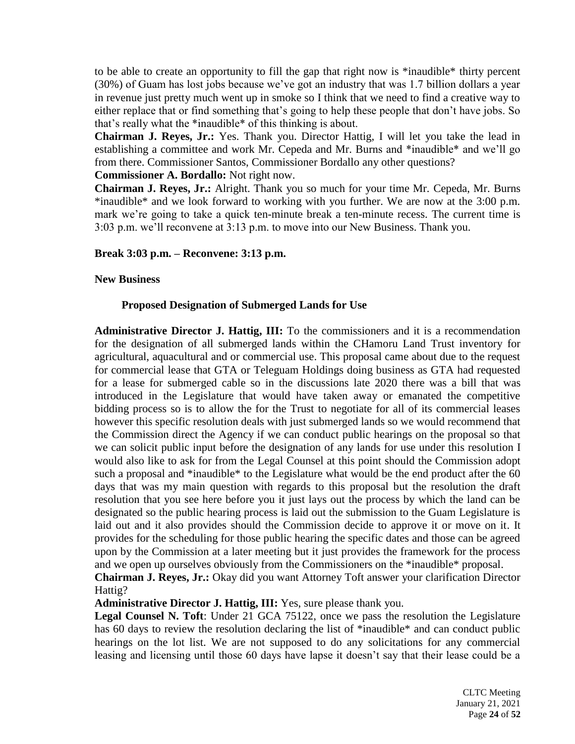to be able to create an opportunity to fill the gap that right now is *inaudible* thirty percent (30%) of Guam has lost jobs because we've got an industry that was 1.7 billion dollars a year in revenue just pretty much went up in smoke so I think that we need to find a creative way to either replace that or find something that's going to help these people that don't have jobs. So that's really what the *inaudible* of this thinking is about.

**Chairman J. Reyes, Jr.:** Yes. Thank you. Director Hattig, I will let you take the lead in establishing a committee and work Mr. Cepeda and Mr. Burns and *inaudible* and we'll go from there. Commissioner Santos, Commissioner Bordallo any other questions?

**Commissioner A. Bordallo:** Not right now.

**Chairman J. Reyes, Jr.:** Alright. Thank you so much for your time Mr. Cepeda, Mr. Burns *inaudible* and we look forward to working with you further. We are now at the 3:00 p.m. mark we're going to take a quick ten-minute break a ten-minute recess. The current time is 3:03 p.m. we'll reconvene at 3:13 p.m. to move into our New Business. Thank you.

**Break 3:03 p.m. – Reconvene: 3:13 p.m.**

**New Business**

**Proposed Designation of Submerged Lands for Use**

**Administrative Director J. Hattig, III:** To the commissioners and it is a recommendation for the designation of all submerged lands within the CHamoru Land Trust inventory for agricultural, aquacultural and or commercial use. This proposal came about due to the request for commercial lease that GTA or Teleguam Holdings doing business as GTA had requested for a lease for submerged cable so in the discussions late 2020 there was a bill that was introduced in the Legislature that would have taken away or emanated the competitive bidding process so is to allow the for the Trust to negotiate for all of its commercial leases however this specific resolution deals with just submerged lands so we would recommend that the Commission direct the Agency if we can conduct public hearings on the proposal so that we can solicit public input before the designation of any lands for use under this resolution I would also like to ask for from the Legal Counsel at this point should the Commission adopt such a proposal and *inaudible* to the Legislature what would be the end product after the 60 days that was my main question with regards to this proposal but the resolution the draft resolution that you see here before you it just lays out the process by which the land can be designated so the public hearing process is laid out the submission to the Guam Legislature is laid out and it also provides should the Commission decide to approve it or move on it. It provides for the scheduling for those public hearing the specific dates and those can be agreed upon by the Commission at a later meeting but it just provides the framework for the process and we open up ourselves obviously from the Commissioners on the *inaudible* proposal.

**Chairman J. Reyes, Jr.:** Okay did you want Attorney Toft answer your clarification Director Hattig?

**Administrative Director J. Hattig, III:** Yes, sure please thank you.

**Legal Counsel N. Toft**: Under 21 GCA 75122, once we pass the resolution the Legislature has 60 days to review the resolution declaring the list of *inaudible* and can conduct public hearings on the lot list. We are not supposed to do any solicitations for any commercial leasing and licensing until those 60 days have lapse it doesn't say that their lease could be a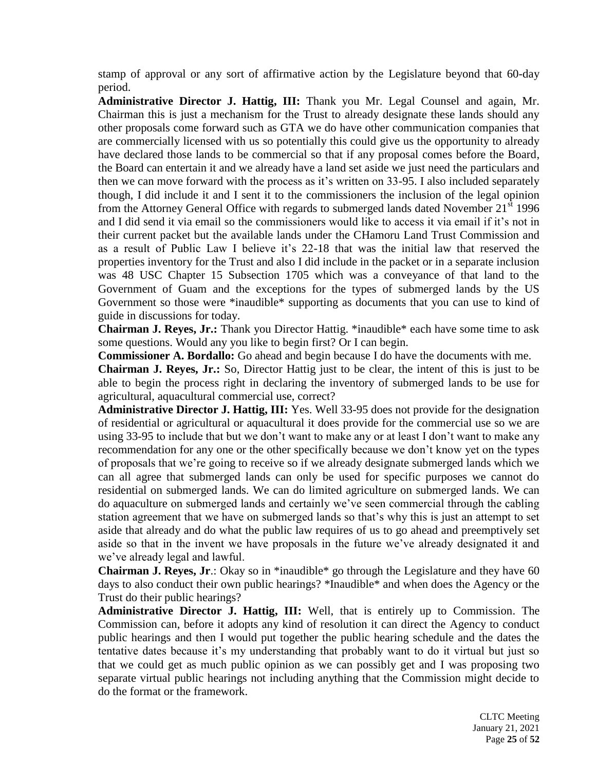stamp of approval or any sort of affirmative action by the Legislature beyond that 60-day period.

**Administrative Director J. Hattig, III:** Thank you Mr. Legal Counsel and again, Mr. Chairman this is just a mechanism for the Trust to already designate these lands should any other proposals come forward such as GTA we do have other communication companies that are commercially licensed with us so potentially this could give us the opportunity to already have declared those lands to be commercial so that if any proposal comes before the Board, the Board can entertain it and we already have a land set aside we just need the particulars and then we can move forward with the process as it's written on 33-95. I also included separately though, I did include it and I sent it to the commissioners the inclusion of the legal opinion from the Attorney General Office with regards to submerged lands dated November 21st 1996 and I did send it via email so the commissioners would like to access it via email if it's not in their current packet but the available lands under the CHamoru Land Trust Commission and as a result of Public Law I believe it's 22-18 that was the initial law that reserved the properties inventory for the Trust and also I did include in the packet or in a separate inclusion was 48 USC Chapter 15 Subsection 1705 which was a conveyance of that land to the Government of Guam and the exceptions for the types of submerged lands by the US Government so those were *inaudible* supporting as documents that you can use to kind of guide in discussions for today.

**Chairman J. Reyes, Jr.:** Thank you Director Hattig. *inaudible* each have some time to ask some questions. Would any you like to begin first? Or I can begin.

**Commissioner A. Bordallo:** Go ahead and begin because I do have the documents with me.

**Chairman J. Reyes, Jr.:** So, Director Hattig just to be clear, the intent of this is just to be able to begin the process right in declaring the inventory of submerged lands to be use for agricultural, aquacultural commercial use, correct?

**Administrative Director J. Hattig, III:** Yes. Well 33-95 does not provide for the designation of residential or agricultural or aquacultural it does provide for the commercial use so we are using 33-95 to include that but we don't want to make any or at least I don't want to make any recommendation for any one or the other specifically because we don't know yet on the types of proposals that we're going to receive so if we already designate submerged lands which we can all agree that submerged lands can only be used for specific purposes we cannot do residential on submerged lands. We can do limited agriculture on submerged lands. We can do aquaculture on submerged lands and certainly we've seen commercial through the cabling station agreement that we have on submerged lands so that's why this is just an attempt to set aside that already and do what the public law requires of us to go ahead and preemptively set aside so that in the invent we have proposals in the future we've already designated it and we've already legal and lawful.

**Chairman J. Reyes, Jr**.: Okay so in *inaudible* go through the Legislature and they have 60 days to also conduct their own public hearings? *Inaudible* and when does the Agency or the Trust do their public hearings?

**Administrative Director J. Hattig, III:** Well, that is entirely up to Commission. The Commission can, before it adopts any kind of resolution it can direct the Agency to conduct public hearings and then I would put together the public hearing schedule and the dates the tentative dates because it's my understanding that probably want to do it virtual but just so that we could get as much public opinion as we can possibly get and I was proposing two separate virtual public hearings not including anything that the Commission might decide to do the format or the framework.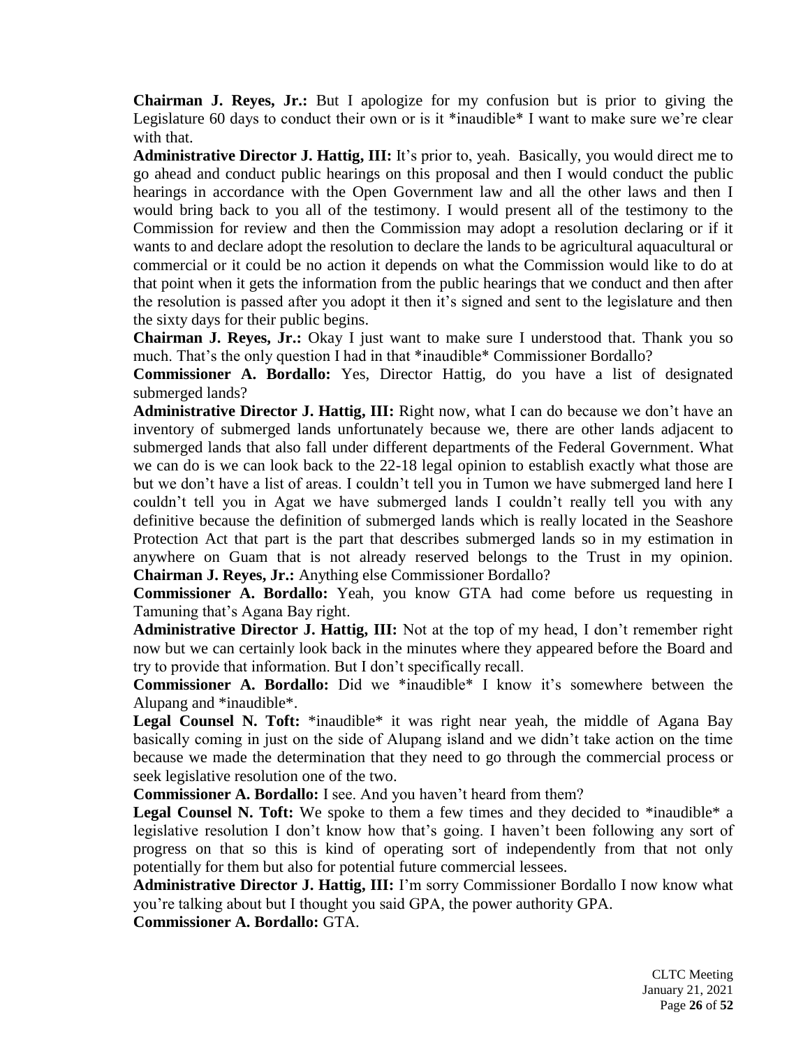**Chairman J. Reyes, Jr.:** But I apologize for my confusion but is prior to giving the Legislature 60 days to conduct their own or is it *inaudible* I want to make sure we're clear with that.

**Administrative Director J. Hattig, III:** It's prior to, yeah. Basically, you would direct me to go ahead and conduct public hearings on this proposal and then I would conduct the public hearings in accordance with the Open Government law and all the other laws and then I would bring back to you all of the testimony. I would present all of the testimony to the Commission for review and then the Commission may adopt a resolution declaring or if it wants to and declare adopt the resolution to declare the lands to be agricultural aquacultural or commercial or it could be no action it depends on what the Commission would like to do at that point when it gets the information from the public hearings that we conduct and then after the resolution is passed after you adopt it then it's signed and sent to the legislature and then the sixty days for their public begins.

**Chairman J. Reyes, Jr.:** Okay I just want to make sure I understood that. Thank you so much. That's the only question I had in that *inaudible* Commissioner Bordallo?

**Commissioner A. Bordallo:** Yes, Director Hattig, do you have a list of designated submerged lands?

**Administrative Director J. Hattig, III:** Right now, what I can do because we don't have an inventory of submerged lands unfortunately because we, there are other lands adjacent to submerged lands that also fall under different departments of the Federal Government. What we can do is we can look back to the 22-18 legal opinion to establish exactly what those are but we don't have a list of areas. I couldn't tell you in Tumon we have submerged land here I couldn't tell you in Agat we have submerged lands I couldn't really tell you with any definitive because the definition of submerged lands which is really located in the Seashore Protection Act that part is the part that describes submerged lands so in my estimation in anywhere on Guam that is not already reserved belongs to the Trust in my opinion.

**Chairman J. Reyes, Jr.:** Anything else Commissioner Bordallo?

**Commissioner A. Bordallo:** Yeah, you know GTA had come before us requesting in Tamuning that's Agana Bay right.

**Administrative Director J. Hattig, III:** Not at the top of my head, I don't remember right now but we can certainly look back in the minutes where they appeared before the Board and try to provide that information. But I don't specifically recall.

**Commissioner A. Bordallo:** Did we *inaudible* I know it's somewhere between the Alupang and *inaudible*.

**Legal Counsel N. Toft:** *inaudible* it was right near yeah, the middle of Agana Bay basically coming in just on the side of Alupang island and we didn't take action on the time because we made the determination that they need to go through the commercial process or seek legislative resolution one of the two.

**Commissioner A. Bordallo:** I see. And you haven't heard from them?

**Legal Counsel N. Toft:** We spoke to them a few times and they decided to *inaudible* a legislative resolution I don't know how that's going. I haven't been following any sort of progress on that so this is kind of operating sort of independently from that not only potentially for them but also for potential future commercial lessees.

**Administrative Director J. Hattig, III:** I'm sorry Commissioner Bordallo I now know what you're talking about but I thought you said GPA, the power authority GPA.

**Commissioner A. Bordallo:** GTA.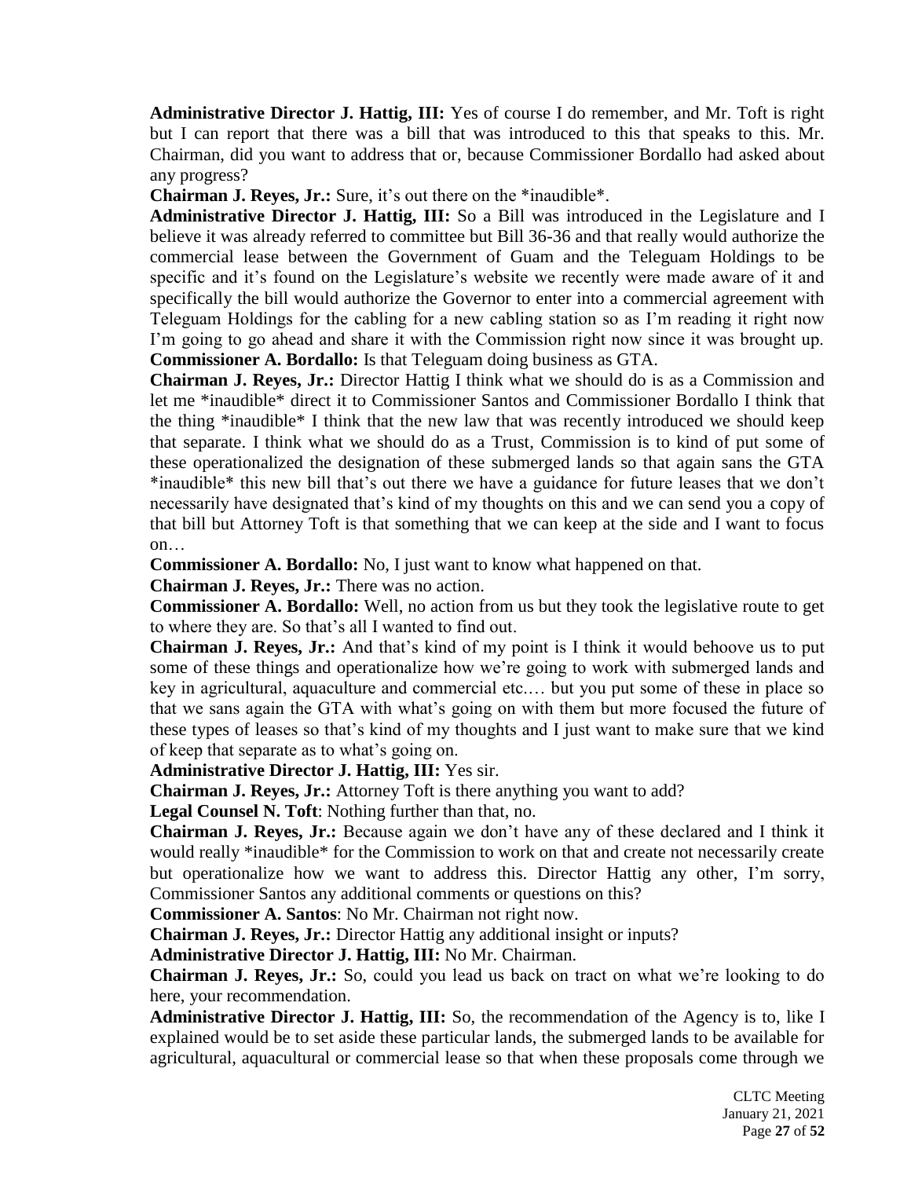**Administrative Director J. Hattig, III:** Yes of course I do remember, and Mr. Toft is right but I can report that there was a bill that was introduced to this that speaks to this. Mr. Chairman, did you want to address that or, because Commissioner Bordallo had asked about any progress?

**Chairman J. Reyes, Jr.:** Sure, it's out there on the *inaudible*.

**Administrative Director J. Hattig, III:** So a Bill was introduced in the Legislature and I believe it was already referred to committee but Bill 36-36 and that really would authorize the commercial lease between the Government of Guam and the Teleguam Holdings to be specific and it's found on the Legislature's website we recently were made aware of it and specifically the bill would authorize the Governor to enter into a commercial agreement with Teleguam Holdings for the cabling for a new cabling station so as I'm reading it right now I'm going to go ahead and share it with the Commission right now since it was brought up.

**Commissioner A. Bordallo:** Is that Teleguam doing business as GTA.

**Chairman J. Reyes, Jr.:** Director Hattig I think what we should do is as a Commission and let me *inaudible* direct it to Commissioner Santos and Commissioner Bordallo I think that the thing *inaudible* I think that the new law that was recently introduced we should keep that separate. I think what we should do as a Trust, Commission is to kind of put some of these operationalized the designation of these submerged lands so that again sans the GTA *inaudible* this new bill that's out there we have a guidance for future leases that we don't necessarily have designated that's kind of my thoughts on this and we can send you a copy of that bill but Attorney Toft is that something that we can keep at the side and I want to focus on…

**Commissioner A. Bordallo:** No, I just want to know what happened on that.

**Chairman J. Reyes, Jr.:** There was no action.

**Commissioner A. Bordallo:** Well, no action from us but they took the legislative route to get to where they are. So that's all I wanted to find out.

**Chairman J. Reyes, Jr.:** And that's kind of my point is I think it would behoove us to put some of these things and operationalize how we're going to work with submerged lands and key in agricultural, aquaculture and commercial etc.… but you put some of these in place so that we sans again the GTA with what's going on with them but more focused the future of these types of leases so that's kind of my thoughts and I just want to make sure that we kind of keep that separate as to what's going on.

**Administrative Director J. Hattig, III:** Yes sir.

**Chairman J. Reyes, Jr.:** Attorney Toft is there anything you want to add?

**Legal Counsel N. Toft**: Nothing further than that, no.

**Chairman J. Reyes, Jr.:** Because again we don't have any of these declared and I think it would really *inaudible* for the Commission to work on that and create not necessarily create but operationalize how we want to address this. Director Hattig any other, I'm sorry, Commissioner Santos any additional comments or questions on this?

**Commissioner A. Santos**: No Mr. Chairman not right now.

**Chairman J. Reyes, Jr.:** Director Hattig any additional insight or inputs?

**Administrative Director J. Hattig, III:** No Mr. Chairman.

**Chairman J. Reyes, Jr.:** So, could you lead us back on tract on what we're looking to do here, your recommendation.

**Administrative Director J. Hattig, III:** So, the recommendation of the Agency is to, like I explained would be to set aside these particular lands, the submerged lands to be available for agricultural, aquacultural or commercial lease so that when these proposals come through we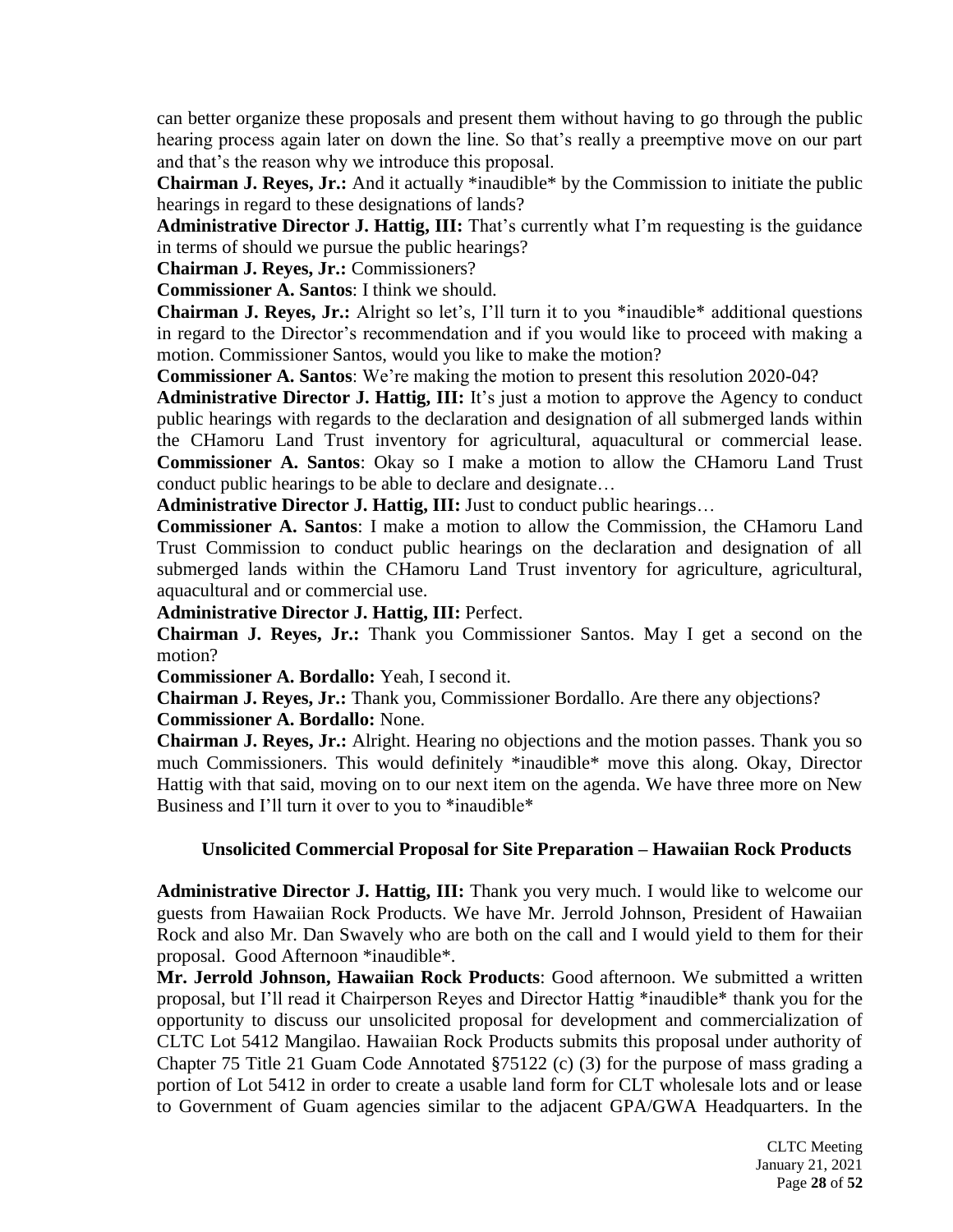can better organize these proposals and present them without having to go through the public hearing process again later on down the line. So that's really a preemptive move on our part and that's the reason why we introduce this proposal.

**Chairman J. Reyes, Jr.:** And it actually *inaudible* by the Commission to initiate the public hearings in regard to these designations of lands?

**Administrative Director J. Hattig, III:** That's currently what I'm requesting is the guidance in terms of should we pursue the public hearings?

**Chairman J. Reyes, Jr.:** Commissioners?

**Commissioner A. Santos**: I think we should.

**Chairman J. Reyes, Jr.:** Alright so let's, I'll turn it to you *inaudible* additional questions in regard to the Director's recommendation and if you would like to proceed with making a motion. Commissioner Santos, would you like to make the motion?

**Commissioner A. Santos**: We're making the motion to present this resolution 2020-04?

**Administrative Director J. Hattig, III:** It's just a motion to approve the Agency to conduct public hearings with regards to the declaration and designation of all submerged lands within the CHamoru Land Trust inventory for agricultural, aquacultural or commercial lease.

**Commissioner A. Santos**: Okay so I make a motion to allow the CHamoru Land Trust conduct public hearings to be able to declare and designate…

**Administrative Director J. Hattig, III:** Just to conduct public hearings…

**Commissioner A. Santos**: I make a motion to allow the Commission, the CHamoru Land Trust Commission to conduct public hearings on the declaration and designation of all submerged lands within the CHamoru Land Trust inventory for agriculture, agricultural, aquacultural and or commercial use.

**Administrative Director J. Hattig, III:** Perfect.

**Chairman J. Reyes, Jr.:** Thank you Commissioner Santos. May I get a second on the motion?

**Commissioner A. Bordallo:** Yeah, I second it.

**Chairman J. Reyes, Jr.:** Thank you, Commissioner Bordallo. Are there any objections?

**Commissioner A. Bordallo:** None.

**Chairman J. Reyes, Jr.:** Alright. Hearing no objections and the motion passes. Thank you so much Commissioners. This would definitely *inaudible* move this along. Okay, Director Hattig with that said, moving on to our next item on the agenda. We have three more on New Business and I'll turn it over to you to *inaudible*

**Unsolicited Commercial Proposal for Site Preparation – Hawaiian Rock Products**

**Administrative Director J. Hattig, III:** Thank you very much. I would like to welcome our guests from Hawaiian Rock Products. We have Mr. Jerrold Johnson, President of Hawaiian Rock and also Mr. Dan Swavely who are both on the call and I would yield to them for their proposal. Good Afternoon *inaudible*.

**Mr. Jerrold Johnson, Hawaiian Rock Products**: Good afternoon. We submitted a written proposal, but I'll read it Chairperson Reyes and Director Hattig *inaudible* thank you for the opportunity to discuss our unsolicited proposal for development and commercialization of CLTC Lot 5412 Mangilao. Hawaiian Rock Products submits this proposal under authority of Chapter 75 Title 21 Guam Code Annotated §75122 (c) (3) for the purpose of mass grading a portion of Lot 5412 in order to create a usable land form for CLT wholesale lots and or lease to Government of Guam agencies similar to the adjacent GPA/GWA Headquarters. In the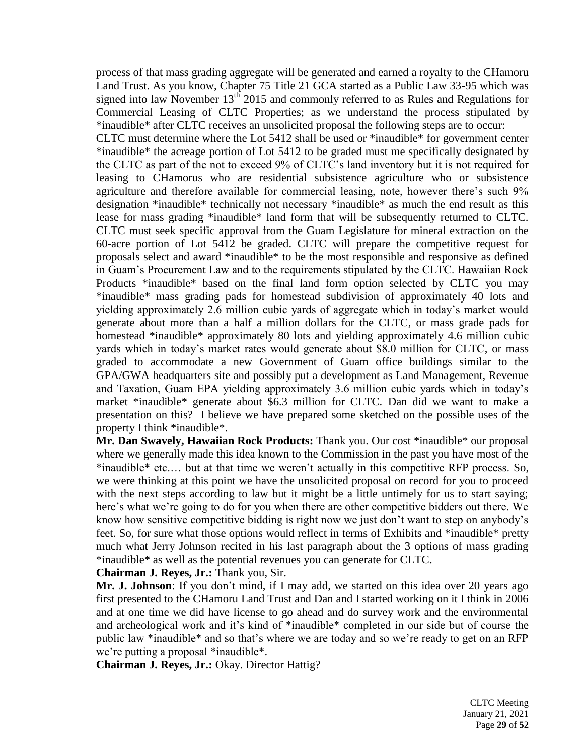process of that mass grading aggregate will be generated and earned a royalty to the CHamoru Land Trust. As you know, Chapter 75 Title 21 GCA started as a Public Law 33-95 which was signed into law November 13th 2015 and commonly referred to as Rules and Regulations for Commercial Leasing of CLTC Properties; as we understand the process stipulated by *inaudible* after CLTC receives an unsolicited proposal the following steps are to occur:
CLTC must determine where the Lot 5412 shall be used or *inaudible* for government center *inaudible* the acreage portion of Lot 5412 to be graded must me specifically designated by the CLTC as part of the not to exceed 9% of CLTC's land inventory but it is not required for leasing to CHamorus who are residential subsistence agriculture who or subsistence agriculture and therefore available for commercial leasing, note, however there's such 9% designation *inaudible* technically not necessary *inaudible* as much the end result as this lease for mass grading *inaudible* land form that will be subsequently returned to CLTC. CLTC must seek specific approval from the Guam Legislature for mineral extraction on the 60-acre portion of Lot 5412 be graded. CLTC will prepare the competitive request for proposals select and award *inaudible* to be the most responsible and responsive as defined in Guam's Procurement Law and to the requirements stipulated by the CLTC. Hawaiian Rock Products *inaudible* based on the final land form option selected by CLTC you may *inaudible* mass grading pads for homestead subdivision of approximately 40 lots and yielding approximately 2.6 million cubic yards of aggregate which in today's market would generate about more than a half a million dollars for the CLTC, or mass grade pads for homestead *inaudible* approximately 80 lots and yielding approximately 4.6 million cubic yards which in today's market rates would generate about \$8.0 million for CLTC, or mass graded to accommodate a new Government of Guam office buildings similar to the GPA/GWA headquarters site and possibly put a development as Land Management, Revenue and Taxation, Guam EPA yielding approximately 3.6 million cubic yards which in today's market *inaudible* generate about \$6.3 million for CLTC. Dan did we want to make a presentation on this? I believe we have prepared some sketched on the possible uses of the property I think *inaudible*.

**Mr. Dan Swavely, Hawaiian Rock Products:** Thank you. Our cost *inaudible* our proposal where we generally made this idea known to the Commission in the past you have most of the *inaudible* etc.… but at that time we weren't actually in this competitive RFP process. So, we were thinking at this point we have the unsolicited proposal on record for you to proceed with the next steps according to law but it might be a little untimely for us to start saying; here's what we're going to do for you when there are other competitive bidders out there. We know how sensitive competitive bidding is right now we just don't want to step on anybody's feet. So, for sure what those options would reflect in terms of Exhibits and *inaudible* pretty much what Jerry Johnson recited in his last paragraph about the 3 options of mass grading *inaudible* as well as the potential revenues you can generate for CLTC.

**Chairman J. Reyes, Jr.:** Thank you, Sir.

**Mr. J. Johnson**: If you don't mind, if I may add, we started on this idea over 20 years ago first presented to the CHamoru Land Trust and Dan and I started working on it I think in 2006 and at one time we did have license to go ahead and do survey work and the environmental and archeological work and it's kind of *inaudible* completed in our side but of course the public law *inaudible* and so that's where we are today and so we're ready to get on an RFP we're putting a proposal *inaudible*.

**Chairman J. Reyes, Jr.:** Okay. Director Hattig?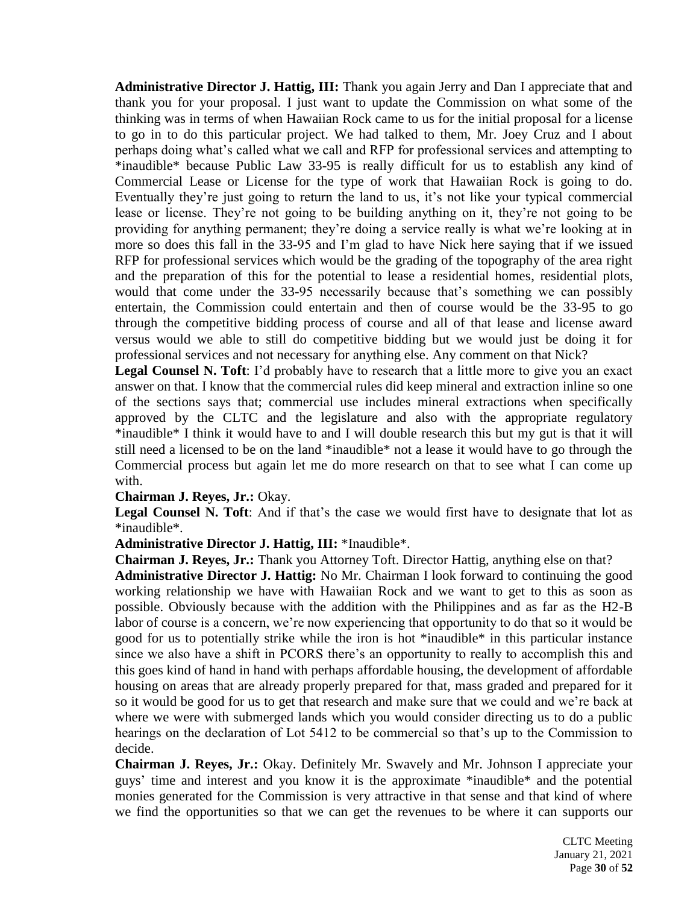**Administrative Director J. Hattig, III:** Thank you again Jerry and Dan I appreciate that and thank you for your proposal. I just want to update the Commission on what some of the thinking was in terms of when Hawaiian Rock came to us for the initial proposal for a license to go in to do this particular project. We had talked to them, Mr. Joey Cruz and I about perhaps doing what's called what we call and RFP for professional services and attempting to *inaudible* because Public Law 33-95 is really difficult for us to establish any kind of Commercial Lease or License for the type of work that Hawaiian Rock is going to do. Eventually they're just going to return the land to us, it's not like your typical commercial lease or license. They're not going to be building anything on it, they're not going to be providing for anything permanent; they're doing a service really is what we're looking at in more so does this fall in the 33-95 and I'm glad to have Nick here saying that if we issued RFP for professional services which would be the grading of the topography of the area right and the preparation of this for the potential to lease a residential homes, residential plots, would that come under the 33-95 necessarily because that's something we can possibly entertain, the Commission could entertain and then of course would be the 33-95 to go through the competitive bidding process of course and all of that lease and license award versus would we able to still do competitive bidding but we would just be doing it for professional services and not necessary for anything else. Any comment on that Nick?

**Legal Counsel N. Toft**: I'd probably have to research that a little more to give you an exact answer on that. I know that the commercial rules did keep mineral and extraction inline so one of the sections says that; commercial use includes mineral extractions when specifically approved by the CLTC and the legislature and also with the appropriate regulatory *inaudible* I think it would have to and I will double research this but my gut is that it will still need a licensed to be on the land *inaudible* not a lease it would have to go through the Commercial process but again let me do more research on that to see what I can come up with.

**Chairman J. Reyes, Jr.:** Okay.

**Legal Counsel N. Toft**: And if that's the case we would first have to designate that lot as *inaudible*.

**Administrative Director J. Hattig, III:** *Inaudible*.

**Chairman J. Reyes, Jr.:** Thank you Attorney Toft. Director Hattig, anything else on that?

**Administrative Director J. Hattig:** No Mr. Chairman I look forward to continuing the good working relationship we have with Hawaiian Rock and we want to get to this as soon as possible. Obviously because with the addition with the Philippines and as far as the H2-B labor of course is a concern, we're now experiencing that opportunity to do that so it would be good for us to potentially strike while the iron is hot *inaudible* in this particular instance since we also have a shift in PCORS there's an opportunity to really to accomplish this and this goes kind of hand in hand with perhaps affordable housing, the development of affordable housing on areas that are already properly prepared for that, mass graded and prepared for it so it would be good for us to get that research and make sure that we could and we're back at where we were with submerged lands which you would consider directing us to do a public hearings on the declaration of Lot 5412 to be commercial so that's up to the Commission to decide.

**Chairman J. Reyes, Jr.:** Okay. Definitely Mr. Swavely and Mr. Johnson I appreciate your guys' time and interest and you know it is the approximate *inaudible* and the potential monies generated for the Commission is very attractive in that sense and that kind of where we find the opportunities so that we can get the revenues to be where it can supports our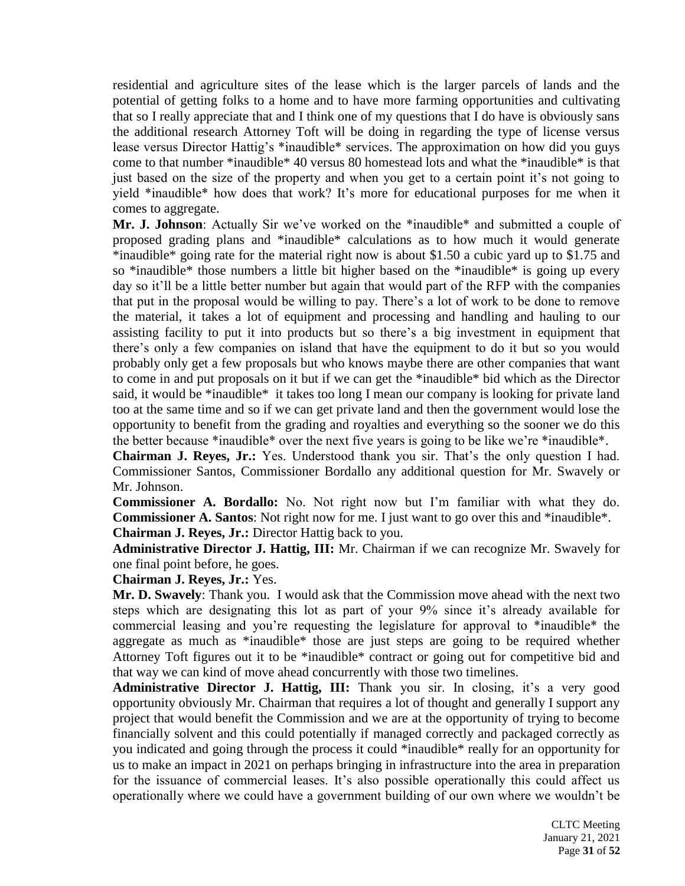residential and agriculture sites of the lease which is the larger parcels of lands and the potential of getting folks to a home and to have more farming opportunities and cultivating that so I really appreciate that and I think one of my questions that I do have is obviously sans the additional research Attorney Toft will be doing in regarding the type of license versus lease versus Director Hattig's *inaudible* services. The approximation on how did you guys come to that number *inaudible* 40 versus 80 homestead lots and what the *inaudible* is that just based on the size of the property and when you get to a certain point it's not going to yield *inaudible* how does that work? It's more for educational purposes for me when it comes to aggregate.

**Mr. J. Johnson**: Actually Sir we've worked on the *inaudible* and submitted a couple of proposed grading plans and *inaudible* calculations as to how much it would generate *inaudible* going rate for the material right now is about $1.50 a cubic yard up to $1.75 and so *inaudible* those numbers a little bit higher based on the *inaudible* is going up every day so it'll be a little better number but again that would part of the RFP with the companies that put in the proposal would be willing to pay. There's a lot of work to be done to remove the material, it takes a lot of equipment and processing and handling and hauling to our assisting facility to put it into products but so there's a big investment in equipment that there's only a few companies on island that have the equipment to do it but so you would probably only get a few proposals but who knows maybe there are other companies that want to come in and put proposals on it but if we can get the *inaudible* bid which as the Director said, it would be *inaudible* it takes too long I mean our company is looking for private land too at the same time and so if we can get private land and then the government would lose the opportunity to benefit from the grading and royalties and everything so the sooner we do this the better because *inaudible* over the next five years is going to be like we're *inaudible*.

**Chairman J. Reyes, Jr.:** Yes. Understood thank you sir. That's the only question I had. Commissioner Santos, Commissioner Bordallo any additional question for Mr. Swavely or Mr. Johnson.

**Commissioner A. Bordallo:** No. Not right now but I'm familiar with what they do.

**Commissioner A. Santos**: Not right now for me. I just want to go over this and *inaudible*.

**Chairman J. Reyes, Jr.:** Director Hattig back to you.

**Administrative Director J. Hattig, III:** Mr. Chairman if we can recognize Mr. Swavely for one final point before, he goes.

**Chairman J. Reyes, Jr.:** Yes.

**Mr. D. Swavely**: Thank you. I would ask that the Commission move ahead with the next two steps which are designating this lot as part of your 9% since it's already available for commercial leasing and you're requesting the legislature for approval to *inaudible* the aggregate as much as *inaudible* those are just steps are going to be required whether Attorney Toft figures out it to be *inaudible* contract or going out for competitive bid and that way we can kind of move ahead concurrently with those two timelines.

**Administrative Director J. Hattig, III:** Thank you sir. In closing, it's a very good opportunity obviously Mr. Chairman that requires a lot of thought and generally I support any project that would benefit the Commission and we are at the opportunity of trying to become financially solvent and this could potentially if managed correctly and packaged correctly as you indicated and going through the process it could *inaudible* really for an opportunity for us to make an impact in 2021 on perhaps bringing in infrastructure into the area in preparation for the issuance of commercial leases. It's also possible operationally this could affect us operationally where we could have a government building of our own where we wouldn't be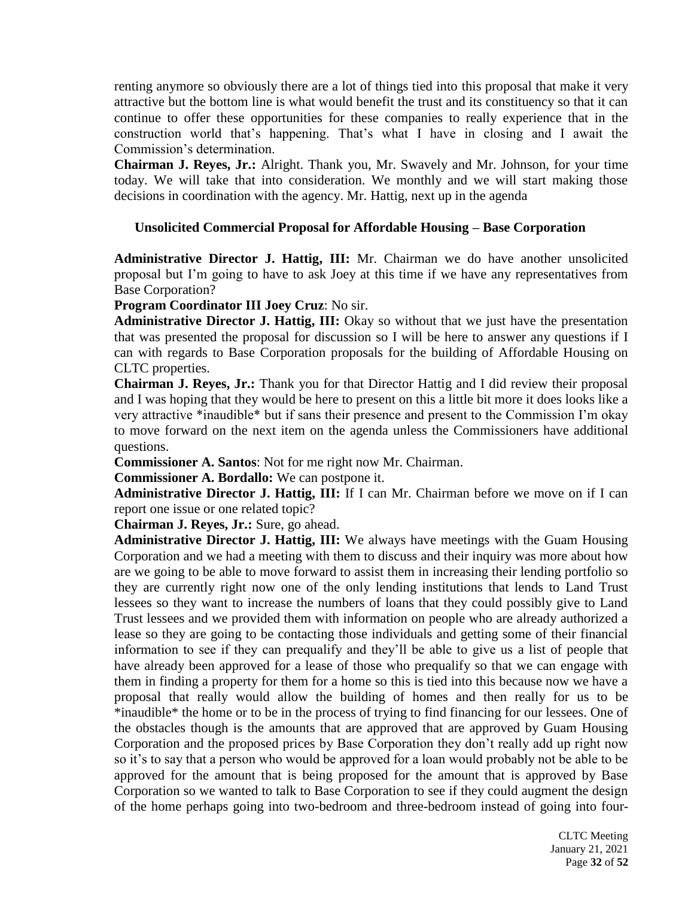renting anymore so obviously there are a lot of things tied into this proposal that make it very attractive but the bottom line is what would benefit the trust and its constituency so that it can continue to offer these opportunities for these companies to really experience that in the construction world that's happening. That's what I have in closing and I await the Commission's determination.

**Chairman J. Reyes, Jr.:** Alright. Thank you, Mr. Swavely and Mr. Johnson, for your time today. We will take that into consideration. We monthly and we will start making those decisions in coordination with the agency. Mr. Hattig, next up in the agenda

**Unsolicited Commercial Proposal for Affordable Housing – Base Corporation**

**Administrative Director J. Hattig, III:** Mr. Chairman we do have another unsolicited proposal but I'm going to have to ask Joey at this time if we have any representatives from Base Corporation?

**Program Coordinator III Joey Cruz**: No sir.

**Administrative Director J. Hattig, III:** Okay so without that we just have the presentation that was presented the proposal for discussion so I will be here to answer any questions if I can with regards to Base Corporation proposals for the building of Affordable Housing on CLTC properties.

**Chairman J. Reyes, Jr.:** Thank you for that Director Hattig and I did review their proposal and I was hoping that they would be here to present on this a little bit more it does looks like a very attractive *inaudible* but if sans their presence and present to the Commission I'm okay to move forward on the next item on the agenda unless the Commissioners have additional questions.

**Commissioner A. Santos**: Not for me right now Mr. Chairman.

**Commissioner A. Bordallo:** We can postpone it.

**Administrative Director J. Hattig, III:** If I can Mr. Chairman before we move on if I can report one issue or one related topic?

**Chairman J. Reyes, Jr.:** Sure, go ahead.

**Administrative Director J. Hattig, III:** We always have meetings with the Guam Housing Corporation and we had a meeting with them to discuss and their inquiry was more about how are we going to be able to move forward to assist them in increasing their lending portfolio so they are currently right now one of the only lending institutions that lends to Land Trust lessees so they want to increase the numbers of loans that they could possibly give to Land Trust lessees and we provided them with information on people who are already authorized a lease so they are going to be contacting those individuals and getting some of their financial information to see if they can prequalify and they'll be able to give us a list of people that have already been approved for a lease of those who prequalify so that we can engage with them in finding a property for them for a home so this is tied into this because now we have a proposal that really would allow the building of homes and then really for us to be *inaudible* the home or to be in the process of trying to find financing for our lessees. One of the obstacles though is the amounts that are approved that are approved by Guam Housing Corporation and the proposed prices by Base Corporation they don't really add up right now so it's to say that a person who would be approved for a loan would probably not be able to be approved for the amount that is being proposed for the amount that is approved by Base Corporation so we wanted to talk to Base Corporation to see if they could augment the design of the home perhaps going into two-bedroom and three-bedroom instead of going into four-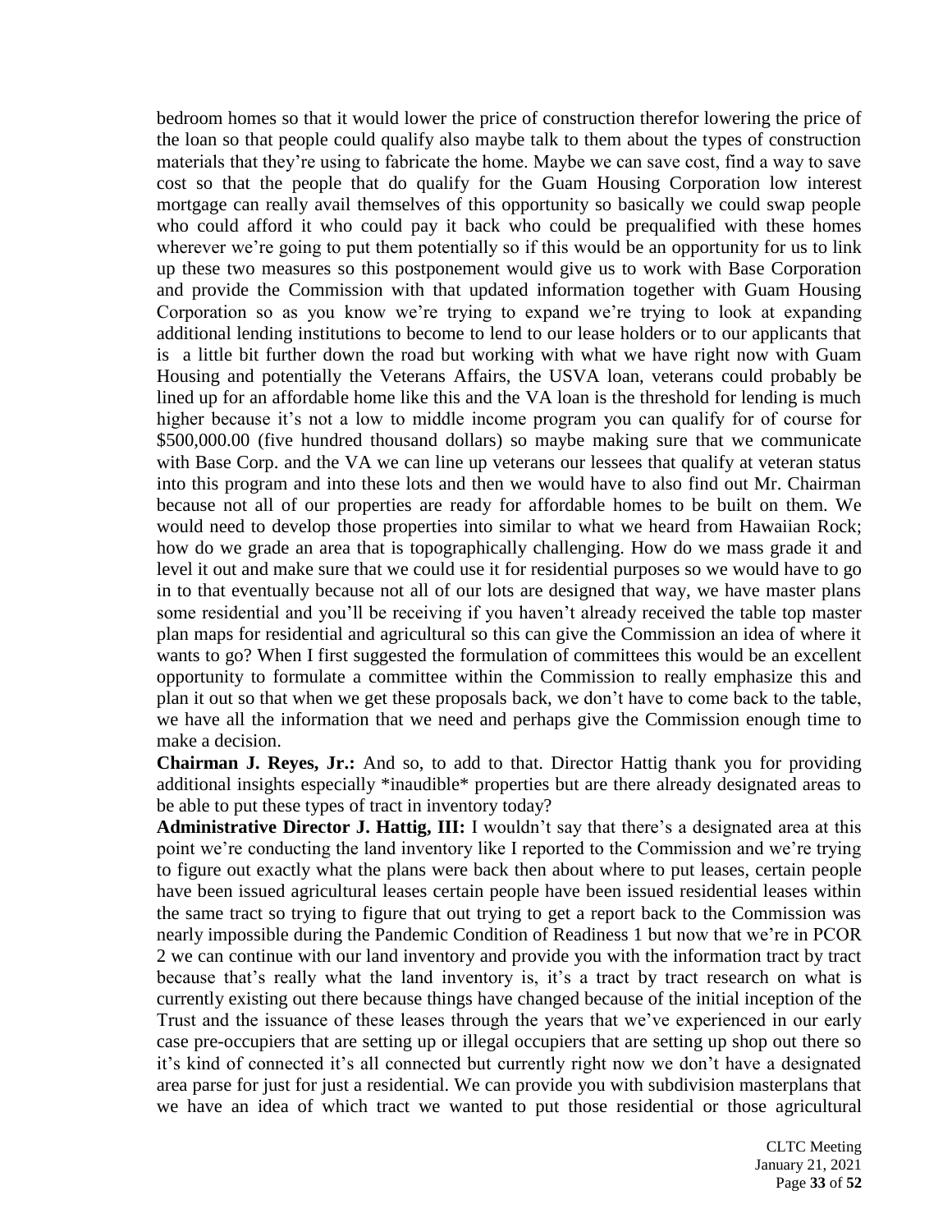bedroom homes so that it would lower the price of construction therefor lowering the price of the loan so that people could qualify also maybe talk to them about the types of construction materials that they're using to fabricate the home. Maybe we can save cost, find a way to save cost so that the people that do qualify for the Guam Housing Corporation low interest mortgage can really avail themselves of this opportunity so basically we could swap people who could afford it who could pay it back who could be prequalified with these homes wherever we're going to put them potentially so if this would be an opportunity for us to link up these two measures so this postponement would give us to work with Base Corporation and provide the Commission with that updated information together with Guam Housing Corporation so as you know we're trying to expand we're trying to look at expanding additional lending institutions to become to lend to our lease holders or to our applicants that is a little bit further down the road but working with what we have right now with Guam Housing and potentially the Veterans Affairs, the USVA loan, veterans could probably be lined up for an affordable home like this and the VA loan is the threshold for lending is much higher because it's not a low to middle income program you can qualify for of course for \$500,000.00 (five hundred thousand dollars) so maybe making sure that we communicate with Base Corp. and the VA we can line up veterans our lessees that qualify at veteran status into this program and into these lots and then we would have to also find out Mr. Chairman because not all of our properties are ready for affordable homes to be built on them. We would need to develop those properties into similar to what we heard from Hawaiian Rock; how do we grade an area that is topographically challenging. How do we mass grade it and level it out and make sure that we could use it for residential purposes so we would have to go in to that eventually because not all of our lots are designed that way, we have master plans some residential and you'll be receiving if you haven't already received the table top master plan maps for residential and agricultural so this can give the Commission an idea of where it wants to go? When I first suggested the formulation of committees this would be an excellent opportunity to formulate a committee within the Commission to really emphasize this and plan it out so that when we get these proposals back, we don't have to come back to the table, we have all the information that we need and perhaps give the Commission enough time to make a decision.

**Chairman J. Reyes, Jr.:** And so, to add to that. Director Hattig thank you for providing additional insights especially *inaudible* properties but are there already designated areas to be able to put these types of tract in inventory today?

**Administrative Director J. Hattig, III:** I wouldn't say that there's a designated area at this point we're conducting the land inventory like I reported to the Commission and we're trying to figure out exactly what the plans were back then about where to put leases, certain people have been issued agricultural leases certain people have been issued residential leases within the same tract so trying to figure that out trying to get a report back to the Commission was nearly impossible during the Pandemic Condition of Readiness 1 but now that we're in PCOR 2 we can continue with our land inventory and provide you with the information tract by tract because that's really what the land inventory is, it's a tract by tract research on what is currently existing out there because things have changed because of the initial inception of the Trust and the issuance of these leases through the years that we've experienced in our early case pre-occupiers that are setting up or illegal occupiers that are setting up shop out there so it's kind of connected it's all connected but currently right now we don't have a designated area parse for just for just a residential. We can provide you with subdivision masterplans that we have an idea of which tract we wanted to put those residential or those agricultural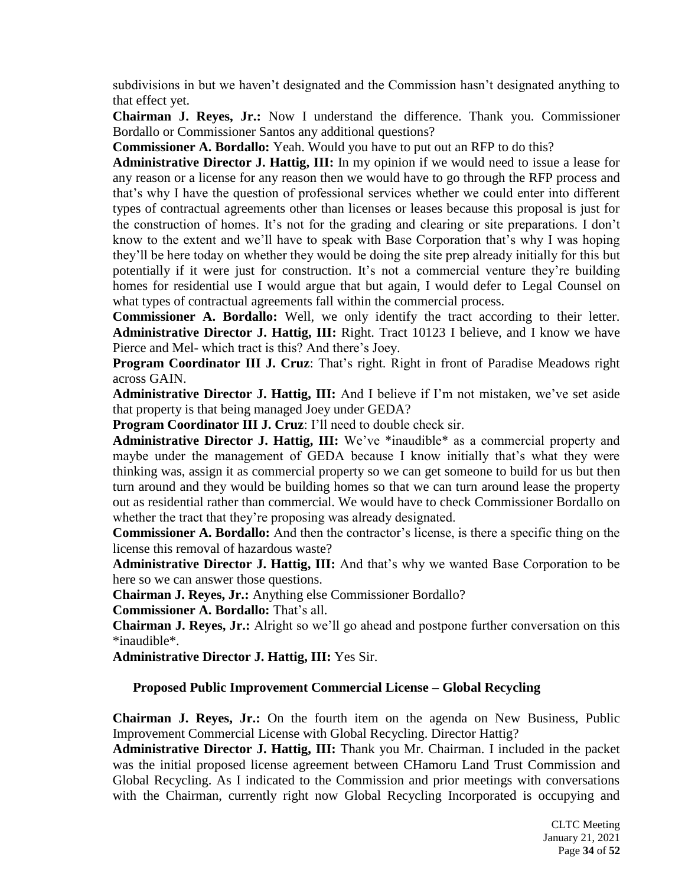subdivisions in but we haven't designated and the Commission hasn't designated anything to that effect yet.

**Chairman J. Reyes, Jr.:** Now I understand the difference. Thank you. Commissioner Bordallo or Commissioner Santos any additional questions?

**Commissioner A. Bordallo:** Yeah. Would you have to put out an RFP to do this?

**Administrative Director J. Hattig, III:** In my opinion if we would need to issue a lease for any reason or a license for any reason then we would have to go through the RFP process and that's why I have the question of professional services whether we could enter into different types of contractual agreements other than licenses or leases because this proposal is just for the construction of homes. It's not for the grading and clearing or site preparations. I don't know to the extent and we'll have to speak with Base Corporation that's why I was hoping they'll be here today on whether they would be doing the site prep already initially for this but potentially if it were just for construction. It's not a commercial venture they're building homes for residential use I would argue that but again, I would defer to Legal Counsel on what types of contractual agreements fall within the commercial process.

**Commissioner A. Bordallo:** Well, we only identify the tract according to their letter.

**Administrative Director J. Hattig, III:** Right. Tract 10123 I believe, and I know we have Pierce and Mel- which tract is this? And there's Joey.

**Program Coordinator III J. Cruz**: That's right. Right in front of Paradise Meadows right across GAIN.

**Administrative Director J. Hattig, III:** And I believe if I'm not mistaken, we've set aside that property is that being managed Joey under GEDA?

**Program Coordinator III J. Cruz**: I'll need to double check sir.

**Administrative Director J. Hattig, III:** We've *inaudible* as a commercial property and maybe under the management of GEDA because I know initially that's what they were thinking was, assign it as commercial property so we can get someone to build for us but then turn around and they would be building homes so that we can turn around lease the property out as residential rather than commercial. We would have to check Commissioner Bordallo on whether the tract that they're proposing was already designated.

**Commissioner A. Bordallo:** And then the contractor's license, is there a specific thing on the license this removal of hazardous waste?

**Administrative Director J. Hattig, III:** And that's why we wanted Base Corporation to be here so we can answer those questions.

**Chairman J. Reyes, Jr.:** Anything else Commissioner Bordallo?

**Commissioner A. Bordallo:** That's all.

**Chairman J. Reyes, Jr.:** Alright so we'll go ahead and postpone further conversation on this *inaudible*.

**Administrative Director J. Hattig, III:** Yes Sir.

### Proposed Public Improvement Commercial License – Global Recycling

**Chairman J. Reyes, Jr.:** On the fourth item on the agenda on New Business, Public Improvement Commercial License with Global Recycling. Director Hattig?

**Administrative Director J. Hattig, III:** Thank you Mr. Chairman. I included in the packet was the initial proposed license agreement between CHamoru Land Trust Commission and Global Recycling. As I indicated to the Commission and prior meetings with conversations with the Chairman, currently right now Global Recycling Incorporated is occupying and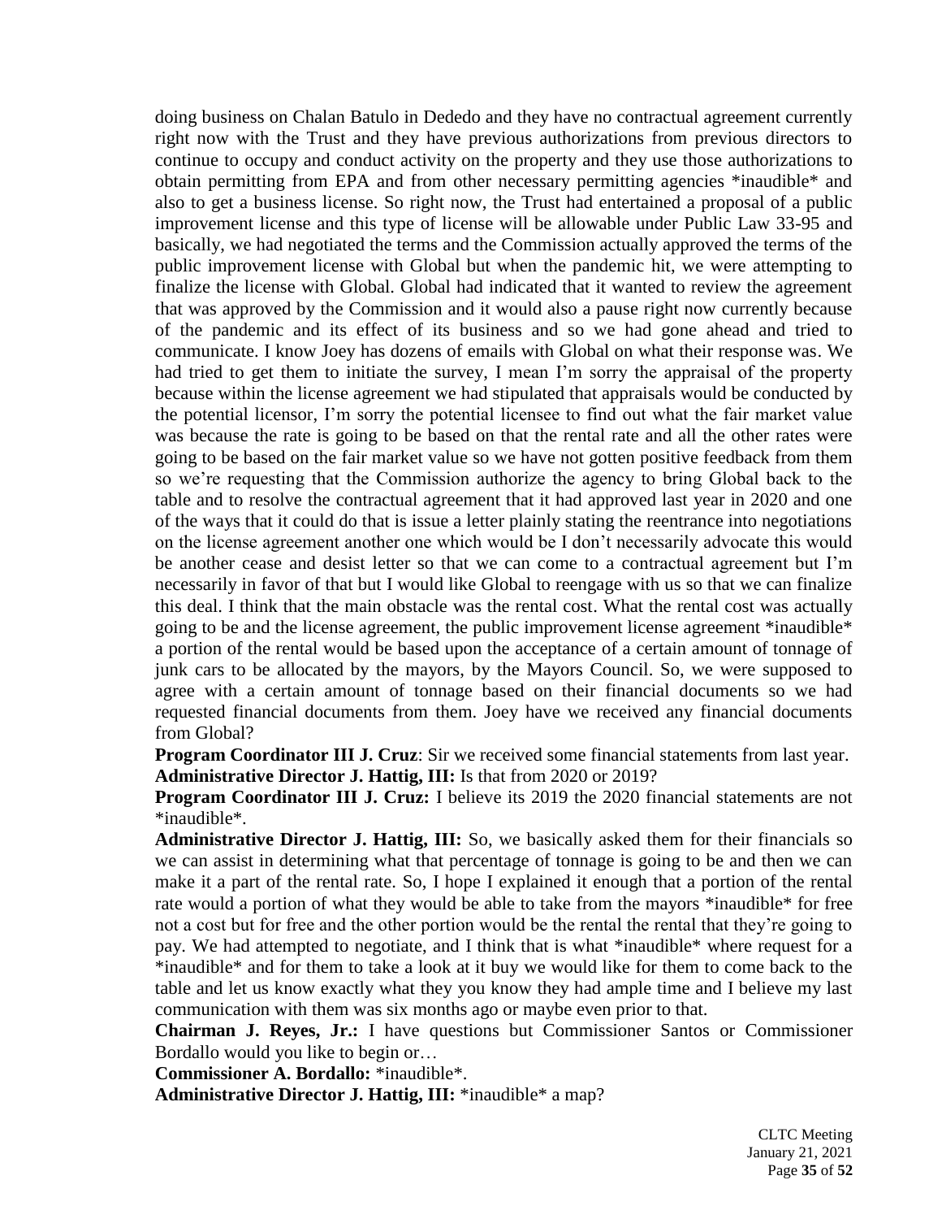doing business on Chalan Batulo in Dededo and they have no contractual agreement currently right now with the Trust and they have previous authorizations from previous directors to continue to occupy and conduct activity on the property and they use those authorizations to obtain permitting from EPA and from other necessary permitting agencies *inaudible* and also to get a business license. So right now, the Trust had entertained a proposal of a public improvement license and this type of license will be allowable under Public Law 33-95 and basically, we had negotiated the terms and the Commission actually approved the terms of the public improvement license with Global but when the pandemic hit, we were attempting to finalize the license with Global. Global had indicated that it wanted to review the agreement that was approved by the Commission and it would also a pause right now currently because of the pandemic and its effect of its business and so we had gone ahead and tried to communicate. I know Joey has dozens of emails with Global on what their response was. We had tried to get them to initiate the survey, I mean I'm sorry the appraisal of the property because within the license agreement we had stipulated that appraisals would be conducted by the potential licensor, I'm sorry the potential licensee to find out what the fair market value was because the rate is going to be based on that the rental rate and all the other rates were going to be based on the fair market value so we have not gotten positive feedback from them so we're requesting that the Commission authorize the agency to bring Global back to the table and to resolve the contractual agreement that it had approved last year in 2020 and one of the ways that it could do that is issue a letter plainly stating the reentrance into negotiations on the license agreement another one which would be I don't necessarily advocate this would be another cease and desist letter so that we can come to a contractual agreement but I'm necessarily in favor of that but I would like Global to reengage with us so that we can finalize this deal. I think that the main obstacle was the rental cost. What the rental cost was actually going to be and the license agreement, the public improvement license agreement *inaudible* a portion of the rental would be based upon the acceptance of a certain amount of tonnage of junk cars to be allocated by the mayors, by the Mayors Council. So, we were supposed to agree with a certain amount of tonnage based on their financial documents so we had requested financial documents from them. Joey have we received any financial documents from Global?

**Program Coordinator III J. Cruz**: Sir we received some financial statements from last year.

**Administrative Director J. Hattig, III:** Is that from 2020 or 2019?

**Program Coordinator III J. Cruz:** I believe its 2019 the 2020 financial statements are not *inaudible*.

**Administrative Director J. Hattig, III:** So, we basically asked them for their financials so we can assist in determining what that percentage of tonnage is going to be and then we can make it a part of the rental rate. So, I hope I explained it enough that a portion of the rental rate would a portion of what they would be able to take from the mayors *inaudible* for free not a cost but for free and the other portion would be the rental the rental that they're going to pay. We had attempted to negotiate, and I think that is what *inaudible* where request for a *inaudible* and for them to take a look at it buy we would like for them to come back to the table and let us know exactly what they you know they had ample time and I believe my last communication with them was six months ago or maybe even prior to that.

**Chairman J. Reyes, Jr.:** I have questions but Commissioner Santos or Commissioner Bordallo would you like to begin or…

**Commissioner A. Bordallo:** *inaudible*.

**Administrative Director J. Hattig, III:** *inaudible* a map?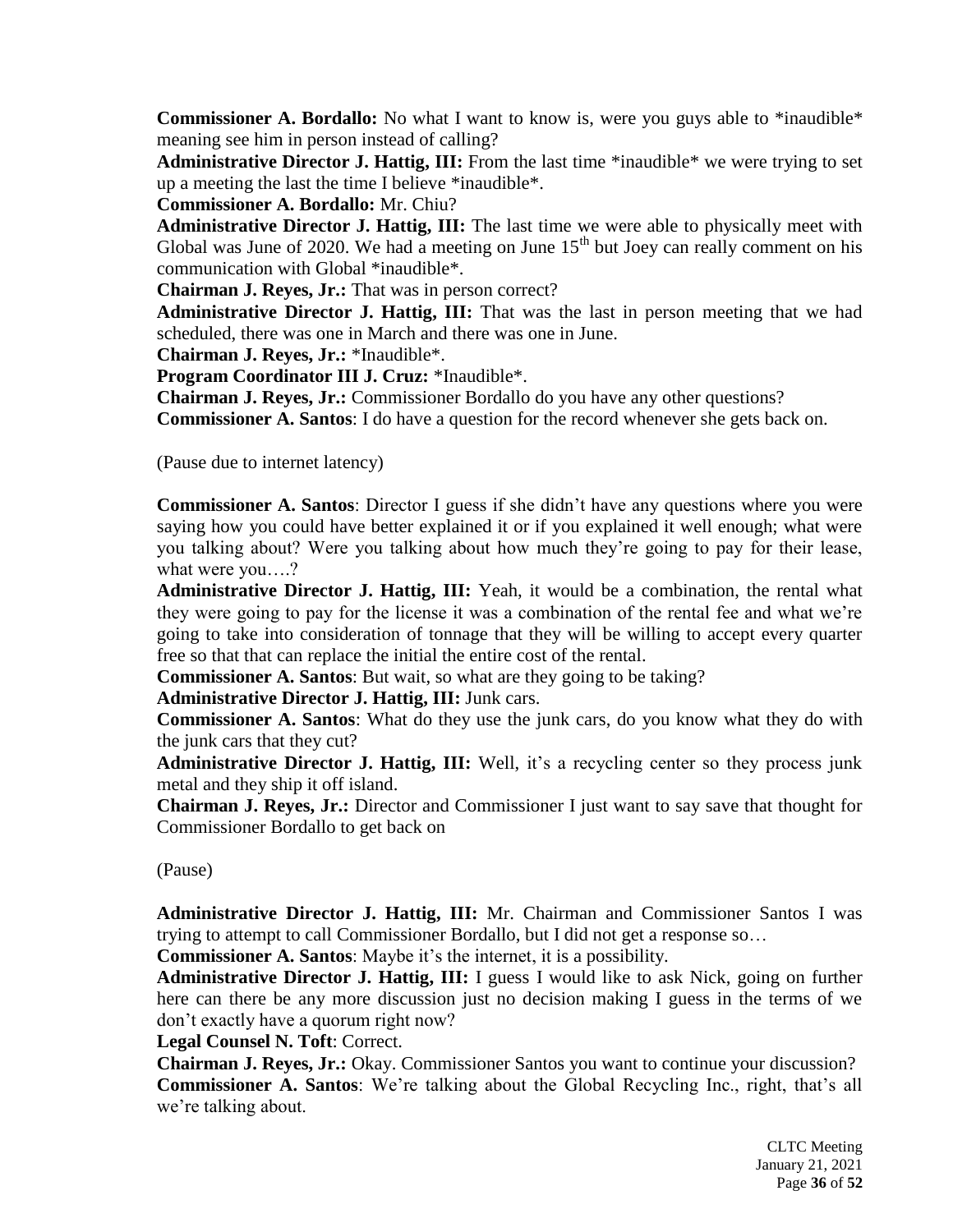**Commissioner A. Bordallo:** No what I want to know is, were you guys able to *inaudible* meaning see him in person instead of calling?

**Administrative Director J. Hattig, III:** From the last time *inaudible* we were trying to set up a meeting the last the time I believe *inaudible*.

**Commissioner A. Bordallo:** Mr. Chiu?

**Administrative Director J. Hattig, III:** The last time we were able to physically meet with Global was June of 2020. We had a meeting on June 15th but Joey can really comment on his communication with Global *inaudible*.

**Chairman J. Reyes, Jr.:** That was in person correct?

**Administrative Director J. Hattig, III:** That was the last in person meeting that we had scheduled, there was one in March and there was one in June.

**Chairman J. Reyes, Jr.:** *Inaudible*.

**Program Coordinator III J. Cruz:** *Inaudible*.

**Chairman J. Reyes, Jr.:** Commissioner Bordallo do you have any other questions?

**Commissioner A. Santos**: I do have a question for the record whenever she gets back on.

(Pause due to internet latency)

**Commissioner A. Santos**: Director I guess if she didn't have any questions where you were saying how you could have better explained it or if you explained it well enough; what were you talking about? Were you talking about how much they're going to pay for their lease, what were you….?

**Administrative Director J. Hattig, III:** Yeah, it would be a combination, the rental what they were going to pay for the license it was a combination of the rental fee and what we're going to take into consideration of tonnage that they will be willing to accept every quarter free so that that can replace the initial the entire cost of the rental.

**Commissioner A. Santos**: But wait, so what are they going to be taking?

**Administrative Director J. Hattig, III:** Junk cars.

**Commissioner A. Santos**: What do they use the junk cars, do you know what they do with the junk cars that they cut?

**Administrative Director J. Hattig, III:** Well, it's a recycling center so they process junk metal and they ship it off island.

**Chairman J. Reyes, Jr.:** Director and Commissioner I just want to say save that thought for Commissioner Bordallo to get back on

(Pause)

**Administrative Director J. Hattig, III:** Mr. Chairman and Commissioner Santos I was trying to attempt to call Commissioner Bordallo, but I did not get a response so…

**Commissioner A. Santos**: Maybe it's the internet, it is a possibility.

**Administrative Director J. Hattig, III:** I guess I would like to ask Nick, going on further here can there be any more discussion just no decision making I guess in the terms of we don't exactly have a quorum right now?

**Legal Counsel N. Toft**: Correct.

**Chairman J. Reyes, Jr.:** Okay. Commissioner Santos you want to continue your discussion?

**Commissioner A. Santos**: We're talking about the Global Recycling Inc., right, that's all we're talking about.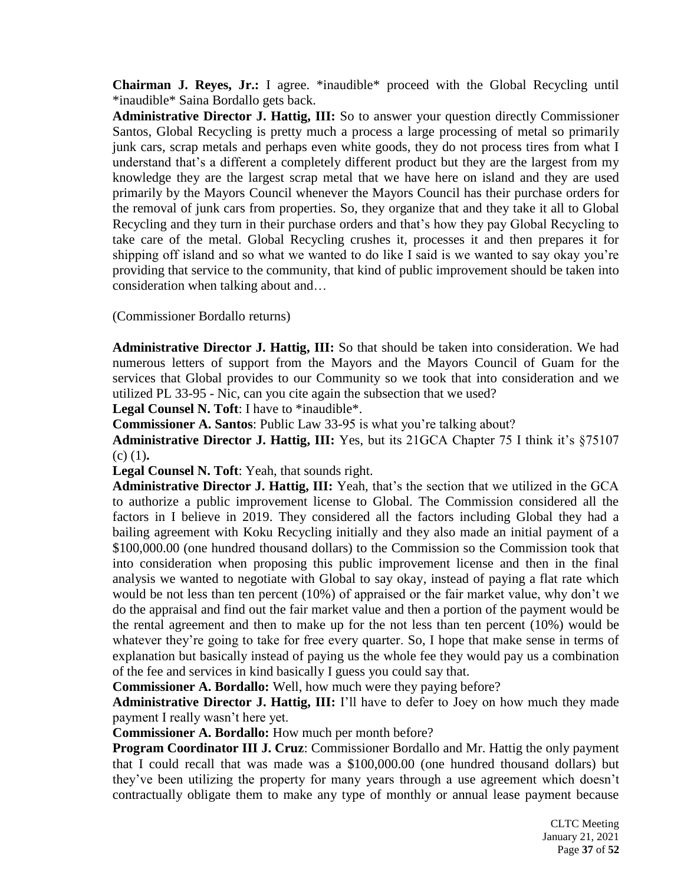**Chairman J. Reyes, Jr.:** I agree. *inaudible* proceed with the Global Recycling until *inaudible* Saina Bordallo gets back.

**Administrative Director J. Hattig, III:** So to answer your question directly Commissioner Santos, Global Recycling is pretty much a process a large processing of metal so primarily junk cars, scrap metals and perhaps even white goods, they do not process tires from what I understand that's a different a completely different product but they are the largest from my knowledge they are the largest scrap metal that we have here on island and they are used primarily by the Mayors Council whenever the Mayors Council has their purchase orders for the removal of junk cars from properties. So, they organize that and they take it all to Global Recycling and they turn in their purchase orders and that's how they pay Global Recycling to take care of the metal. Global Recycling crushes it, processes it and then prepares it for shipping off island and so what we wanted to do like I said is we wanted to say okay you're providing that service to the community, that kind of public improvement should be taken into consideration when talking about and…

(Commissioner Bordallo returns)

**Administrative Director J. Hattig, III:** So that should be taken into consideration. We had numerous letters of support from the Mayors and the Mayors Council of Guam for the services that Global provides to our Community so we took that into consideration and we utilized PL 33-95 - Nic, can you cite again the subsection that we used?

**Legal Counsel N. Toft**: I have to *inaudible*.

**Commissioner A. Santos**: Public Law 33-95 is what you're talking about?

**Administrative Director J. Hattig, III:** Yes, but its 21GCA Chapter 75 I think it's §75107 (c) (1)**.**

**Legal Counsel N. Toft**: Yeah, that sounds right.

**Administrative Director J. Hattig, III:** Yeah, that's the section that we utilized in the GCA to authorize a public improvement license to Global. The Commission considered all the factors in I believe in 2019. They considered all the factors including Global they had a bailing agreement with Koku Recycling initially and they also made an initial payment of a $100,000.00 (one hundred thousand dollars) to the Commission so the Commission took that into consideration when proposing this public improvement license and then in the final analysis we wanted to negotiate with Global to say okay, instead of paying a flat rate which would be not less than ten percent (10%) of appraised or the fair market value, why don't we do the appraisal and find out the fair market value and then a portion of the payment would be the rental agreement and then to make up for the not less than ten percent (10%) would be whatever they're going to take for free every quarter. So, I hope that make sense in terms of explanation but basically instead of paying us the whole fee they would pay us a combination of the fee and services in kind basically I guess you could say that.

**Commissioner A. Bordallo:** Well, how much were they paying before?

**Administrative Director J. Hattig, III:** I'll have to defer to Joey on how much they made payment I really wasn't here yet.

**Commissioner A. Bordallo:** How much per month before?

**Program Coordinator III J. Cruz**: Commissioner Bordallo and Mr. Hattig the only payment that I could recall that was made was a $100,000.00 (one hundred thousand dollars) but they've been utilizing the property for many years through a use agreement which doesn't contractually obligate them to make any type of monthly or annual lease payment because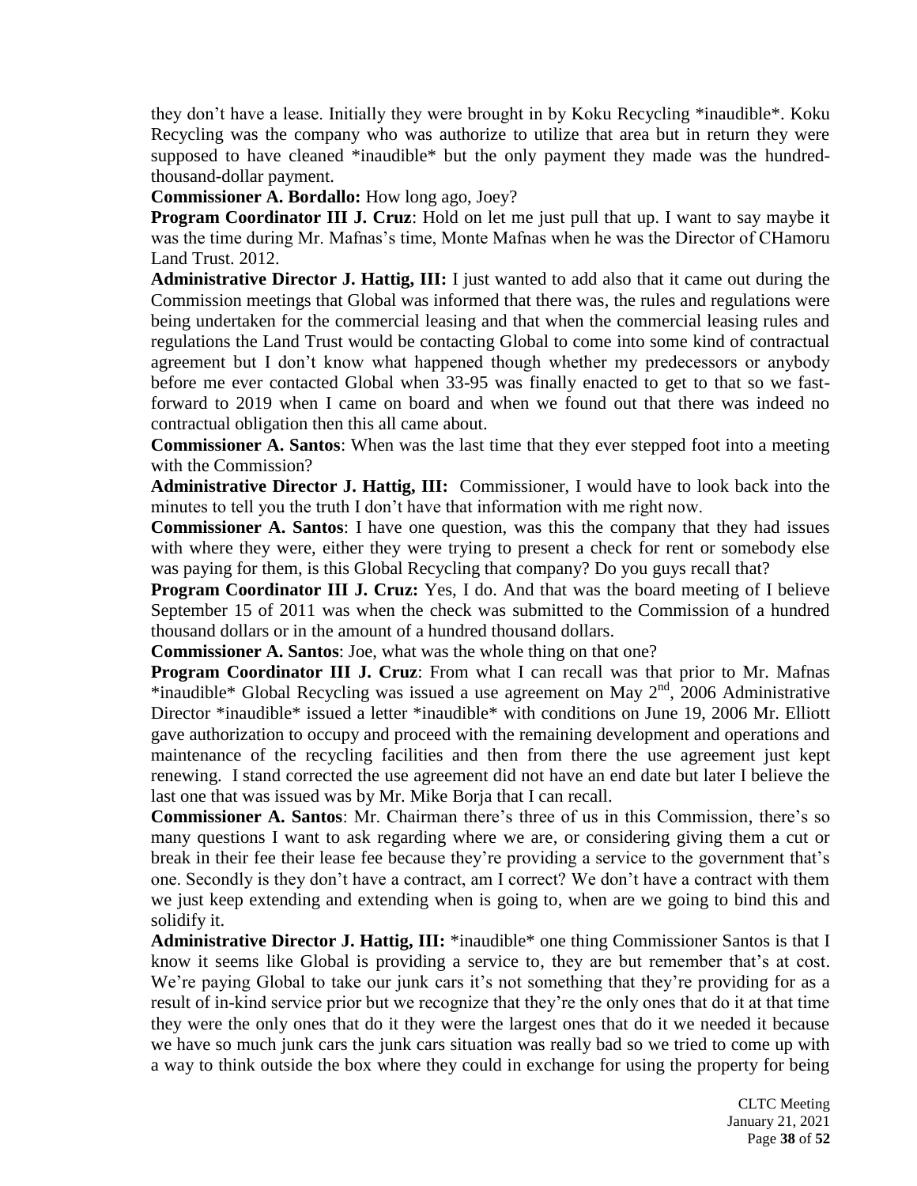they don't have a lease. Initially they were brought in by Koku Recycling *inaudible*. Koku Recycling was the company who was authorize to utilize that area but in return they were supposed to have cleaned *inaudible* but the only payment they made was the hundred-thousand-dollar payment.

**Commissioner A. Bordallo:** How long ago, Joey?

**Program Coordinator III J. Cruz**: Hold on let me just pull that up. I want to say maybe it was the time during Mr. Mafnas's time, Monte Mafnas when he was the Director of CHamoru Land Trust. 2012.

**Administrative Director J. Hattig, III:** I just wanted to add also that it came out during the Commission meetings that Global was informed that there was, the rules and regulations were being undertaken for the commercial leasing and that when the commercial leasing rules and regulations the Land Trust would be contacting Global to come into some kind of contractual agreement but I don't know what happened though whether my predecessors or anybody before me ever contacted Global when 33-95 was finally enacted to get to that so we fast-forward to 2019 when I came on board and when we found out that there was indeed no contractual obligation then this all came about.

**Commissioner A. Santos**: When was the last time that they ever stepped foot into a meeting with the Commission?

**Administrative Director J. Hattig, III:** Commissioner, I would have to look back into the minutes to tell you the truth I don't have that information with me right now.

**Commissioner A. Santos**: I have one question, was this the company that they had issues with where they were, either they were trying to present a check for rent or somebody else was paying for them, is this Global Recycling that company? Do you guys recall that?

**Program Coordinator III J. Cruz:** Yes, I do. And that was the board meeting of I believe September 15 of 2011 was when the check was submitted to the Commission of a hundred thousand dollars or in the amount of a hundred thousand dollars.

**Commissioner A. Santos**: Joe, what was the whole thing on that one?

**Program Coordinator III J. Cruz**: From what I can recall was that prior to Mr. Mafnas *inaudible* Global Recycling was issued a use agreement on May 2nd, 2006 Administrative Director *inaudible* issued a letter *inaudible* with conditions on June 19, 2006 Mr. Elliott gave authorization to occupy and proceed with the remaining development and operations and maintenance of the recycling facilities and then from there the use agreement just kept renewing. I stand corrected the use agreement did not have an end date but later I believe the last one that was issued was by Mr. Mike Borja that I can recall.

**Commissioner A. Santos**: Mr. Chairman there's three of us in this Commission, there's so many questions I want to ask regarding where we are, or considering giving them a cut or break in their fee their lease fee because they're providing a service to the government that's one. Secondly is they don't have a contract, am I correct? We don't have a contract with them we just keep extending and extending when is going to, when are we going to bind this and solidify it.

**Administrative Director J. Hattig, III:** *inaudible* one thing Commissioner Santos is that I know it seems like Global is providing a service to, they are but remember that's at cost. We're paying Global to take our junk cars it's not something that they're providing for as a result of in-kind service prior but we recognize that they're the only ones that do it at that time they were the only ones that do it they were the largest ones that do it we needed it because we have so much junk cars the junk cars situation was really bad so we tried to come up with a way to think outside the box where they could in exchange for using the property for being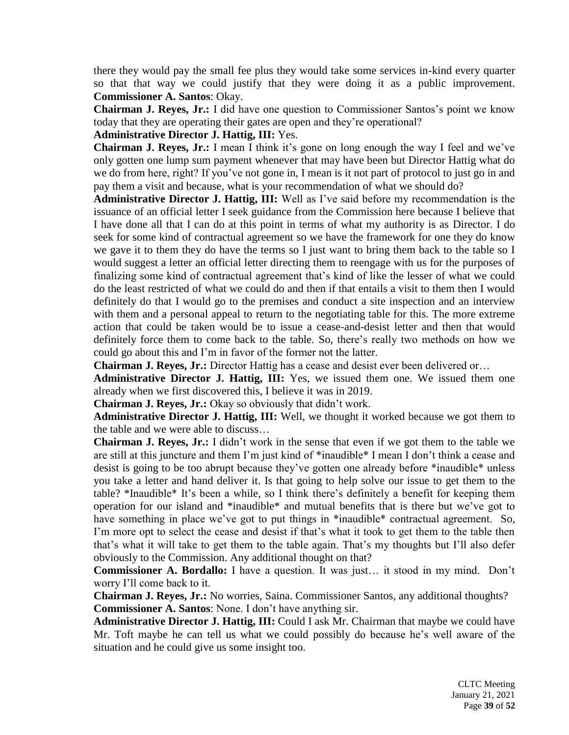there they would pay the small fee plus they would take some services in-kind every quarter so that that way we could justify that they were doing it as a public improvement.

**Commissioner A. Santos**: Okay.

**Chairman J. Reyes, Jr.:** I did have one question to Commissioner Santos's point we know today that they are operating their gates are open and they're operational?

**Administrative Director J. Hattig, III:** Yes.

**Chairman J. Reyes, Jr.:** I mean I think it's gone on long enough the way I feel and we've only gotten one lump sum payment whenever that may have been but Director Hattig what do we do from here, right? If you've not gone in, I mean is it not part of protocol to just go in and pay them a visit and because, what is your recommendation of what we should do?

**Administrative Director J. Hattig, III:** Well as I've said before my recommendation is the issuance of an official letter I seek guidance from the Commission here because I believe that I have done all that I can do at this point in terms of what my authority is as Director. I do seek for some kind of contractual agreement so we have the framework for one they do know we gave it to them they do have the terms so I just want to bring them back to the table so I would suggest a letter an official letter directing them to reengage with us for the purposes of finalizing some kind of contractual agreement that's kind of like the lesser of what we could do the least restricted of what we could do and then if that entails a visit to them then I would definitely do that I would go to the premises and conduct a site inspection and an interview with them and a personal appeal to return to the negotiating table for this. The more extreme action that could be taken would be to issue a cease-and-desist letter and then that would definitely force them to come back to the table. So, there's really two methods on how we could go about this and I'm in favor of the former not the latter.

**Chairman J. Reyes, Jr.:** Director Hattig has a cease and desist ever been delivered or…

**Administrative Director J. Hattig, III:** Yes, we issued them one. We issued them one already when we first discovered this, I believe it was in 2019.

**Chairman J. Reyes, Jr.:** Okay so obviously that didn't work.

**Administrative Director J. Hattig, III:** Well, we thought it worked because we got them to the table and we were able to discuss…

**Chairman J. Reyes, Jr.:** I didn't work in the sense that even if we got them to the table we are still at this juncture and them I'm just kind of *inaudible* I mean I don't think a cease and desist is going to be too abrupt because they've gotten one already before *inaudible* unless you take a letter and hand deliver it. Is that going to help solve our issue to get them to the table? *Inaudible* It's been a while, so I think there's definitely a benefit for keeping them operation for our island and *inaudible* and mutual benefits that is there but we've got to have something in place we've got to put things in *inaudible* contractual agreement. So, I'm more opt to select the cease and desist if that's what it took to get them to the table then that's what it will take to get them to the table again. That's my thoughts but I'll also defer obviously to the Commission. Any additional thought on that?

**Commissioner A. Bordallo:** I have a question. It was just… it stood in my mind. Don't worry I'll come back to it.

**Chairman J. Reyes, Jr.:** No worries, Saina. Commissioner Santos, any additional thoughts?

**Commissioner A. Santos**: None. I don't have anything sir.

**Administrative Director J. Hattig, III:** Could I ask Mr. Chairman that maybe we could have Mr. Toft maybe he can tell us what we could possibly do because he's well aware of the situation and he could give us some insight too.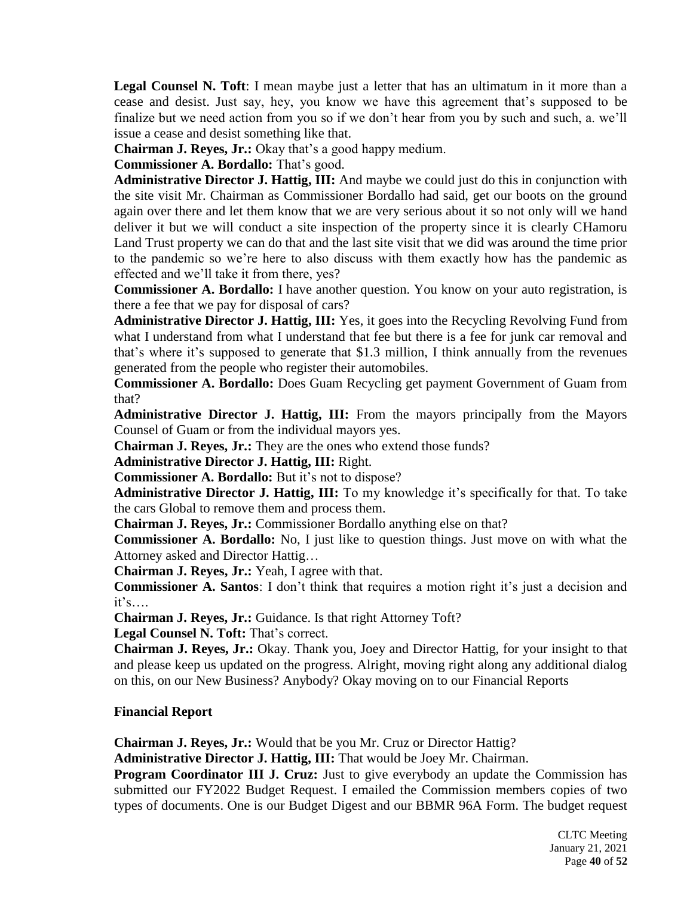**Legal Counsel N. Toft**: I mean maybe just a letter that has an ultimatum in it more than a cease and desist. Just say, hey, you know we have this agreement that's supposed to be finalize but we need action from you so if we don't hear from you by such and such, a. we'll issue a cease and desist something like that.

**Chairman J. Reyes, Jr.:** Okay that's a good happy medium.

**Commissioner A. Bordallo:** That's good.

**Administrative Director J. Hattig, III:** And maybe we could just do this in conjunction with the site visit Mr. Chairman as Commissioner Bordallo had said, get our boots on the ground again over there and let them know that we are very serious about it so not only will we hand deliver it but we will conduct a site inspection of the property since it is clearly CHamoru Land Trust property we can do that and the last site visit that we did was around the time prior to the pandemic so we're here to also discuss with them exactly how has the pandemic as effected and we'll take it from there, yes?

**Commissioner A. Bordallo:** I have another question. You know on your auto registration, is there a fee that we pay for disposal of cars?

**Administrative Director J. Hattig, III:** Yes, it goes into the Recycling Revolving Fund from what I understand from what I understand that fee but there is a fee for junk car removal and that's where it's supposed to generate that $1.3 million, I think annually from the revenues generated from the people who register their automobiles.

**Commissioner A. Bordallo:** Does Guam Recycling get payment Government of Guam from that?

**Administrative Director J. Hattig, III:** From the mayors principally from the Mayors Counsel of Guam or from the individual mayors yes.

**Chairman J. Reyes, Jr.:** They are the ones who extend those funds?

**Administrative Director J. Hattig, III:** Right.

**Commissioner A. Bordallo:** But it's not to dispose?

**Administrative Director J. Hattig, III:** To my knowledge it's specifically for that. To take the cars Global to remove them and process them.

**Chairman J. Reyes, Jr.:** Commissioner Bordallo anything else on that?

**Commissioner A. Bordallo:** No, I just like to question things. Just move on with what the Attorney asked and Director Hattig…

**Chairman J. Reyes, Jr.:** Yeah, I agree with that.

**Commissioner A. Santos**: I don't think that requires a motion right it's just a decision and it's….

**Chairman J. Reyes, Jr.:** Guidance. Is that right Attorney Toft?

**Legal Counsel N. Toft:** That's correct.

**Chairman J. Reyes, Jr.:** Okay. Thank you, Joey and Director Hattig, for your insight to that and please keep us updated on the progress. Alright, moving right along any additional dialog on this, on our New Business? Anybody? Okay moving on to our Financial Reports

**Financial Report**

**Chairman J. Reyes, Jr.:** Would that be you Mr. Cruz or Director Hattig?

**Administrative Director J. Hattig, III:** That would be Joey Mr. Chairman.

**Program Coordinator III J. Cruz:** Just to give everybody an update the Commission has submitted our FY2022 Budget Request. I emailed the Commission members copies of two types of documents. One is our Budget Digest and our BBMR 96A Form. The budget request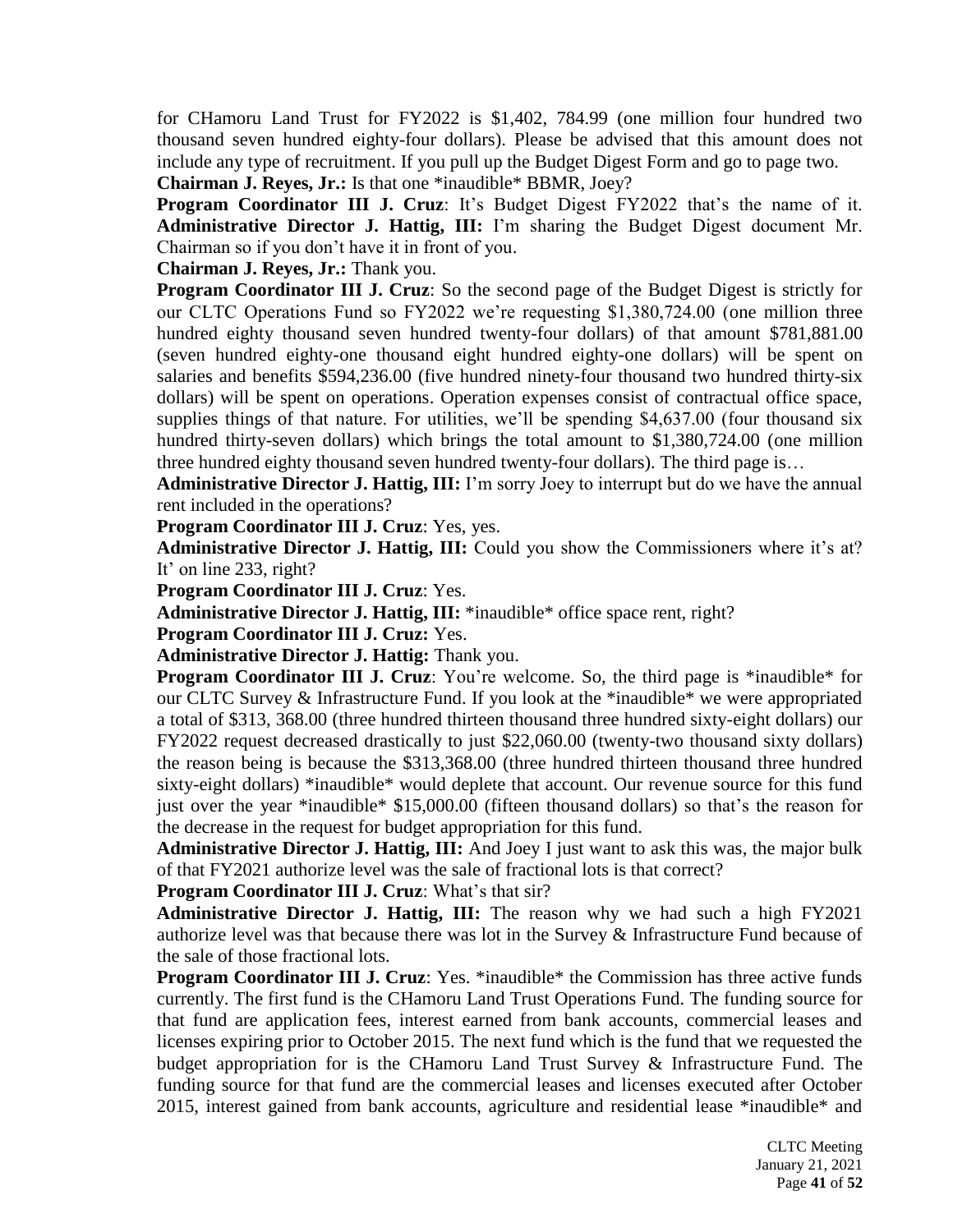for CHamoru Land Trust for FY2022 is $1,402, 784.99 (one million four hundred two thousand seven hundred eighty-four dollars). Please be advised that this amount does not include any type of recruitment. If you pull up the Budget Digest Form and go to page two.

**Chairman J. Reyes, Jr.:** Is that one *inaudible* BBMR, Joey?

**Program Coordinator III J. Cruz**: It's Budget Digest FY2022 that's the name of it.

**Administrative Director J. Hattig, III:** I'm sharing the Budget Digest document Mr. Chairman so if you don't have it in front of you.

**Chairman J. Reyes, Jr.:** Thank you.

**Program Coordinator III J. Cruz**: So the second page of the Budget Digest is strictly for our CLTC Operations Fund so FY2022 we're requesting $1,380,724.00 (one million three hundred eighty thousand seven hundred twenty-four dollars) of that amount $781,881.00 (seven hundred eighty-one thousand eight hundred eighty-one dollars) will be spent on salaries and benefits $594,236.00 (five hundred ninety-four thousand two hundred thirty-six dollars) will be spent on operations. Operation expenses consist of contractual office space, supplies things of that nature. For utilities, we'll be spending $4,637.00 (four thousand six hundred thirty-seven dollars) which brings the total amount to $1,380,724.00 (one million three hundred eighty thousand seven hundred twenty-four dollars). The third page is…

**Administrative Director J. Hattig, III:** I'm sorry Joey to interrupt but do we have the annual rent included in the operations?

**Program Coordinator III J. Cruz**: Yes, yes.

**Administrative Director J. Hattig, III:** Could you show the Commissioners where it's at? It' on line 233, right?

**Program Coordinator III J. Cruz**: Yes.

**Administrative Director J. Hattig, III:** *inaudible* office space rent, right?

**Program Coordinator III J. Cruz:** Yes.

**Administrative Director J. Hattig:** Thank you.

**Program Coordinator III J. Cruz**: You're welcome. So, the third page is *inaudible* for our CLTC Survey & Infrastructure Fund. If you look at the *inaudible* we were appropriated a total of $313, 368.00 (three hundred thirteen thousand three hundred sixty-eight dollars) our FY2022 request decreased drastically to just $22,060.00 (twenty-two thousand sixty dollars) the reason being is because the $313,368.00 (three hundred thirteen thousand three hundred sixty-eight dollars) *inaudible* would deplete that account. Our revenue source for this fund just over the year *inaudible* $15,000.00 (fifteen thousand dollars) so that's the reason for the decrease in the request for budget appropriation for this fund.

**Administrative Director J. Hattig, III:** And Joey I just want to ask this was, the major bulk of that FY2021 authorize level was the sale of fractional lots is that correct?

**Program Coordinator III J. Cruz**: What's that sir?

**Administrative Director J. Hattig, III:** The reason why we had such a high FY2021 authorize level was that because there was lot in the Survey & Infrastructure Fund because of the sale of those fractional lots.

**Program Coordinator III J. Cruz**: Yes. *inaudible* the Commission has three active funds currently. The first fund is the CHamoru Land Trust Operations Fund. The funding source for that fund are application fees, interest earned from bank accounts, commercial leases and licenses expiring prior to October 2015. The next fund which is the fund that we requested the budget appropriation for is the CHamoru Land Trust Survey & Infrastructure Fund. The funding source for that fund are the commercial leases and licenses executed after October 2015, interest gained from bank accounts, agriculture and residential lease *inaudible* and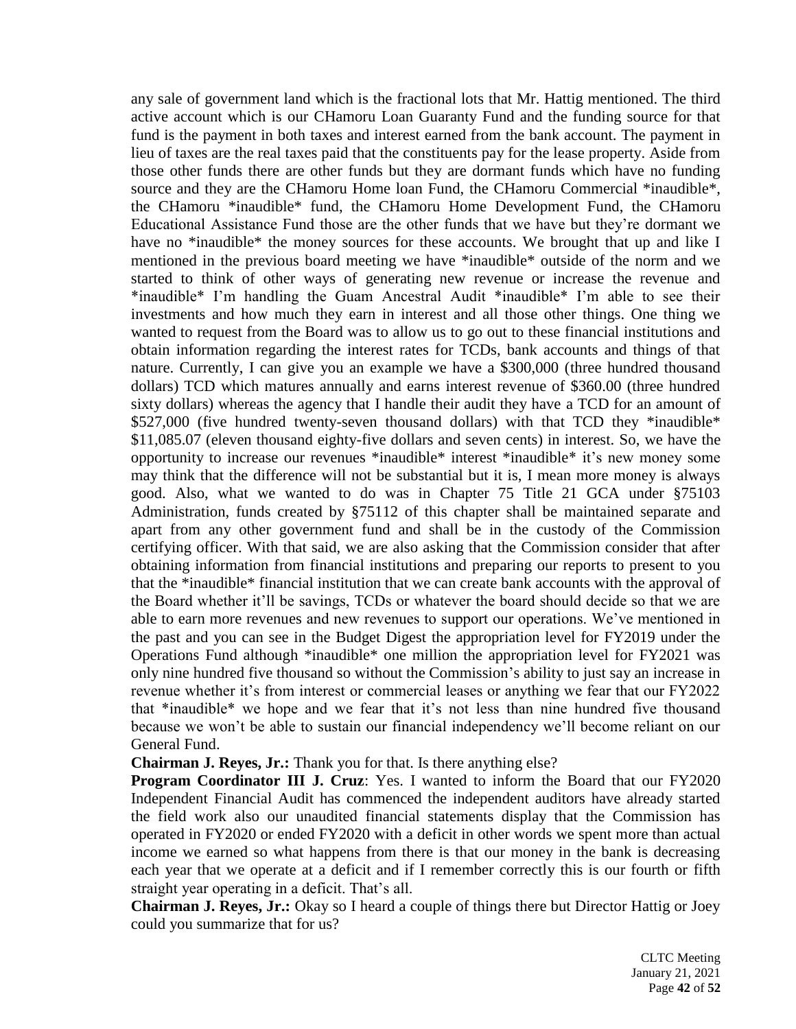any sale of government land which is the fractional lots that Mr. Hattig mentioned. The third active account which is our CHamoru Loan Guaranty Fund and the funding source for that fund is the payment in both taxes and interest earned from the bank account. The payment in lieu of taxes are the real taxes paid that the constituents pay for the lease property. Aside from those other funds there are other funds but they are dormant funds which have no funding source and they are the CHamoru Home loan Fund, the CHamoru Commercial *inaudible*, the CHamoru *inaudible* fund, the CHamoru Home Development Fund, the CHamoru Educational Assistance Fund those are the other funds that we have but they're dormant we have no *inaudible* the money sources for these accounts. We brought that up and like I mentioned in the previous board meeting we have *inaudible* outside of the norm and we started to think of other ways of generating new revenue or increase the revenue and *inaudible* I'm handling the Guam Ancestral Audit *inaudible* I'm able to see their investments and how much they earn in interest and all those other things. One thing we wanted to request from the Board was to allow us to go out to these financial institutions and obtain information regarding the interest rates for TCDs, bank accounts and things of that nature. Currently, I can give you an example we have a $300,000 (three hundred thousand dollars) TCD which matures annually and earns interest revenue of $360.00 (three hundred sixty dollars) whereas the agency that I handle their audit they have a TCD for an amount of $527,000 (five hundred twenty-seven thousand dollars) with that TCD they *inaudible* $11,085.07 (eleven thousand eighty-five dollars and seven cents) in interest. So, we have the opportunity to increase our revenues *inaudible* interest *inaudible* it's new money some may think that the difference will not be substantial but it is, I mean more money is always good. Also, what we wanted to do was in Chapter 75 Title 21 GCA under §75103 Administration, funds created by §75112 of this chapter shall be maintained separate and apart from any other government fund and shall be in the custody of the Commission certifying officer. With that said, we are also asking that the Commission consider that after obtaining information from financial institutions and preparing our reports to present to you that the *inaudible* financial institution that we can create bank accounts with the approval of the Board whether it'll be savings, TCDs or whatever the board should decide so that we are able to earn more revenues and new revenues to support our operations. We've mentioned in the past and you can see in the Budget Digest the appropriation level for FY2019 under the Operations Fund although *inaudible* one million the appropriation level for FY2021 was only nine hundred five thousand so without the Commission's ability to just say an increase in revenue whether it's from interest or commercial leases or anything we fear that our FY2022 that *inaudible* we hope and we fear that it's not less than nine hundred five thousand because we won't be able to sustain our financial independency we'll become reliant on our General Fund.

**Chairman J. Reyes, Jr.:** Thank you for that. Is there anything else?

**Program Coordinator III J. Cruz**: Yes. I wanted to inform the Board that our FY2020 Independent Financial Audit has commenced the independent auditors have already started the field work also our unaudited financial statements display that the Commission has operated in FY2020 or ended FY2020 with a deficit in other words we spent more than actual income we earned so what happens from there is that our money in the bank is decreasing each year that we operate at a deficit and if I remember correctly this is our fourth or fifth straight year operating in a deficit. That's all.

**Chairman J. Reyes, Jr.:** Okay so I heard a couple of things there but Director Hattig or Joey could you summarize that for us?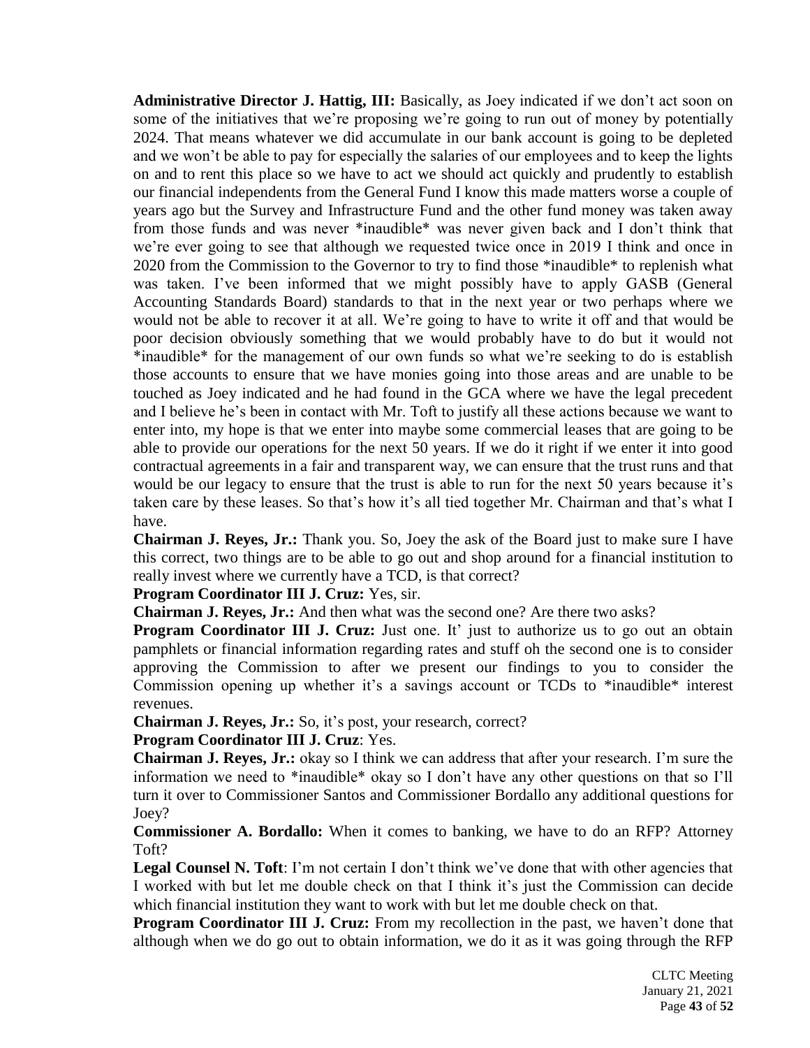**Administrative Director J. Hattig, III:** Basically, as Joey indicated if we don't act soon on some of the initiatives that we're proposing we're going to run out of money by potentially 2024. That means whatever we did accumulate in our bank account is going to be depleted and we won't be able to pay for especially the salaries of our employees and to keep the lights on and to rent this place so we have to act we should act quickly and prudently to establish our financial independents from the General Fund I know this made matters worse a couple of years ago but the Survey and Infrastructure Fund and the other fund money was taken away from those funds and was never *inaudible* was never given back and I don't think that we're ever going to see that although we requested twice once in 2019 I think and once in 2020 from the Commission to the Governor to try to find those *inaudible* to replenish what was taken. I've been informed that we might possibly have to apply GASB (General Accounting Standards Board) standards to that in the next year or two perhaps where we would not be able to recover it at all. We're going to have to write it off and that would be poor decision obviously something that we would probably have to do but it would not *inaudible* for the management of our own funds so what we're seeking to do is establish those accounts to ensure that we have monies going into those areas and are unable to be touched as Joey indicated and he had found in the GCA where we have the legal precedent and I believe he's been in contact with Mr. Toft to justify all these actions because we want to enter into, my hope is that we enter into maybe some commercial leases that are going to be able to provide our operations for the next 50 years. If we do it right if we enter it into good contractual agreements in a fair and transparent way, we can ensure that the trust runs and that would be our legacy to ensure that the trust is able to run for the next 50 years because it's taken care by these leases. So that's how it's all tied together Mr. Chairman and that's what I have.

**Chairman J. Reyes, Jr.:** Thank you. So, Joey the ask of the Board just to make sure I have this correct, two things are to be able to go out and shop around for a financial institution to really invest where we currently have a TCD, is that correct?

**Program Coordinator III J. Cruz:** Yes, sir.

**Chairman J. Reyes, Jr.:** And then what was the second one? Are there two asks?

**Program Coordinator III J. Cruz:** Just one. It' just to authorize us to go out an obtain pamphlets or financial information regarding rates and stuff oh the second one is to consider approving the Commission to after we present our findings to you to consider the Commission opening up whether it's a savings account or TCDs to *inaudible* interest revenues.

**Chairman J. Reyes, Jr.:** So, it's post, your research, correct?

**Program Coordinator III J. Cruz**: Yes.

**Chairman J. Reyes, Jr.:** okay so I think we can address that after your research. I'm sure the information we need to *inaudible* okay so I don't have any other questions on that so I'll turn it over to Commissioner Santos and Commissioner Bordallo any additional questions for Joey?

**Commissioner A. Bordallo:** When it comes to banking, we have to do an RFP? Attorney Toft?

**Legal Counsel N. Toft**: I'm not certain I don't think we've done that with other agencies that I worked with but let me double check on that I think it's just the Commission can decide which financial institution they want to work with but let me double check on that.

**Program Coordinator III J. Cruz:** From my recollection in the past, we haven't done that although when we do go out to obtain information, we do it as it was going through the RFP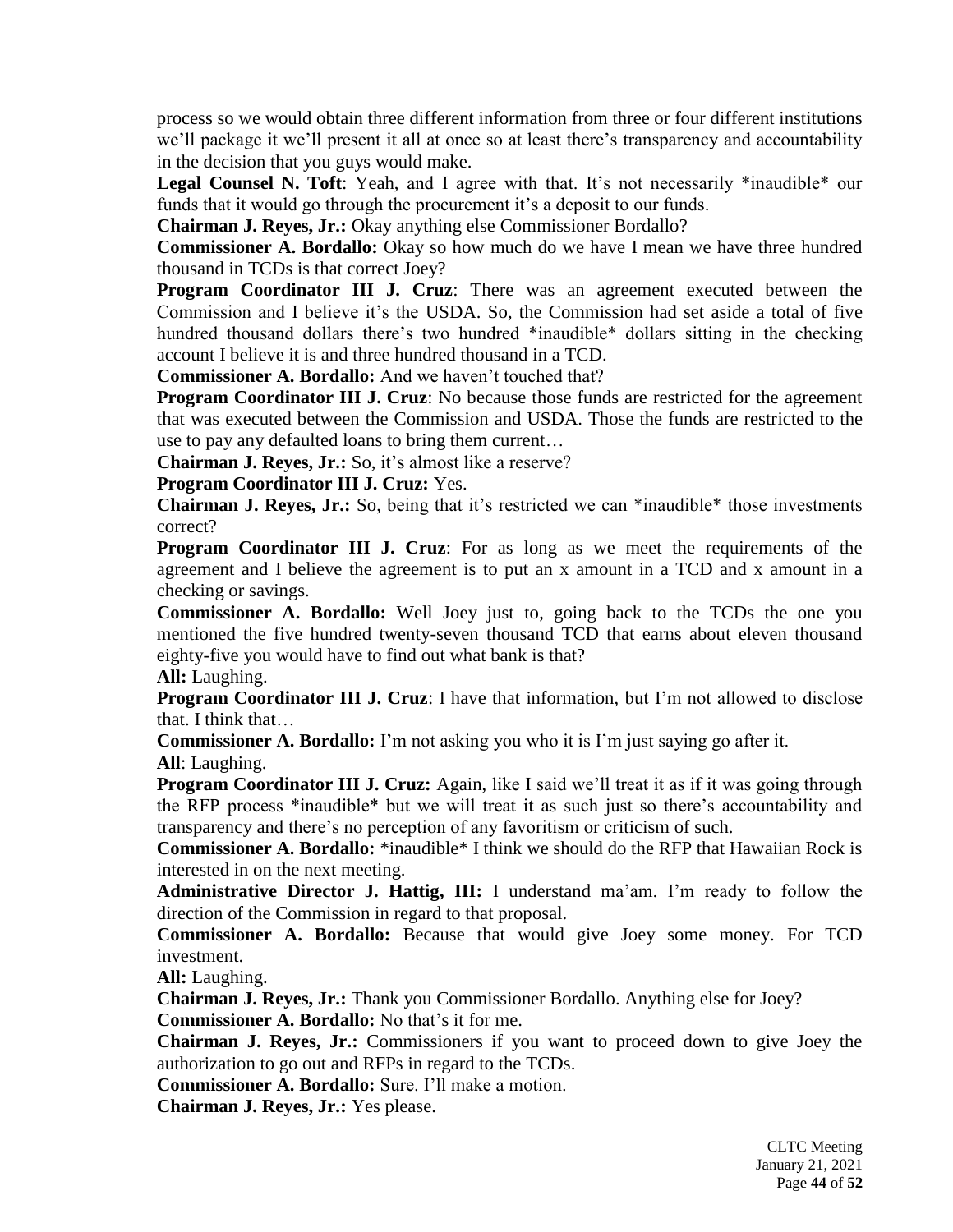process so we would obtain three different information from three or four different institutions we'll package it we'll present it all at once so at least there's transparency and accountability in the decision that you guys would make.

**Legal Counsel N. Toft**: Yeah, and I agree with that. It's not necessarily *inaudible* our funds that it would go through the procurement it's a deposit to our funds.

**Chairman J. Reyes, Jr.:** Okay anything else Commissioner Bordallo?

**Commissioner A. Bordallo:** Okay so how much do we have I mean we have three hundred thousand in TCDs is that correct Joey?

**Program Coordinator III J. Cruz**: There was an agreement executed between the Commission and I believe it's the USDA. So, the Commission had set aside a total of five hundred thousand dollars there's two hundred *inaudible* dollars sitting in the checking account I believe it is and three hundred thousand in a TCD.

**Commissioner A. Bordallo:** And we haven't touched that?

**Program Coordinator III J. Cruz**: No because those funds are restricted for the agreement that was executed between the Commission and USDA. Those the funds are restricted to the use to pay any defaulted loans to bring them current…

**Chairman J. Reyes, Jr.:** So, it's almost like a reserve?

**Program Coordinator III J. Cruz:** Yes.

**Chairman J. Reyes, Jr.:** So, being that it's restricted we can *inaudible* those investments correct?

**Program Coordinator III J. Cruz**: For as long as we meet the requirements of the agreement and I believe the agreement is to put an x amount in a TCD and x amount in a checking or savings.

**Commissioner A. Bordallo:** Well Joey just to, going back to the TCDs the one you mentioned the five hundred twenty-seven thousand TCD that earns about eleven thousand eighty-five you would have to find out what bank is that?

**All:** Laughing.

**Program Coordinator III J. Cruz**: I have that information, but I'm not allowed to disclose that. I think that…

**Commissioner A. Bordallo:** I'm not asking you who it is I'm just saying go after it.

**All**: Laughing.

**Program Coordinator III J. Cruz:** Again, like I said we'll treat it as if it was going through the RFP process *inaudible* but we will treat it as such just so there's accountability and transparency and there's no perception of any favoritism or criticism of such.

**Commissioner A. Bordallo:** *inaudible* I think we should do the RFP that Hawaiian Rock is interested in on the next meeting.

**Administrative Director J. Hattig, III:** I understand ma'am. I'm ready to follow the direction of the Commission in regard to that proposal.

**Commissioner A. Bordallo:** Because that would give Joey some money. For TCD investment.

**All:** Laughing.

**Chairman J. Reyes, Jr.:** Thank you Commissioner Bordallo. Anything else for Joey?

**Commissioner A. Bordallo:** No that's it for me.

**Chairman J. Reyes, Jr.:** Commissioners if you want to proceed down to give Joey the authorization to go out and RFPs in regard to the TCDs.

**Commissioner A. Bordallo:** Sure. I'll make a motion.

**Chairman J. Reyes, Jr.:** Yes please.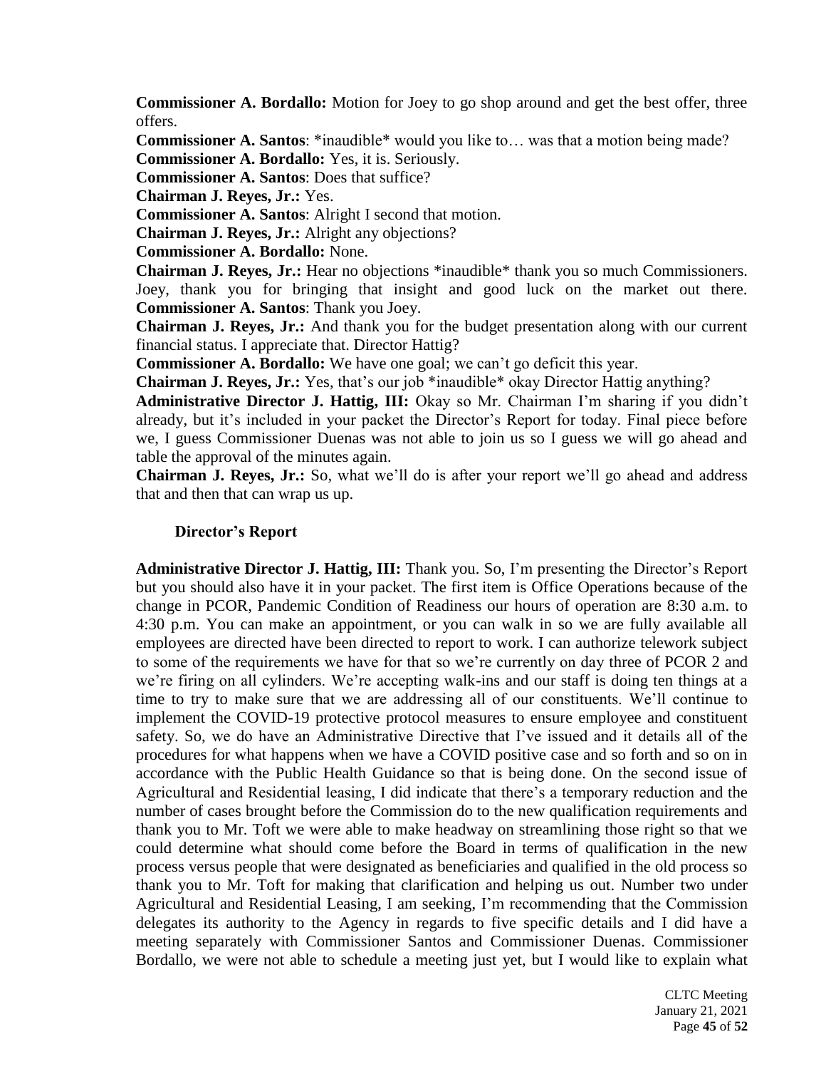**Commissioner A. Bordallo:** Motion for Joey to go shop around and get the best offer, three offers.

**Commissioner A. Santos**: *inaudible* would you like to… was that a motion being made?

**Commissioner A. Bordallo:** Yes, it is. Seriously.

**Commissioner A. Santos**: Does that suffice?

**Chairman J. Reyes, Jr.:** Yes.

**Commissioner A. Santos**: Alright I second that motion.

**Chairman J. Reyes, Jr.:** Alright any objections?

**Commissioner A. Bordallo:** None.

**Chairman J. Reyes, Jr.:** Hear no objections *inaudible* thank you so much Commissioners. Joey, thank you for bringing that insight and good luck on the market out there. **Commissioner A. Santos**: Thank you Joey.

**Chairman J. Reyes, Jr.:** And thank you for the budget presentation along with our current financial status. I appreciate that. Director Hattig?

**Commissioner A. Bordallo:** We have one goal; we can't go deficit this year.

**Chairman J. Reyes, Jr.:** Yes, that's our job *inaudible* okay Director Hattig anything?

**Administrative Director J. Hattig, III:** Okay so Mr. Chairman I'm sharing if you didn't already, but it's included in your packet the Director's Report for today. Final piece before we, I guess Commissioner Duenas was not able to join us so I guess we will go ahead and table the approval of the minutes again.

**Chairman J. Reyes, Jr.:** So, what we'll do is after your report we'll go ahead and address that and then that can wrap us up.

**Director's Report**

**Administrative Director J. Hattig, III:** Thank you. So, I'm presenting the Director's Report but you should also have it in your packet. The first item is Office Operations because of the change in PCOR, Pandemic Condition of Readiness our hours of operation are 8:30 a.m. to 4:30 p.m. You can make an appointment, or you can walk in so we are fully available all employees are directed have been directed to report to work. I can authorize telework subject to some of the requirements we have for that so we're currently on day three of PCOR 2 and we're firing on all cylinders. We're accepting walk-ins and our staff is doing ten things at a time to try to make sure that we are addressing all of our constituents. We'll continue to implement the COVID-19 protective protocol measures to ensure employee and constituent safety. So, we do have an Administrative Directive that I've issued and it details all of the procedures for what happens when we have a COVID positive case and so forth and so on in accordance with the Public Health Guidance so that is being done. On the second issue of Agricultural and Residential leasing, I did indicate that there's a temporary reduction and the number of cases brought before the Commission do to the new qualification requirements and thank you to Mr. Toft we were able to make headway on streamlining those right so that we could determine what should come before the Board in terms of qualification in the new process versus people that were designated as beneficiaries and qualified in the old process so thank you to Mr. Toft for making that clarification and helping us out. Number two under Agricultural and Residential Leasing, I am seeking, I'm recommending that the Commission delegates its authority to the Agency in regards to five specific details and I did have a meeting separately with Commissioner Santos and Commissioner Duenas. Commissioner Bordallo, we were not able to schedule a meeting just yet, but I would like to explain what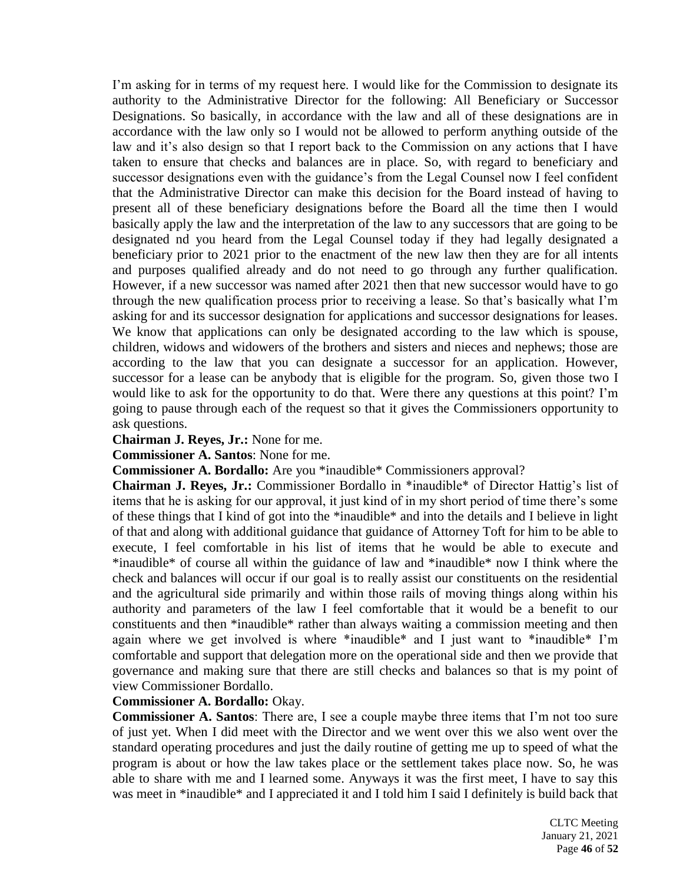I'm asking for in terms of my request here. I would like for the Commission to designate its authority to the Administrative Director for the following: All Beneficiary or Successor Designations. So basically, in accordance with the law and all of these designations are in accordance with the law only so I would not be allowed to perform anything outside of the law and it's also design so that I report back to the Commission on any actions that I have taken to ensure that checks and balances are in place. So, with regard to beneficiary and successor designations even with the guidance's from the Legal Counsel now I feel confident that the Administrative Director can make this decision for the Board instead of having to present all of these beneficiary designations before the Board all the time then I would basically apply the law and the interpretation of the law to any successors that are going to be designated nd you heard from the Legal Counsel today if they had legally designated a beneficiary prior to 2021 prior to the enactment of the new law then they are for all intents and purposes qualified already and do not need to go through any further qualification. However, if a new successor was named after 2021 then that new successor would have to go through the new qualification process prior to receiving a lease. So that's basically what I'm asking for and its successor designation for applications and successor designations for leases. We know that applications can only be designated according to the law which is spouse, children, widows and widowers of the brothers and sisters and nieces and nephews; those are according to the law that you can designate a successor for an application. However, successor for a lease can be anybody that is eligible for the program. So, given those two I would like to ask for the opportunity to do that. Were there any questions at this point? I'm going to pause through each of the request so that it gives the Commissioners opportunity to ask questions.

**Chairman J. Reyes, Jr.:** None for me.

**Commissioner A. Santos**: None for me.

**Commissioner A. Bordallo:** Are you *inaudible* Commissioners approval?

**Chairman J. Reyes, Jr.:** Commissioner Bordallo in *inaudible* of Director Hattig's list of items that he is asking for our approval, it just kind of in my short period of time there's some of these things that I kind of got into the *inaudible* and into the details and I believe in light of that and along with additional guidance that guidance of Attorney Toft for him to be able to execute, I feel comfortable in his list of items that he would be able to execute and *inaudible* of course all within the guidance of law and *inaudible* now I think where the check and balances will occur if our goal is to really assist our constituents on the residential and the agricultural side primarily and within those rails of moving things along within his authority and parameters of the law I feel comfortable that it would be a benefit to our constituents and then *inaudible* rather than always waiting a commission meeting and then again where we get involved is where *inaudible* and I just want to *inaudible* I'm comfortable and support that delegation more on the operational side and then we provide that governance and making sure that there are still checks and balances so that is my point of view Commissioner Bordallo.

**Commissioner A. Bordallo:** Okay.

**Commissioner A. Santos**: There are, I see a couple maybe three items that I'm not too sure of just yet. When I did meet with the Director and we went over this we also went over the standard operating procedures and just the daily routine of getting me up to speed of what the program is about or how the law takes place or the settlement takes place now. So, he was able to share with me and I learned some. Anyways it was the first meet, I have to say this was meet in *inaudible* and I appreciated it and I told him I said I definitely is build back that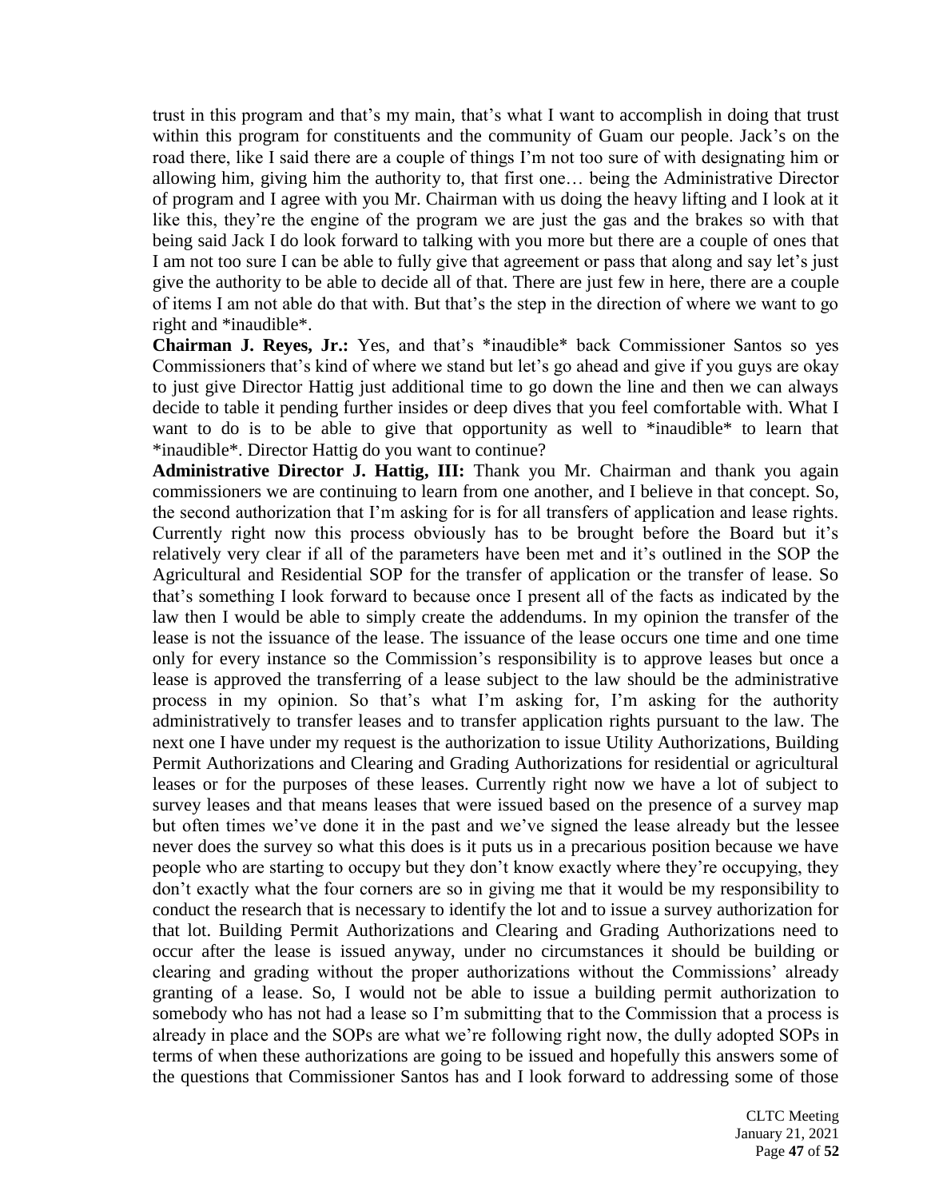trust in this program and that's my main, that's what I want to accomplish in doing that trust within this program for constituents and the community of Guam our people. Jack's on the road there, like I said there are a couple of things I'm not too sure of with designating him or allowing him, giving him the authority to, that first one… being the Administrative Director of program and I agree with you Mr. Chairman with us doing the heavy lifting and I look at it like this, they're the engine of the program we are just the gas and the brakes so with that being said Jack I do look forward to talking with you more but there are a couple of ones that I am not too sure I can be able to fully give that agreement or pass that along and say let's just give the authority to be able to decide all of that. There are just few in here, there are a couple of items I am not able do that with. But that's the step in the direction of where we want to go right and *inaudible*.

**Chairman J. Reyes, Jr.:** Yes, and that's *inaudible* back Commissioner Santos so yes Commissioners that's kind of where we stand but let's go ahead and give if you guys are okay to just give Director Hattig just additional time to go down the line and then we can always decide to table it pending further insides or deep dives that you feel comfortable with. What I want to do is to be able to give that opportunity as well to *inaudible* to learn that *inaudible*. Director Hattig do you want to continue?

**Administrative Director J. Hattig, III:** Thank you Mr. Chairman and thank you again commissioners we are continuing to learn from one another, and I believe in that concept. So, the second authorization that I'm asking for is for all transfers of application and lease rights. Currently right now this process obviously has to be brought before the Board but it's relatively very clear if all of the parameters have been met and it's outlined in the SOP the Agricultural and Residential SOP for the transfer of application or the transfer of lease. So that's something I look forward to because once I present all of the facts as indicated by the law then I would be able to simply create the addendums. In my opinion the transfer of the lease is not the issuance of the lease. The issuance of the lease occurs one time and one time only for every instance so the Commission's responsibility is to approve leases but once a lease is approved the transferring of a lease subject to the law should be the administrative process in my opinion. So that's what I'm asking for, I'm asking for the authority administratively to transfer leases and to transfer application rights pursuant to the law. The next one I have under my request is the authorization to issue Utility Authorizations, Building Permit Authorizations and Clearing and Grading Authorizations for residential or agricultural leases or for the purposes of these leases. Currently right now we have a lot of subject to survey leases and that means leases that were issued based on the presence of a survey map but often times we've done it in the past and we've signed the lease already but the lessee never does the survey so what this does is it puts us in a precarious position because we have people who are starting to occupy but they don't know exactly where they're occupying, they don't exactly what the four corners are so in giving me that it would be my responsibility to conduct the research that is necessary to identify the lot and to issue a survey authorization for that lot. Building Permit Authorizations and Clearing and Grading Authorizations need to occur after the lease is issued anyway, under no circumstances it should be building or clearing and grading without the proper authorizations without the Commissions' already granting of a lease. So, I would not be able to issue a building permit authorization to somebody who has not had a lease so I'm submitting that to the Commission that a process is already in place and the SOPs are what we're following right now, the dully adopted SOPs in terms of when these authorizations are going to be issued and hopefully this answers some of the questions that Commissioner Santos has and I look forward to addressing some of those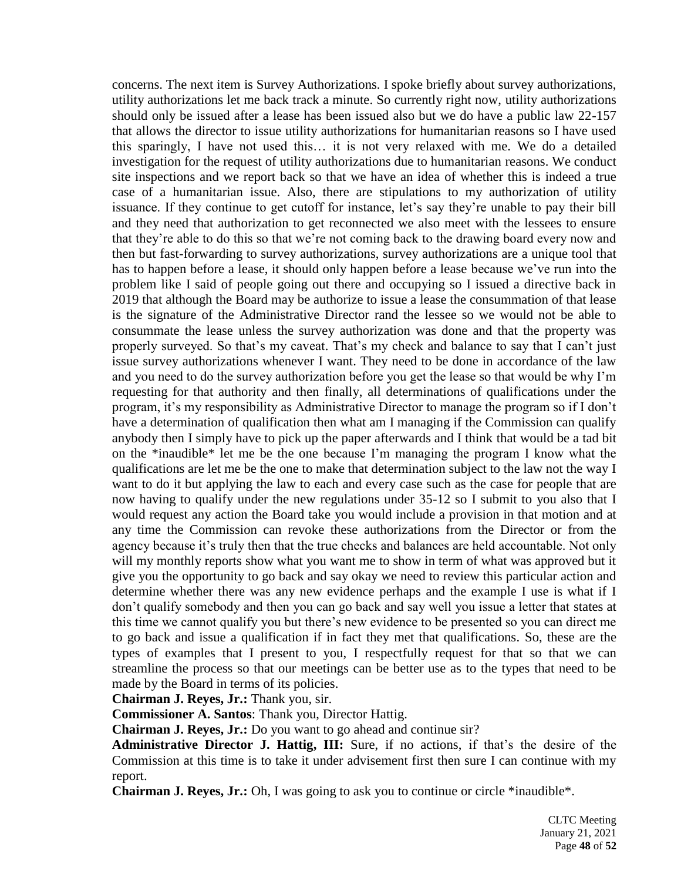concerns. The next item is Survey Authorizations. I spoke briefly about survey authorizations, utility authorizations let me back track a minute. So currently right now, utility authorizations should only be issued after a lease has been issued also but we do have a public law 22-157 that allows the director to issue utility authorizations for humanitarian reasons so I have used this sparingly, I have not used this… it is not very relaxed with me. We do a detailed investigation for the request of utility authorizations due to humanitarian reasons. We conduct site inspections and we report back so that we have an idea of whether this is indeed a true case of a humanitarian issue. Also, there are stipulations to my authorization of utility issuance. If they continue to get cutoff for instance, let's say they're unable to pay their bill and they need that authorization to get reconnected we also meet with the lessees to ensure that they're able to do this so that we're not coming back to the drawing board every now and then but fast-forwarding to survey authorizations, survey authorizations are a unique tool that has to happen before a lease, it should only happen before a lease because we've run into the problem like I said of people going out there and occupying so I issued a directive back in 2019 that although the Board may be authorize to issue a lease the consummation of that lease is the signature of the Administrative Director rand the lessee so we would not be able to consummate the lease unless the survey authorization was done and that the property was properly surveyed. So that's my caveat. That's my check and balance to say that I can't just issue survey authorizations whenever I want. They need to be done in accordance of the law and you need to do the survey authorization before you get the lease so that would be why I'm requesting for that authority and then finally, all determinations of qualifications under the program, it's my responsibility as Administrative Director to manage the program so if I don't have a determination of qualification then what am I managing if the Commission can qualify anybody then I simply have to pick up the paper afterwards and I think that would be a tad bit on the *inaudible* let me be the one because I'm managing the program I know what the qualifications are let me be the one to make that determination subject to the law not the way I want to do it but applying the law to each and every case such as the case for people that are now having to qualify under the new regulations under 35-12 so I submit to you also that I would request any action the Board take you would include a provision in that motion and at any time the Commission can revoke these authorizations from the Director or from the agency because it's truly then that the true checks and balances are held accountable. Not only will my monthly reports show what you want me to show in term of what was approved but it give you the opportunity to go back and say okay we need to review this particular action and determine whether there was any new evidence perhaps and the example I use is what if I don't qualify somebody and then you can go back and say well you issue a letter that states at this time we cannot qualify you but there's new evidence to be presented so you can direct me to go back and issue a qualification if in fact they met that qualifications. So, these are the types of examples that I present to you, I respectfully request for that so that we can streamline the process so that our meetings can be better use as to the types that need to be made by the Board in terms of its policies.

**Chairman J. Reyes, Jr.:** Thank you, sir.

**Commissioner A. Santos**: Thank you, Director Hattig.

**Chairman J. Reyes, Jr.:** Do you want to go ahead and continue sir?

**Administrative Director J. Hattig, III:** Sure, if no actions, if that's the desire of the Commission at this time is to take it under advisement first then sure I can continue with my report.

**Chairman J. Reyes, Jr.:** Oh, I was going to ask you to continue or circle *inaudible*.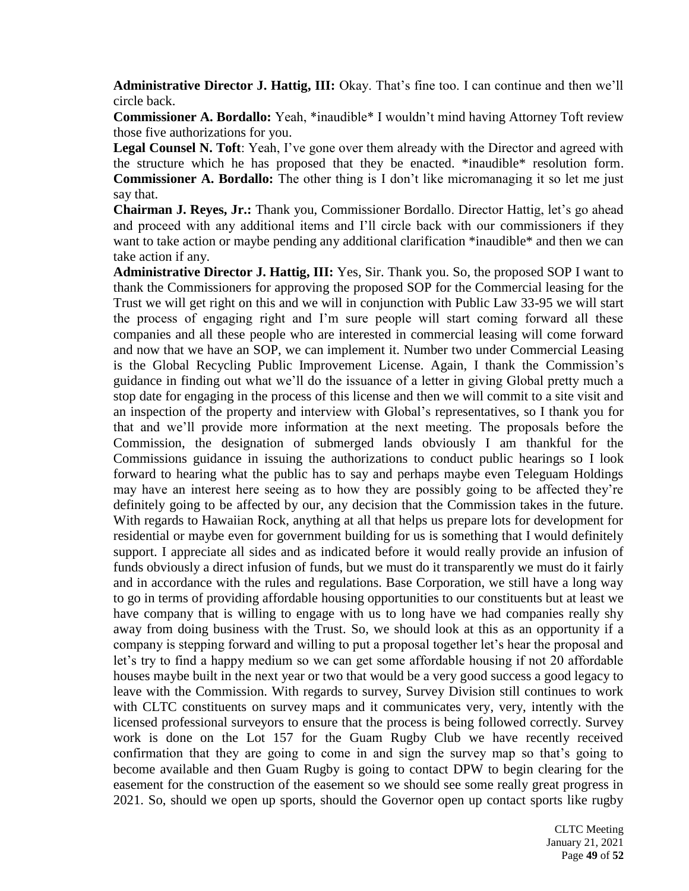**Administrative Director J. Hattig, III:** Okay. That's fine too. I can continue and then we'll circle back.

**Commissioner A. Bordallo:** Yeah, *inaudible* I wouldn't mind having Attorney Toft review those five authorizations for you.

**Legal Counsel N. Toft**: Yeah, I've gone over them already with the Director and agreed with the structure which he has proposed that they be enacted. *inaudible* resolution form.

**Commissioner A. Bordallo:** The other thing is I don't like micromanaging it so let me just say that.

**Chairman J. Reyes, Jr.:** Thank you, Commissioner Bordallo. Director Hattig, let's go ahead and proceed with any additional items and I'll circle back with our commissioners if they want to take action or maybe pending any additional clarification *inaudible* and then we can take action if any.

**Administrative Director J. Hattig, III:** Yes, Sir. Thank you. So, the proposed SOP I want to thank the Commissioners for approving the proposed SOP for the Commercial leasing for the Trust we will get right on this and we will in conjunction with Public Law 33-95 we will start the process of engaging right and I'm sure people will start coming forward all these companies and all these people who are interested in commercial leasing will come forward and now that we have an SOP, we can implement it. Number two under Commercial Leasing is the Global Recycling Public Improvement License. Again, I thank the Commission's guidance in finding out what we'll do the issuance of a letter in giving Global pretty much a stop date for engaging in the process of this license and then we will commit to a site visit and an inspection of the property and interview with Global's representatives, so I thank you for that and we'll provide more information at the next meeting. The proposals before the Commission, the designation of submerged lands obviously I am thankful for the Commissions guidance in issuing the authorizations to conduct public hearings so I look forward to hearing what the public has to say and perhaps maybe even Teleguam Holdings may have an interest here seeing as to how they are possibly going to be affected they're definitely going to be affected by our, any decision that the Commission takes in the future. With regards to Hawaiian Rock, anything at all that helps us prepare lots for development for residential or maybe even for government building for us is something that I would definitely support. I appreciate all sides and as indicated before it would really provide an infusion of funds obviously a direct infusion of funds, but we must do it transparently we must do it fairly and in accordance with the rules and regulations. Base Corporation, we still have a long way to go in terms of providing affordable housing opportunities to our constituents but at least we have company that is willing to engage with us to long have we had companies really shy away from doing business with the Trust. So, we should look at this as an opportunity if a company is stepping forward and willing to put a proposal together let's hear the proposal and let's try to find a happy medium so we can get some affordable housing if not 20 affordable houses maybe built in the next year or two that would be a very good success a good legacy to leave with the Commission. With regards to survey, Survey Division still continues to work with CLTC constituents on survey maps and it communicates very, very, intently with the licensed professional surveyors to ensure that the process is being followed correctly. Survey work is done on the Lot 157 for the Guam Rugby Club we have recently received confirmation that they are going to come in and sign the survey map so that's going to become available and then Guam Rugby is going to contact DPW to begin clearing for the easement for the construction of the easement so we should see some really great progress in 2021. So, should we open up sports, should the Governor open up contact sports like rugby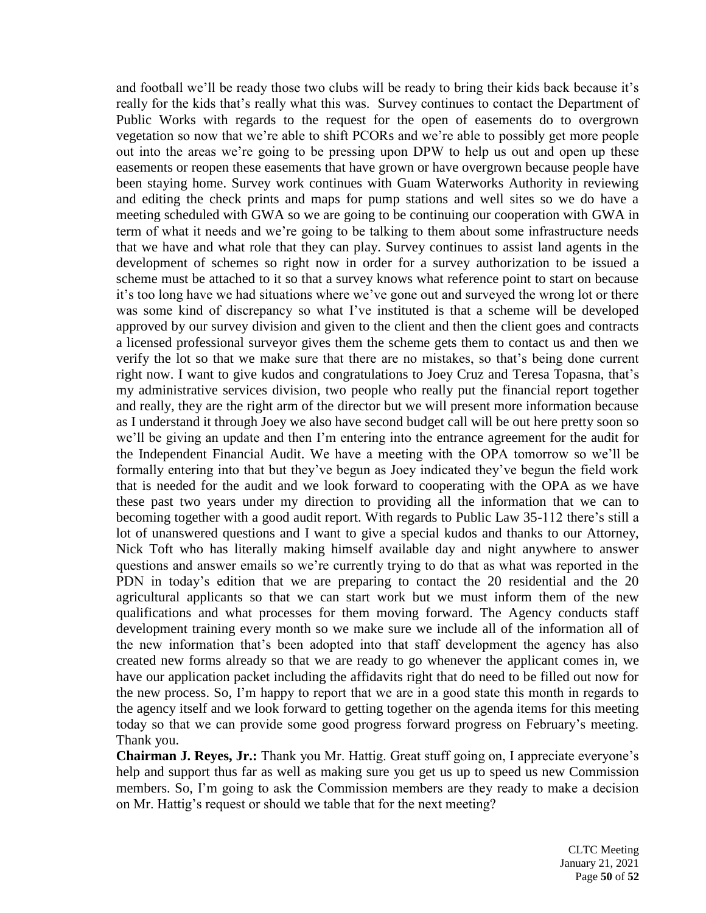and football we'll be ready those two clubs will be ready to bring their kids back because it's really for the kids that's really what this was. Survey continues to contact the Department of Public Works with regards to the request for the open of easements do to overgrown vegetation so now that we're able to shift PCORs and we're able to possibly get more people out into the areas we're going to be pressing upon DPW to help us out and open up these easements or reopen these easements that have grown or have overgrown because people have been staying home. Survey work continues with Guam Waterworks Authority in reviewing and editing the check prints and maps for pump stations and well sites so we do have a meeting scheduled with GWA so we are going to be continuing our cooperation with GWA in term of what it needs and we're going to be talking to them about some infrastructure needs that we have and what role that they can play. Survey continues to assist land agents in the development of schemes so right now in order for a survey authorization to be issued a scheme must be attached to it so that a survey knows what reference point to start on because it's too long have we had situations where we've gone out and surveyed the wrong lot or there was some kind of discrepancy so what I've instituted is that a scheme will be developed approved by our survey division and given to the client and then the client goes and contracts a licensed professional surveyor gives them the scheme gets them to contact us and then we verify the lot so that we make sure that there are no mistakes, so that's being done current right now. I want to give kudos and congratulations to Joey Cruz and Teresa Topasna, that's my administrative services division, two people who really put the financial report together and really, they are the right arm of the director but we will present more information because as I understand it through Joey we also have second budget call will be out here pretty soon so we'll be giving an update and then I'm entering into the entrance agreement for the audit for the Independent Financial Audit. We have a meeting with the OPA tomorrow so we'll be formally entering into that but they've begun as Joey indicated they've begun the field work that is needed for the audit and we look forward to cooperating with the OPA as we have these past two years under my direction to providing all the information that we can to becoming together with a good audit report. With regards to Public Law 35-112 there's still a lot of unanswered questions and I want to give a special kudos and thanks to our Attorney, Nick Toft who has literally making himself available day and night anywhere to answer questions and answer emails so we're currently trying to do that as what was reported in the PDN in today's edition that we are preparing to contact the 20 residential and the 20 agricultural applicants so that we can start work but we must inform them of the new qualifications and what processes for them moving forward. The Agency conducts staff development training every month so we make sure we include all of the information all of the new information that's been adopted into that staff development the agency has also created new forms already so that we are ready to go whenever the applicant comes in, we have our application packet including the affidavits right that do need to be filled out now for the new process. So, I'm happy to report that we are in a good state this month in regards to the agency itself and we look forward to getting together on the agenda items for this meeting today so that we can provide some good progress forward progress on February's meeting. Thank you.

**Chairman J. Reyes, Jr.:** Thank you Mr. Hattig. Great stuff going on, I appreciate everyone's help and support thus far as well as making sure you get us up to speed us new Commission members. So, I'm going to ask the Commission members are they ready to make a decision on Mr. Hattig's request or should we table that for the next meeting?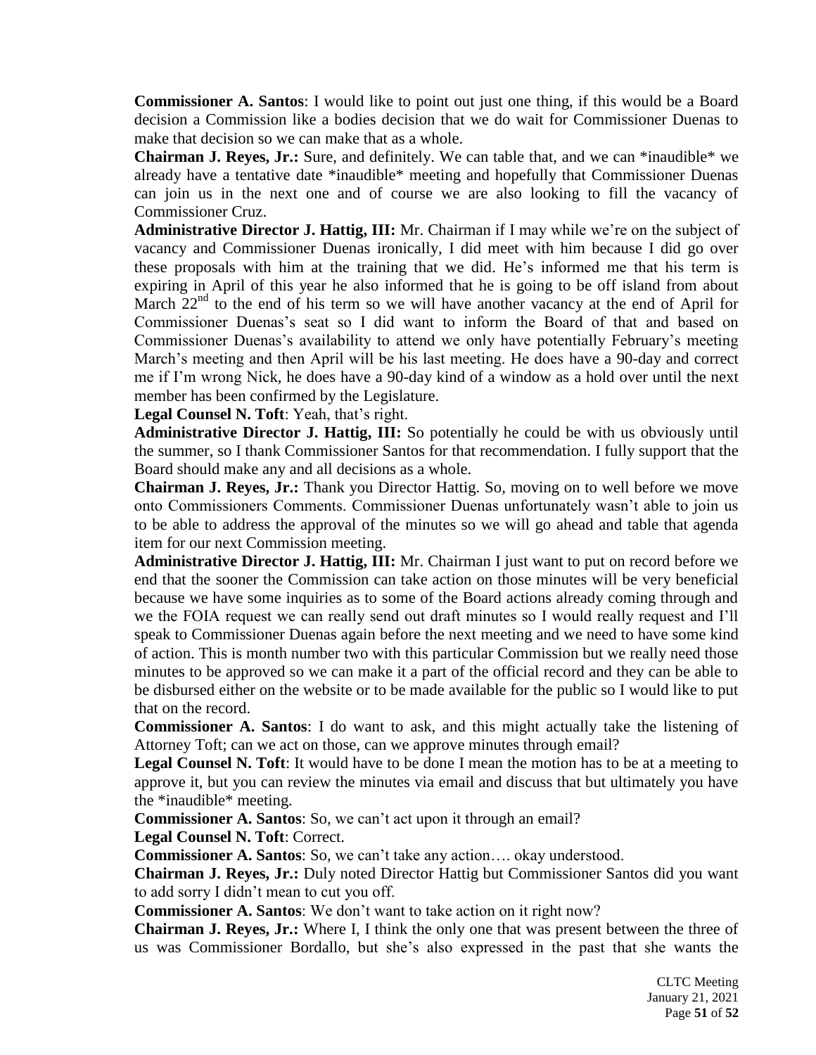**Commissioner A. Santos**: I would like to point out just one thing, if this would be a Board decision a Commission like a bodies decision that we do wait for Commissioner Duenas to make that decision so we can make that as a whole.

**Chairman J. Reyes, Jr.:** Sure, and definitely. We can table that, and we can *inaudible* we already have a tentative date *inaudible* meeting and hopefully that Commissioner Duenas can join us in the next one and of course we are also looking to fill the vacancy of Commissioner Cruz.

**Administrative Director J. Hattig, III:** Mr. Chairman if I may while we're on the subject of vacancy and Commissioner Duenas ironically, I did meet with him because I did go over these proposals with him at the training that we did. He's informed me that his term is expiring in April of this year he also informed that he is going to be off island from about March 22nd to the end of his term so we will have another vacancy at the end of April for Commissioner Duenas's seat so I did want to inform the Board of that and based on Commissioner Duenas's availability to attend we only have potentially February's meeting March's meeting and then April will be his last meeting. He does have a 90-day and correct me if I'm wrong Nick, he does have a 90-day kind of a window as a hold over until the next member has been confirmed by the Legislature.

**Legal Counsel N. Toft**: Yeah, that's right.

**Administrative Director J. Hattig, III:** So potentially he could be with us obviously until the summer, so I thank Commissioner Santos for that recommendation. I fully support that the Board should make any and all decisions as a whole.

**Chairman J. Reyes, Jr.:** Thank you Director Hattig. So, moving on to well before we move onto Commissioners Comments. Commissioner Duenas unfortunately wasn't able to join us to be able to address the approval of the minutes so we will go ahead and table that agenda item for our next Commission meeting.

**Administrative Director J. Hattig, III:** Mr. Chairman I just want to put on record before we end that the sooner the Commission can take action on those minutes will be very beneficial because we have some inquiries as to some of the Board actions already coming through and we the FOIA request we can really send out draft minutes so I would really request and I'll speak to Commissioner Duenas again before the next meeting and we need to have some kind of action. This is month number two with this particular Commission but we really need those minutes to be approved so we can make it a part of the official record and they can be able to be disbursed either on the website or to be made available for the public so I would like to put that on the record.

**Commissioner A. Santos**: I do want to ask, and this might actually take the listening of Attorney Toft; can we act on those, can we approve minutes through email?

**Legal Counsel N. Toft**: It would have to be done I mean the motion has to be at a meeting to approve it, but you can review the minutes via email and discuss that but ultimately you have the *inaudible* meeting.

**Commissioner A. Santos**: So, we can't act upon it through an email?

**Legal Counsel N. Toft**: Correct.

**Commissioner A. Santos**: So, we can't take any action…. okay understood.

**Chairman J. Reyes, Jr.:** Duly noted Director Hattig but Commissioner Santos did you want to add sorry I didn't mean to cut you off.

**Commissioner A. Santos**: We don't want to take action on it right now?

**Chairman J. Reyes, Jr.:** Where I, I think the only one that was present between the three of us was Commissioner Bordallo, but she's also expressed in the past that she wants the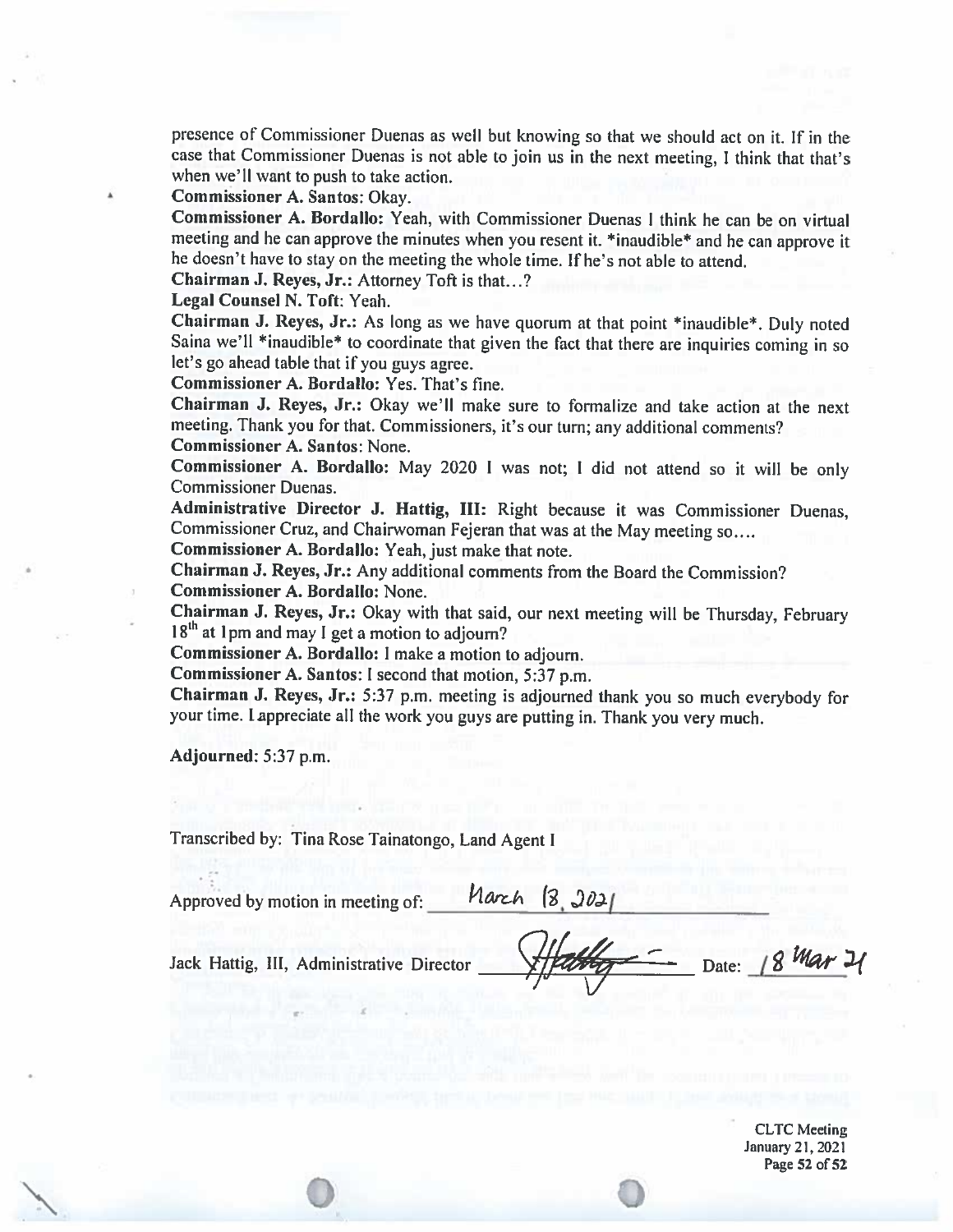presence of Commissioner Duenas as well but knowing so that we should act on it. If in the case that Commissioner Duenas is not able to join us in the next meeting, I think that that's when we'll want to push to take action.

**Commissioner A. Santos:** Okay.

**Commissioner A. Bordallo:** Yeah, with Commissioner Duenas I think he can be on virtual meeting and he can approve the minutes when you resent it. *inaudible* and he can approve it he doesn't have to stay on the meeting the whole time. If he's not able to attend.

**Chairman J. Reyes, Jr.:** Attorney Toft is that…?

**Legal Counsel N. Toft:** Yeah.

**Chairman J. Reyes, Jr.:** As long as we have quorum at that point *inaudible*. Duly noted Saina we'll *inaudible* to coordinate that given the fact that there are inquiries coming in so let's go ahead table that if you guys agree.

**Commissioner A. Bordallo:** Yes. That's fine.

**Chairman J. Reyes, Jr.:** Okay we'll make sure to formalize and take action at the next meeting. Thank you for that. Commissioners, it's our turn; any additional comments?

**Commissioner A. Santos:** None.

**Commissioner A. Bordallo:** May 2020 I was not; I did not attend so it will be only Commissioner Duenas.

**Administrative Director J. Hattig, III:** Right because it was Commissioner Duenas, Commissioner Cruz, and Chairwoman Fejeran that was at the May meeting so….

**Commissioner A. Bordallo:** Yeah, just make that note.

**Chairman J. Reyes, Jr.:** Any additional comments from the Board the Commission?

**Commissioner A. Bordallo:** None.

**Chairman J. Reyes, Jr.:** Okay with that said, our next meeting will be Thursday, February 18th at 1pm and may I get a motion to adjourn?

**Commissioner A. Bordallo:** I make a motion to adjourn.

**Commissioner A. Santos:** I second that motion, 5:37 p.m.

**Chairman J. Reyes, Jr.:** 5:37 p.m. meeting is adjourned thank you so much everybody for your time. I appreciate all the work you guys are putting in. Thank you very much.

**Adjourned:** 5:37 p.m.

Transcribed by: Tina Rose Tainatongo, Land Agent I

Approved by motion in meeting of: March 18, 2021

Jack Hattig, III, Administrative Director [signature] Date: 18 Mar 21